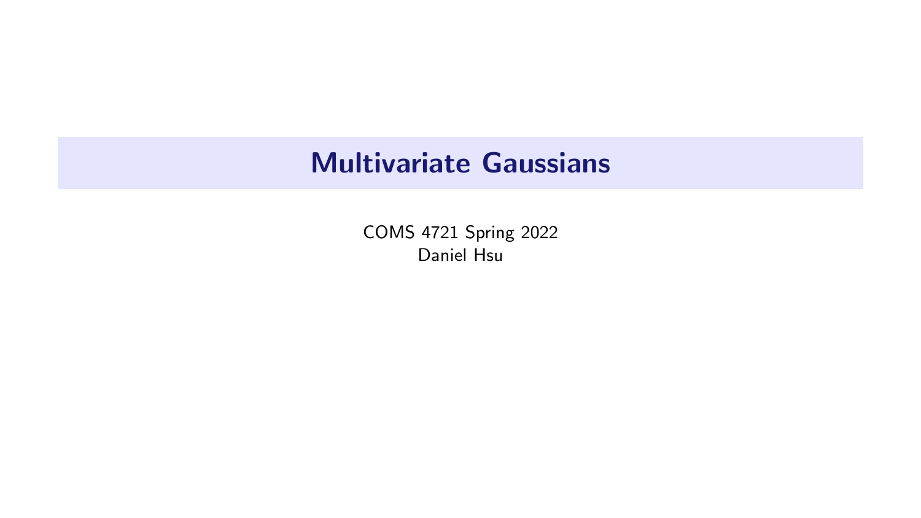# Multivariate Gaussians

COMS 4721 Spring 2022
Daniel Hsu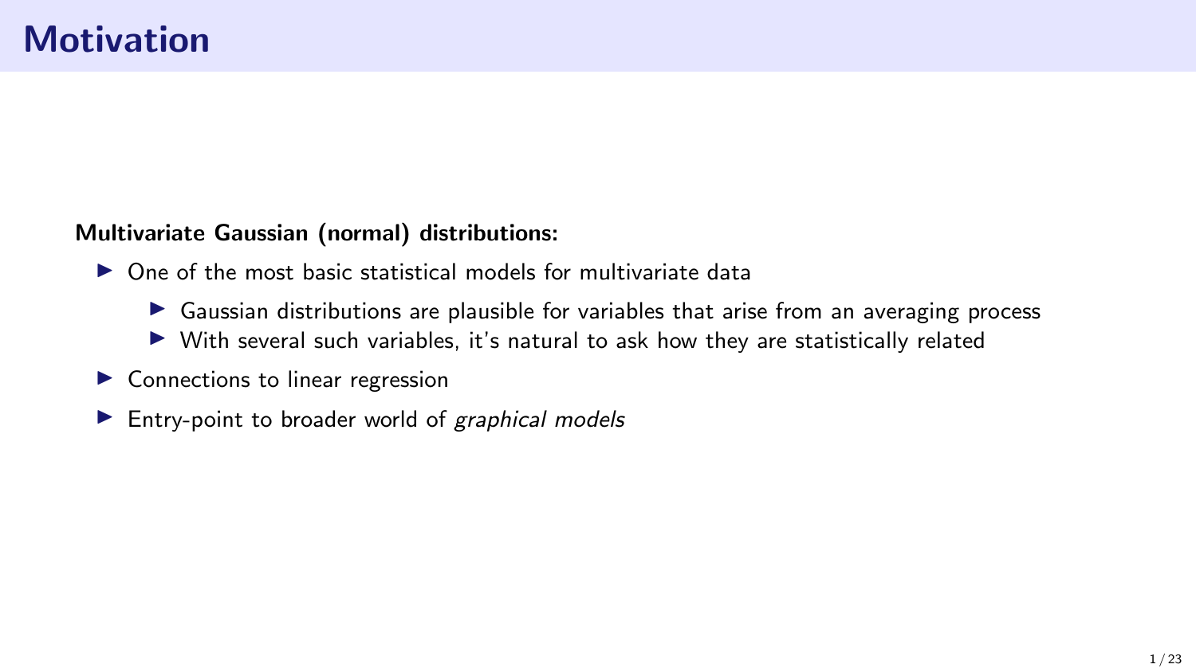# Motivation

**Multivariate Gaussian (normal) distributions:**

- One of the most basic statistical models for multivariate data
  - Gaussian distributions are plausible for variables that arise from an averaging process
  - With several such variables, it's natural to ask how they are statistically related
- Connections to linear regression
- Entry-point to broader world of *graphical models*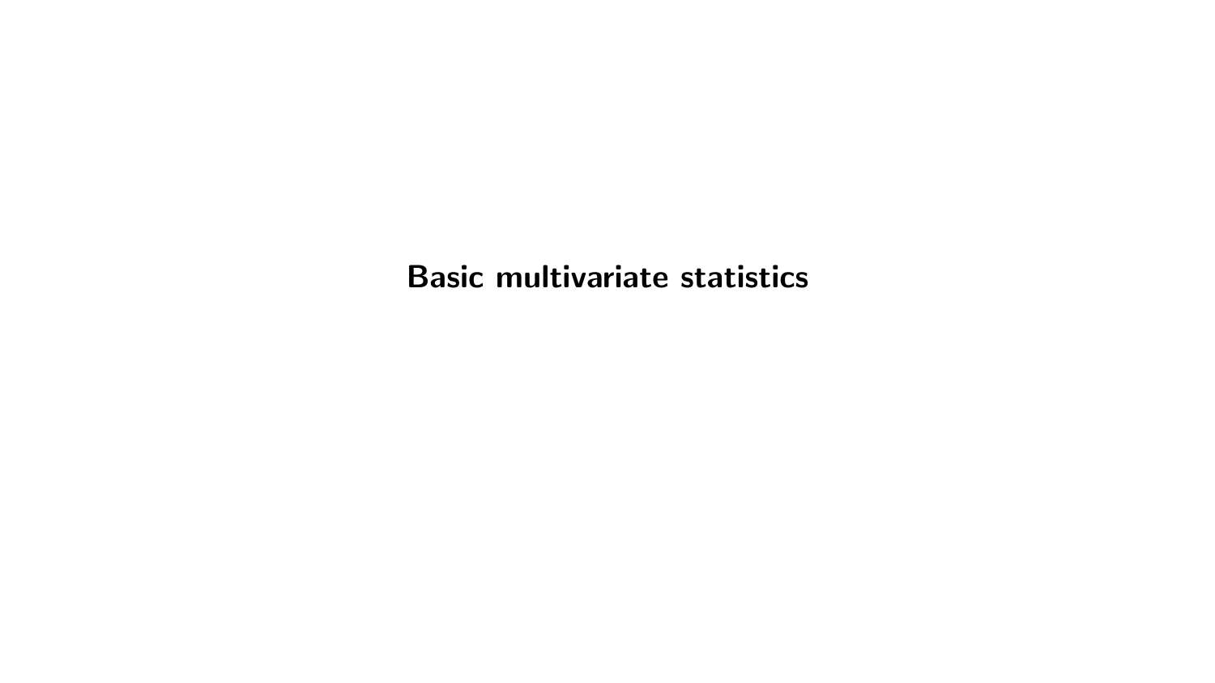# Basic multivariate statistics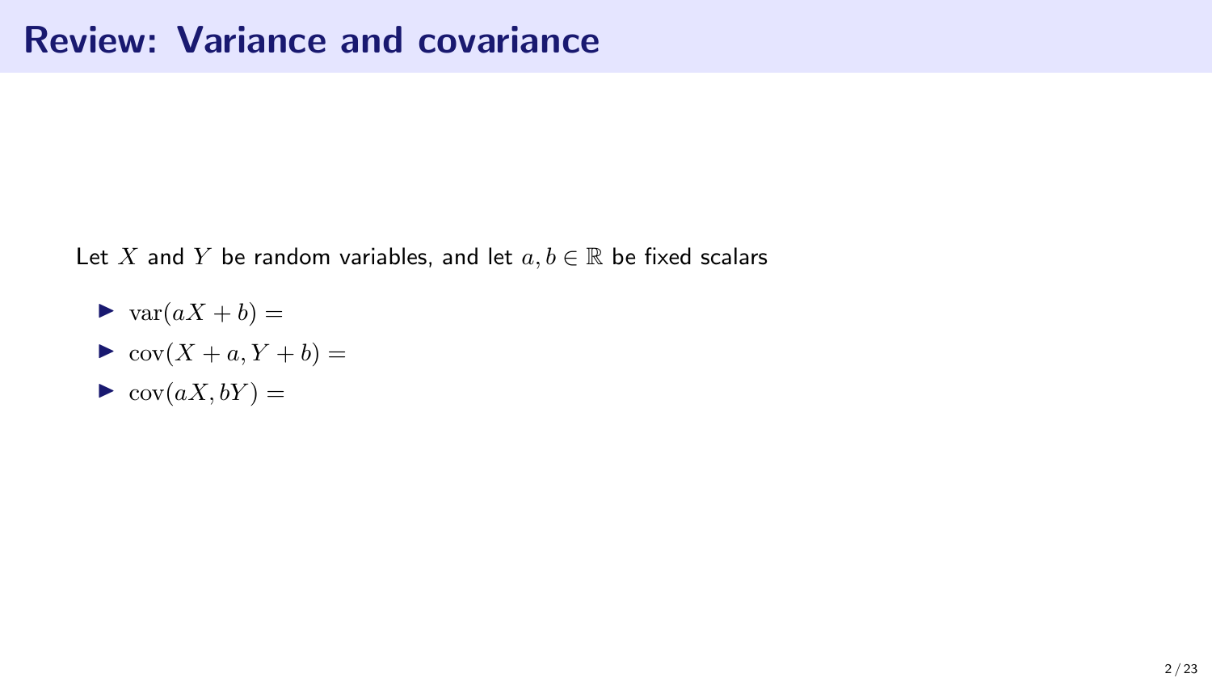# Review: Variance and covariance

Let $X$ and $Y$ be random variables, and let $a, b \in \mathbb{R}$ be fixed scalars

- $\mathrm{var}(aX + b) =$
- $\mathrm{cov}(X + a, Y + b) =$
- $\mathrm{cov}(aX, bY) =$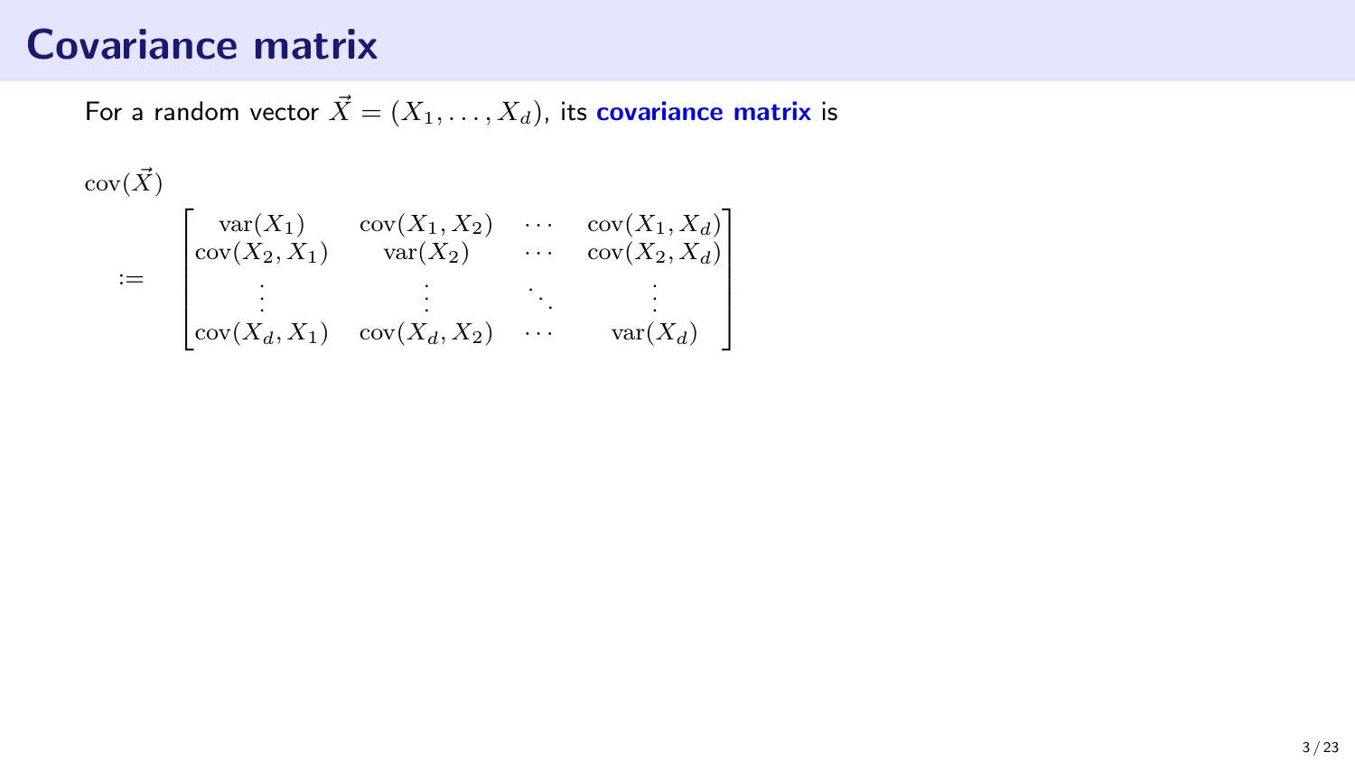# Covariance matrix

For a random vector $\vec{X} = (X_1, \ldots, X_d)$, its **covariance matrix** is

$$
\operatorname{cov}(\vec{X}) := \begin{bmatrix} \operatorname{var}(X_1) & \operatorname{cov}(X_1, X_2) & \cdots & \operatorname{cov}(X_1, X_d) \\ \operatorname{cov}(X_2, X_1) & \operatorname{var}(X_2) & \cdots & \operatorname{cov}(X_2, X_d) \\ \vdots & \vdots & \ddots & \vdots \\ \operatorname{cov}(X_d, X_1) & \operatorname{cov}(X_d, X_2) & \cdots & \operatorname{var}(X_d) \end{bmatrix}
$$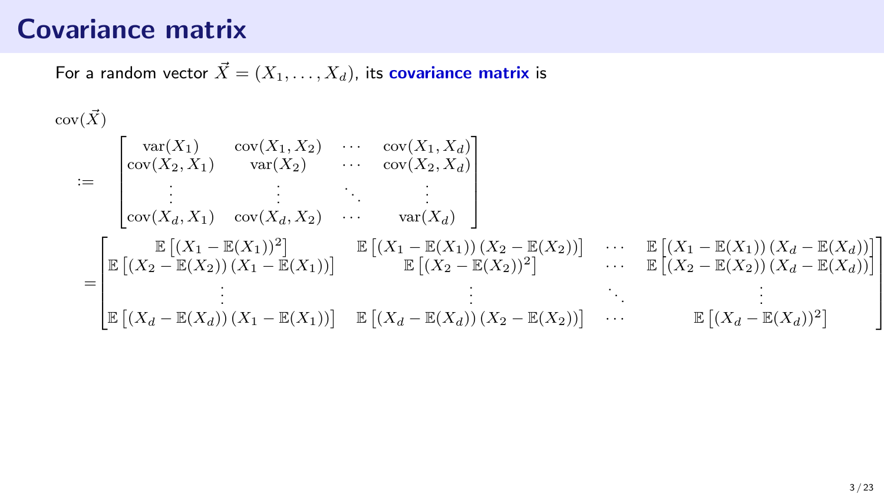# Covariance matrix

For a random vector $\vec{X} = (X_1, \ldots, X_d)$, its **covariance matrix** is

$$
\begin{aligned}
&\operatorname{cov}(\vec{X}) \\
&\quad := \begin{bmatrix}
\operatorname{var}(X_1) & \operatorname{cov}(X_1, X_2) & \cdots & \operatorname{cov}(X_1, X_d) \\
\operatorname{cov}(X_2, X_1) & \operatorname{var}(X_2) & \cdots & \operatorname{cov}(X_2, X_d) \\
\vdots & \vdots & \ddots & \vdots \\
\operatorname{cov}(X_d, X_1) & \operatorname{cov}(X_d, X_2) & \cdots & \operatorname{var}(X_d)
\end{bmatrix} \\
&\quad = \begin{bmatrix}
\mathbb{E}\left[(X_1 - \mathbb{E}(X_1))^2\right] & \mathbb{E}\left[(X_1 - \mathbb{E}(X_1))(X_2 - \mathbb{E}(X_2))\right] & \cdots & \mathbb{E}\left[(X_1 - \mathbb{E}(X_1))(X_d - \mathbb{E}(X_d))\right] \\
\mathbb{E}\left[(X_2 - \mathbb{E}(X_2))(X_1 - \mathbb{E}(X_1))\right] & \mathbb{E}\left[(X_2 - \mathbb{E}(X_2))^2\right] & \cdots & \mathbb{E}\left[(X_2 - \mathbb{E}(X_2))(X_d - \mathbb{E}(X_d))\right] \\
\vdots & \vdots & \ddots & \vdots \\
\mathbb{E}\left[(X_d - \mathbb{E}(X_d))(X_1 - \mathbb{E}(X_1))\right] & \mathbb{E}\left[(X_d - \mathbb{E}(X_d))(X_2 - \mathbb{E}(X_2))\right] & \cdots & \mathbb{E}\left[(X_d - \mathbb{E}(X_d))^2\right]
\end{bmatrix}
\end{aligned}
$$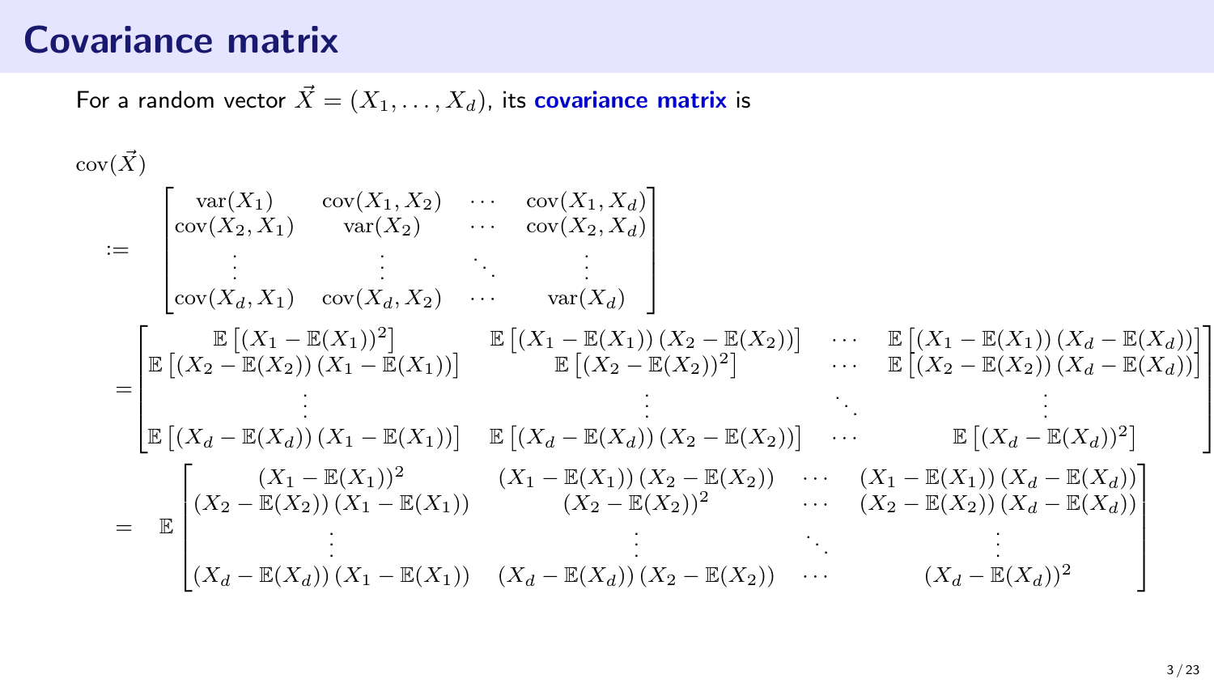# Covariance matrix

For a random vector $\vec{X} = (X_1, \ldots, X_d)$, its **covariance matrix** is

$$
\begin{aligned}
&\operatorname{cov}(\vec{X}) \\
&:= \begin{bmatrix} \operatorname{var}(X_1) & \operatorname{cov}(X_1, X_2) & \cdots & \operatorname{cov}(X_1, X_d) \\ \operatorname{cov}(X_2, X_1) & \operatorname{var}(X_2) & \cdots & \operatorname{cov}(X_2, X_d) \\ \vdots & \vdots & \ddots & \vdots \\ \operatorname{cov}(X_d, X_1) & \operatorname{cov}(X_d, X_2) & \cdots & \operatorname{var}(X_d) \end{bmatrix} \\
&= \begin{bmatrix} \mathbb{E}\left[(X_1 - \mathbb{E}(X_1))^2\right] & \mathbb{E}\left[(X_1 - \mathbb{E}(X_1))(X_2 - \mathbb{E}(X_2))\right] & \cdots & \mathbb{E}\left[(X_1 - \mathbb{E}(X_1))(X_d - \mathbb{E}(X_d))\right] \\ \mathbb{E}\left[(X_2 - \mathbb{E}(X_2))(X_1 - \mathbb{E}(X_1))\right] & \mathbb{E}\left[(X_2 - \mathbb{E}(X_2))^2\right] & \cdots & \mathbb{E}\left[(X_2 - \mathbb{E}(X_2))(X_d - \mathbb{E}(X_d))\right] \\ \vdots & \vdots & \ddots & \vdots \\ \mathbb{E}\left[(X_d - \mathbb{E}(X_d))(X_1 - \mathbb{E}(X_1))\right] & \mathbb{E}\left[(X_d - \mathbb{E}(X_d))(X_2 - \mathbb{E}(X_2))\right] & \cdots & \mathbb{E}\left[(X_d - \mathbb{E}(X_d))^2\right] \end{bmatrix} \\
&= \mathbb{E} \begin{bmatrix} (X_1 - \mathbb{E}(X_1))^2 & (X_1 - \mathbb{E}(X_1))(X_2 - \mathbb{E}(X_2)) & \cdots & (X_1 - \mathbb{E}(X_1))(X_d - \mathbb{E}(X_d)) \\ (X_2 - \mathbb{E}(X_2))(X_1 - \mathbb{E}(X_1)) & (X_2 - \mathbb{E}(X_2))^2 & \cdots & (X_2 - \mathbb{E}(X_2))(X_d - \mathbb{E}(X_d)) \\ \vdots & \vdots & \ddots & \vdots \\ (X_d - \mathbb{E}(X_d))(X_1 - \mathbb{E}(X_1)) & (X_d - \mathbb{E}(X_d))(X_2 - \mathbb{E}(X_2)) & \cdots & (X_d - \mathbb{E}(X_d))^2 \end{bmatrix}
\end{aligned}
$$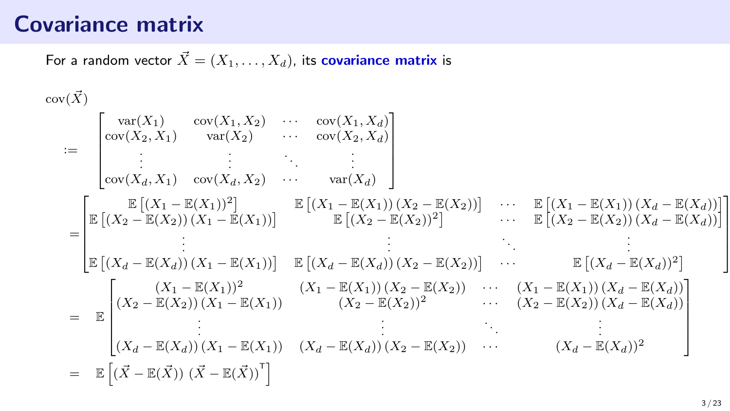# Covariance matrix

For a random vector $\vec{X} = (X_1, \ldots, X_d)$, its **covariance matrix** is

$$
\begin{aligned}
&\operatorname{cov}(\vec{X}) \\
&:= \begin{bmatrix}
\operatorname{var}(X_1) & \operatorname{cov}(X_1, X_2) & \cdots & \operatorname{cov}(X_1, X_d) \\
\operatorname{cov}(X_2, X_1) & \operatorname{var}(X_2) & \cdots & \operatorname{cov}(X_2, X_d) \\
\vdots & \vdots & \ddots & \vdots \\
\operatorname{cov}(X_d, X_1) & \operatorname{cov}(X_d, X_2) & \cdots & \operatorname{var}(X_d)
\end{bmatrix} \\
&= \begin{bmatrix}
\mathbb{E}\left[(X_1 - \mathbb{E}(X_1))^2\right] & \mathbb{E}\left[(X_1 - \mathbb{E}(X_1))(X_2 - \mathbb{E}(X_2))\right] & \cdots & \mathbb{E}\left[(X_1 - \mathbb{E}(X_1))(X_d - \mathbb{E}(X_d))\right] \\
\mathbb{E}\left[(X_2 - \mathbb{E}(X_2))(X_1 - \mathbb{E}(X_1))\right] & \mathbb{E}\left[(X_2 - \mathbb{E}(X_2))^2\right] & \cdots & \mathbb{E}\left[(X_2 - \mathbb{E}(X_2))(X_d - \mathbb{E}(X_d))\right] \\
\vdots & \vdots & \ddots & \vdots \\
\mathbb{E}\left[(X_d - \mathbb{E}(X_d))(X_1 - \mathbb{E}(X_1))\right] & \mathbb{E}\left[(X_d - \mathbb{E}(X_d))(X_2 - \mathbb{E}(X_2))\right] & \cdots & \mathbb{E}\left[(X_d - \mathbb{E}(X_d))^2\right]
\end{bmatrix} \\
&= \mathbb{E}\begin{bmatrix}
(X_1 - \mathbb{E}(X_1))^2 & (X_1 - \mathbb{E}(X_1))(X_2 - \mathbb{E}(X_2)) & \cdots & (X_1 - \mathbb{E}(X_1))(X_d - \mathbb{E}(X_d)) \\
(X_2 - \mathbb{E}(X_2))(X_1 - \mathbb{E}(X_1)) & (X_2 - \mathbb{E}(X_2))^2 & \cdots & (X_2 - \mathbb{E}(X_2))(X_d - \mathbb{E}(X_d)) \\
\vdots & \vdots & \ddots & \vdots \\
(X_d - \mathbb{E}(X_d))(X_1 - \mathbb{E}(X_1)) & (X_d - \mathbb{E}(X_d))(X_2 - \mathbb{E}(X_2)) & \cdots & (X_d - \mathbb{E}(X_d))^2
\end{bmatrix} \\
&= \mathbb{E}\left[(\vec{X} - \mathbb{E}(\vec{X}))\,(\vec{X} - \mathbb{E}(\vec{X}))^{\mathsf{T}}\right]
\end{aligned}
$$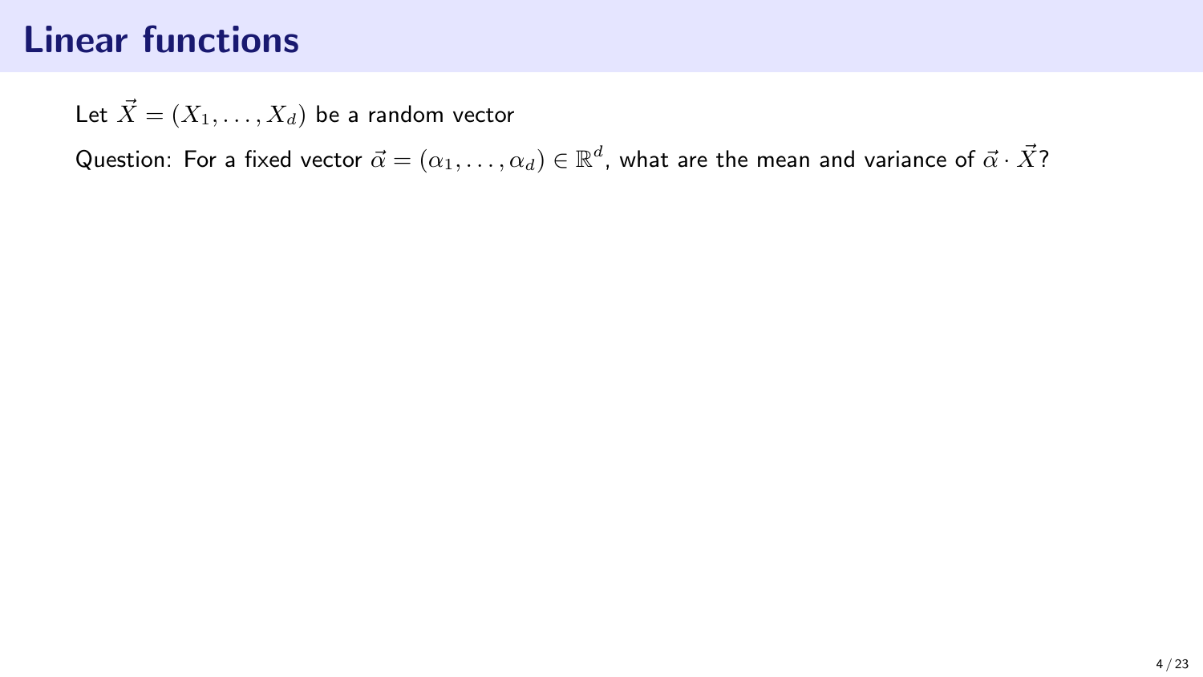# Linear functions

Let $\vec{X} = (X_1, \ldots, X_d)$ be a random vector

Question: For a fixed vector $\vec{\alpha} = (\alpha_1, \ldots, \alpha_d) \in \mathbb{R}^d$, what are the mean and variance of $\vec{\alpha} \cdot \vec{X}$?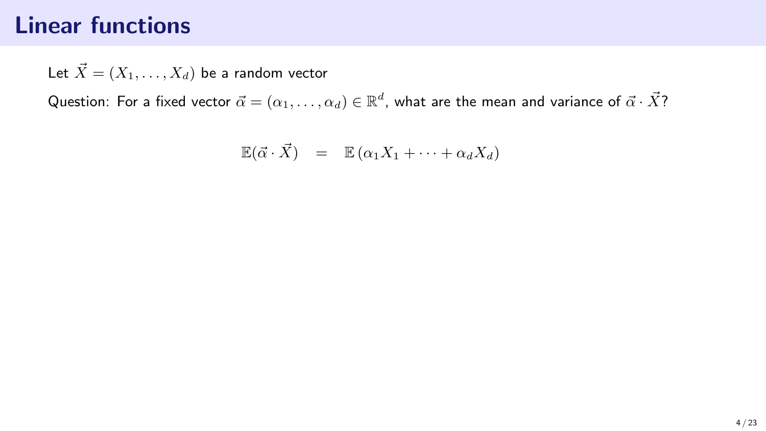# Linear functions

Let $\vec{X} = (X_1, \ldots, X_d)$ be a random vector

Question: For a fixed vector $\vec{\alpha} = (\alpha_1, \ldots, \alpha_d) \in \mathbb{R}^d$, what are the mean and variance of $\vec{\alpha} \cdot \vec{X}$?

$$\mathbb{E}(\vec{\alpha} \cdot \vec{X}) \quad = \quad \mathbb{E}\left(\alpha_1 X_1 + \cdots + \alpha_d X_d\right)$$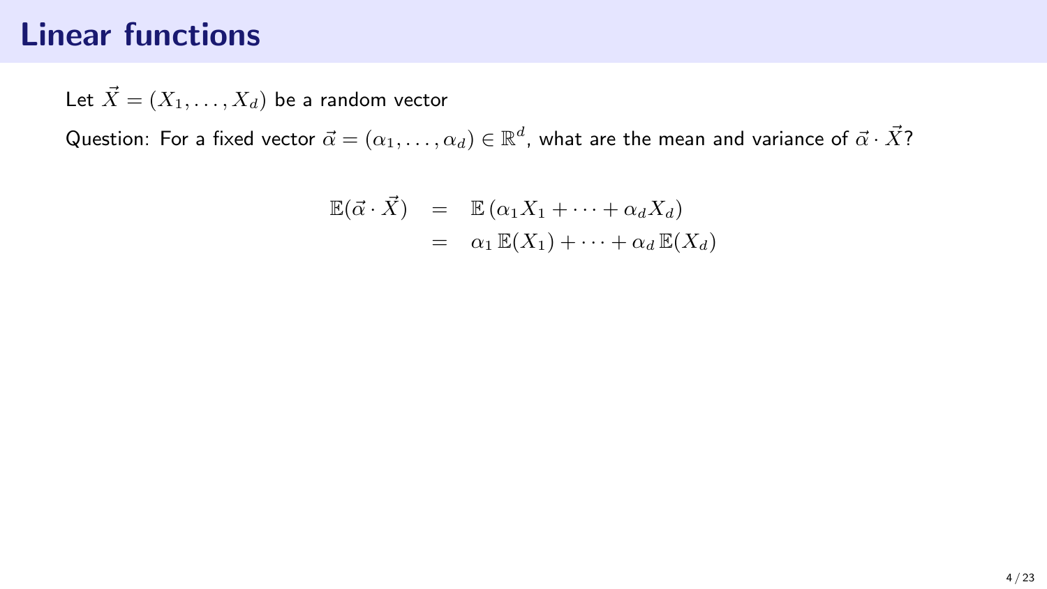# Linear functions

Let $\vec{X} = (X_1, \ldots, X_d)$ be a random vector

Question: For a fixed vector $\vec{\alpha} = (\alpha_1, \ldots, \alpha_d) \in \mathbb{R}^d$, what are the mean and variance of $\vec{\alpha} \cdot \vec{X}$?

$$
\begin{aligned}
\mathbb{E}(\vec{\alpha} \cdot \vec{X}) &= \mathbb{E}\left(\alpha_1 X_1 + \cdots + \alpha_d X_d\right) \\
&= \alpha_1 \, \mathbb{E}(X_1) + \cdots + \alpha_d \, \mathbb{E}(X_d)
\end{aligned}
$$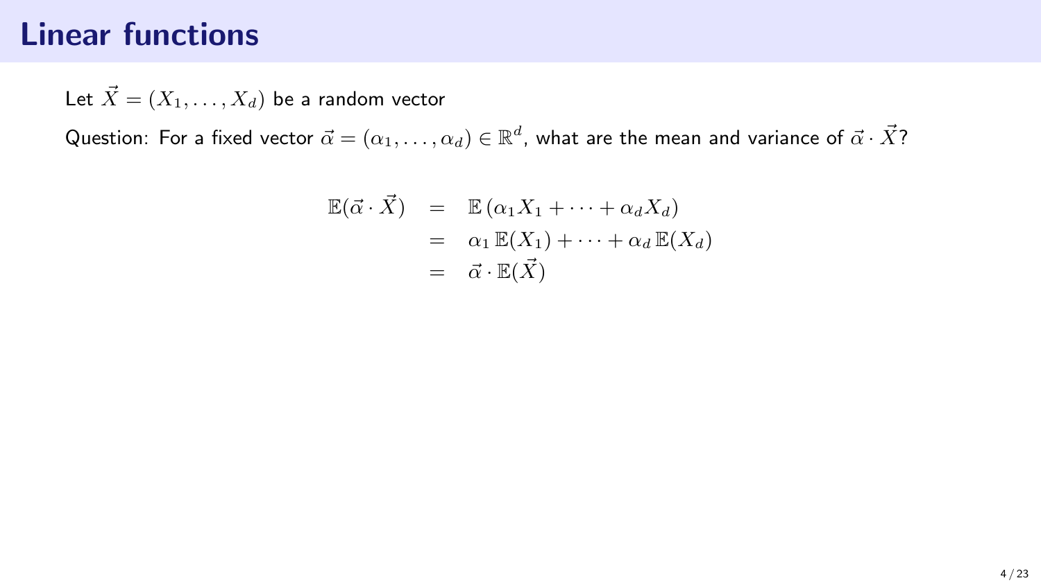# Linear functions

Let $\vec{X} = (X_1, \ldots, X_d)$ be a random vector

Question: For a fixed vector $\vec{\alpha} = (\alpha_1, \ldots, \alpha_d) \in \mathbb{R}^d$, what are the mean and variance of $\vec{\alpha} \cdot \vec{X}$?

$$
\begin{aligned}
\mathbb{E}(\vec{\alpha} \cdot \vec{X}) &= \mathbb{E}\left(\alpha_1 X_1 + \cdots + \alpha_d X_d\right) \\
&= \alpha_1 \, \mathbb{E}(X_1) + \cdots + \alpha_d \, \mathbb{E}(X_d) \\
&= \vec{\alpha} \cdot \mathbb{E}(\vec{X})
\end{aligned}
$$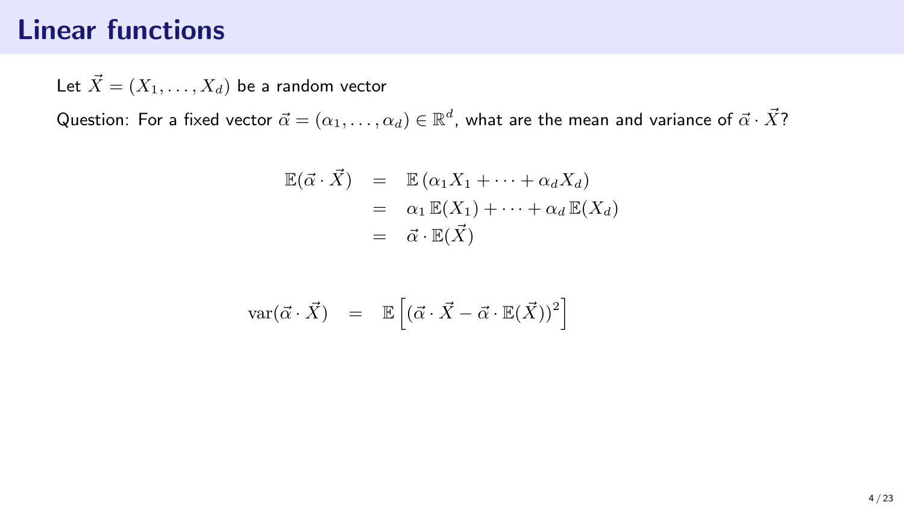# Linear functions

Let $\vec{X} = (X_1, \ldots, X_d)$ be a random vector

Question: For a fixed vector $\vec{\alpha} = (\alpha_1, \ldots, \alpha_d) \in \mathbb{R}^d$, what are the mean and variance of $\vec{\alpha} \cdot \vec{X}$?

$$
\begin{aligned}
\mathbb{E}(\vec{\alpha} \cdot \vec{X}) &= \mathbb{E}\left(\alpha_1 X_1 + \cdots + \alpha_d X_d\right) \\
&= \alpha_1 \, \mathbb{E}(X_1) + \cdots + \alpha_d \, \mathbb{E}(X_d) \\
&= \vec{\alpha} \cdot \mathbb{E}(\vec{X})
\end{aligned}
$$

$$
\mathrm{var}(\vec{\alpha} \cdot \vec{X}) = \mathbb{E}\left[ (\vec{\alpha} \cdot \vec{X} - \vec{\alpha} \cdot \mathbb{E}(\vec{X}))^2 \right]
$$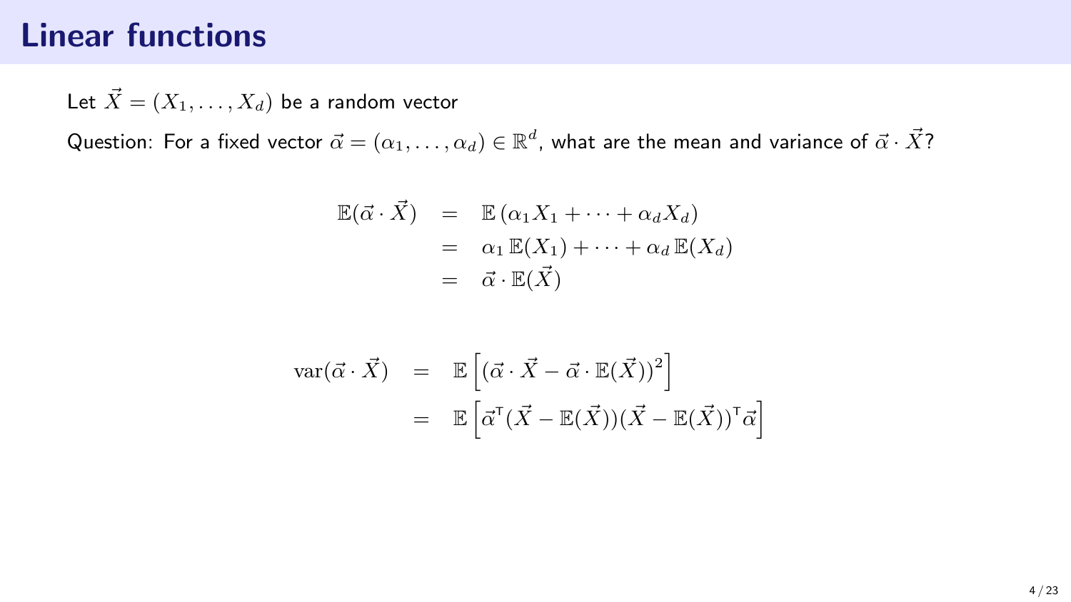# Linear functions

Let $\vec{X} = (X_1, \ldots, X_d)$ be a random vector

Question: For a fixed vector $\vec{\alpha} = (\alpha_1, \ldots, \alpha_d) \in \mathbb{R}^d$, what are the mean and variance of $\vec{\alpha} \cdot \vec{X}$?

$$
\begin{aligned}
\mathbb{E}(\vec{\alpha} \cdot \vec{X}) &= \mathbb{E}\left(\alpha_1 X_1 + \cdots + \alpha_d X_d\right) \\
&= \alpha_1 \, \mathbb{E}(X_1) + \cdots + \alpha_d \, \mathbb{E}(X_d) \\
&= \vec{\alpha} \cdot \mathbb{E}(\vec{X})
\end{aligned}
$$

$$
\begin{aligned}
\mathrm{var}(\vec{\alpha} \cdot \vec{X}) &= \mathbb{E}\left[ (\vec{\alpha} \cdot \vec{X} - \vec{\alpha} \cdot \mathbb{E}(\vec{X}))^2 \right] \\
&= \mathbb{E}\left[ \vec{\alpha}^\intercal (\vec{X} - \mathbb{E}(\vec{X}))(\vec{X} - \mathbb{E}(\vec{X}))^\intercal \vec{\alpha} \right]
\end{aligned}
$$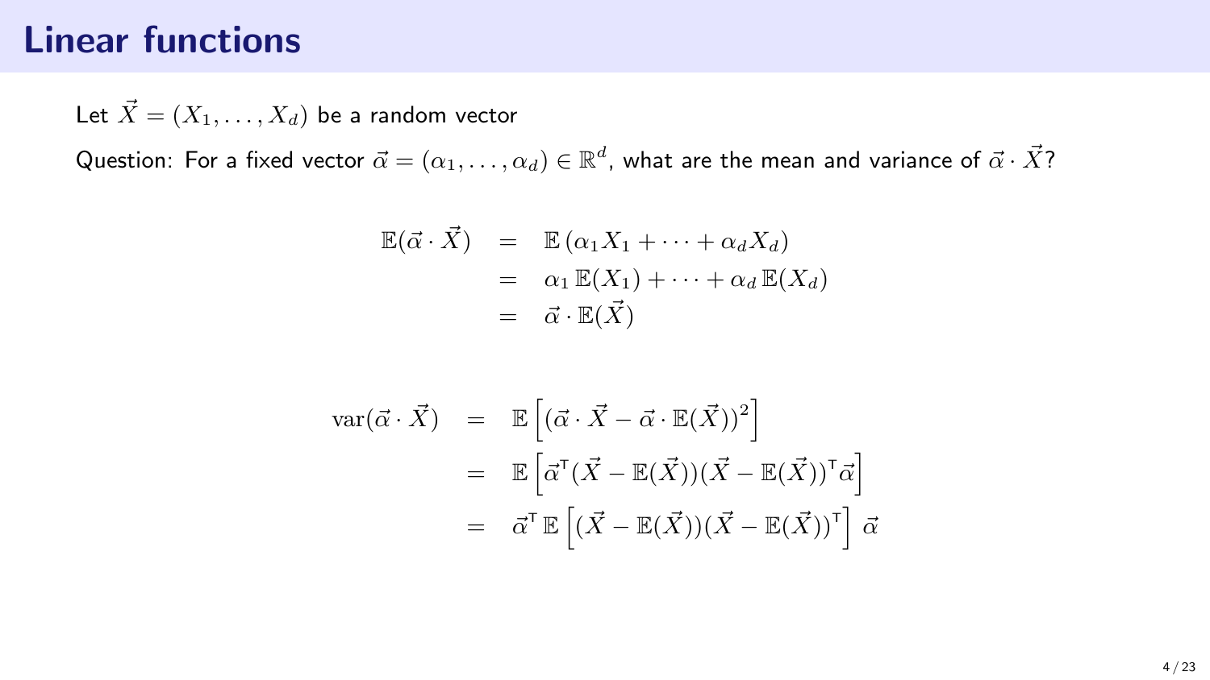# Linear functions

Let $\vec{X} = (X_1, \ldots, X_d)$ be a random vector

Question: For a fixed vector $\vec{\alpha} = (\alpha_1, \ldots, \alpha_d) \in \mathbb{R}^d$, what are the mean and variance of $\vec{\alpha} \cdot \vec{X}$?

$$
\begin{aligned}
\mathbb{E}(\vec{\alpha} \cdot \vec{X}) &= \mathbb{E}\left(\alpha_1 X_1 + \cdots + \alpha_d X_d\right) \\
&= \alpha_1 \, \mathbb{E}(X_1) + \cdots + \alpha_d \, \mathbb{E}(X_d) \\
&= \vec{\alpha} \cdot \mathbb{E}(\vec{X})
\end{aligned}
$$

$$
\begin{aligned}
\mathrm{var}(\vec{\alpha} \cdot \vec{X}) &= \mathbb{E}\left[(\vec{\alpha} \cdot \vec{X} - \vec{\alpha} \cdot \mathbb{E}(\vec{X}))^2\right] \\
&= \mathbb{E}\left[\vec{\alpha}^\mathsf{T}(\vec{X} - \mathbb{E}(\vec{X}))(\vec{X} - \mathbb{E}(\vec{X}))^\mathsf{T}\vec{\alpha}\right] \\
&= \vec{\alpha}^\mathsf{T} \, \mathbb{E}\left[(\vec{X} - \mathbb{E}(\vec{X}))(\vec{X} - \mathbb{E}(\vec{X}))^\mathsf{T}\right] \vec{\alpha}
\end{aligned}
$$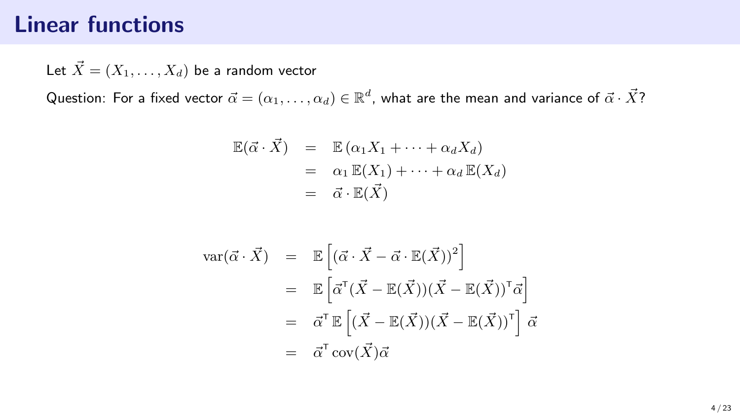# Linear functions

Let $\vec{X} = (X_1, \ldots, X_d)$ be a random vector

Question: For a fixed vector $\vec{\alpha} = (\alpha_1, \ldots, \alpha_d) \in \mathbb{R}^d$, what are the mean and variance of $\vec{\alpha} \cdot \vec{X}$?

$$
\begin{aligned}
\mathbb{E}(\vec{\alpha} \cdot \vec{X}) &= \mathbb{E}\left(\alpha_1 X_1 + \cdots + \alpha_d X_d\right) \\
&= \alpha_1 \, \mathbb{E}(X_1) + \cdots + \alpha_d \, \mathbb{E}(X_d) \\
&= \vec{\alpha} \cdot \mathbb{E}(\vec{X})
\end{aligned}
$$

$$
\begin{aligned}
\mathrm{var}(\vec{\alpha} \cdot \vec{X}) &= \mathbb{E}\left[(\vec{\alpha} \cdot \vec{X} - \vec{\alpha} \cdot \mathbb{E}(\vec{X}))^2\right] \\
&= \mathbb{E}\left[\vec{\alpha}^{\mathsf{T}} (\vec{X} - \mathbb{E}(\vec{X}))(\vec{X} - \mathbb{E}(\vec{X}))^{\mathsf{T}} \vec{\alpha}\right] \\
&= \vec{\alpha}^{\mathsf{T}} \, \mathbb{E}\left[(\vec{X} - \mathbb{E}(\vec{X}))(\vec{X} - \mathbb{E}(\vec{X}))^{\mathsf{T}}\right] \vec{\alpha} \\
&= \vec{\alpha}^{\mathsf{T}} \, \mathrm{cov}(\vec{X}) \vec{\alpha}
\end{aligned}
$$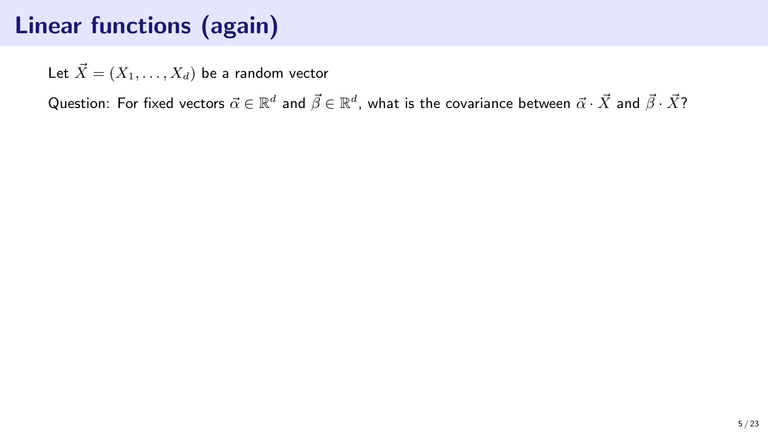# Linear functions (again)

Let $\vec{X} = (X_1, \dots, X_d)$ be a random vector

Question: For fixed vectors $\vec{\alpha} \in \mathbb{R}^d$ and $\vec{\beta} \in \mathbb{R}^d$, what is the covariance between $\vec{\alpha} \cdot \vec{X}$ and $\vec{\beta} \cdot \vec{X}$?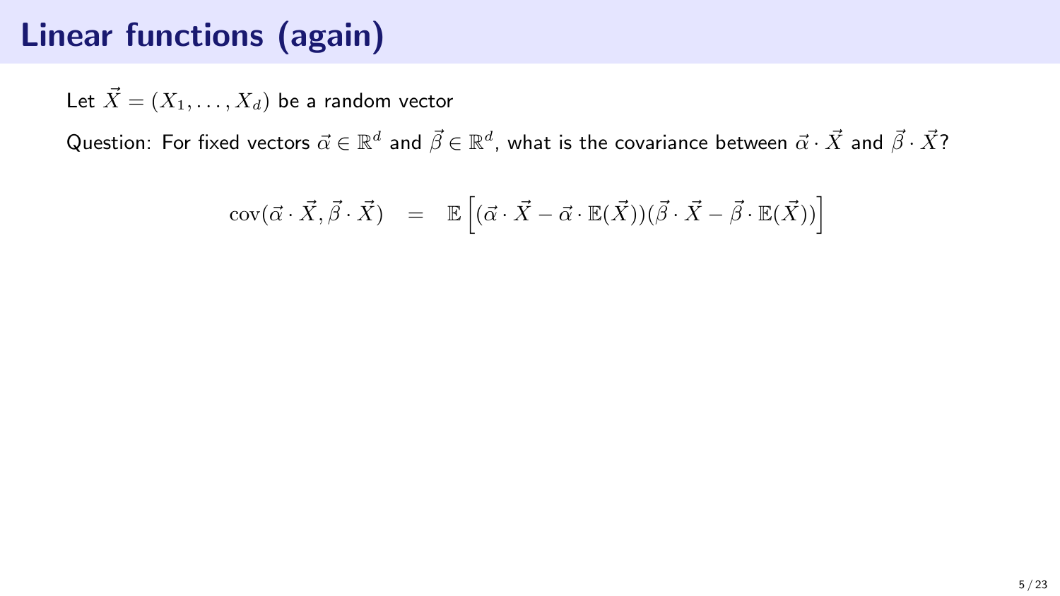# Linear functions (again)

Let $\vec{X} = (X_1, \ldots, X_d)$ be a random vector

Question: For fixed vectors $\vec{\alpha} \in \mathbb{R}^d$ and $\vec{\beta} \in \mathbb{R}^d$, what is the covariance between $\vec{\alpha} \cdot \vec{X}$ and $\vec{\beta} \cdot \vec{X}$?

$$\operatorname{cov}(\vec{\alpha} \cdot \vec{X}, \vec{\beta} \cdot \vec{X}) \quad = \quad \mathbb{E}\left[(\vec{\alpha} \cdot \vec{X} - \vec{\alpha} \cdot \mathbb{E}(\vec{X}))(\vec{\beta} \cdot \vec{X} - \vec{\beta} \cdot \mathbb{E}(\vec{X}))\right]$$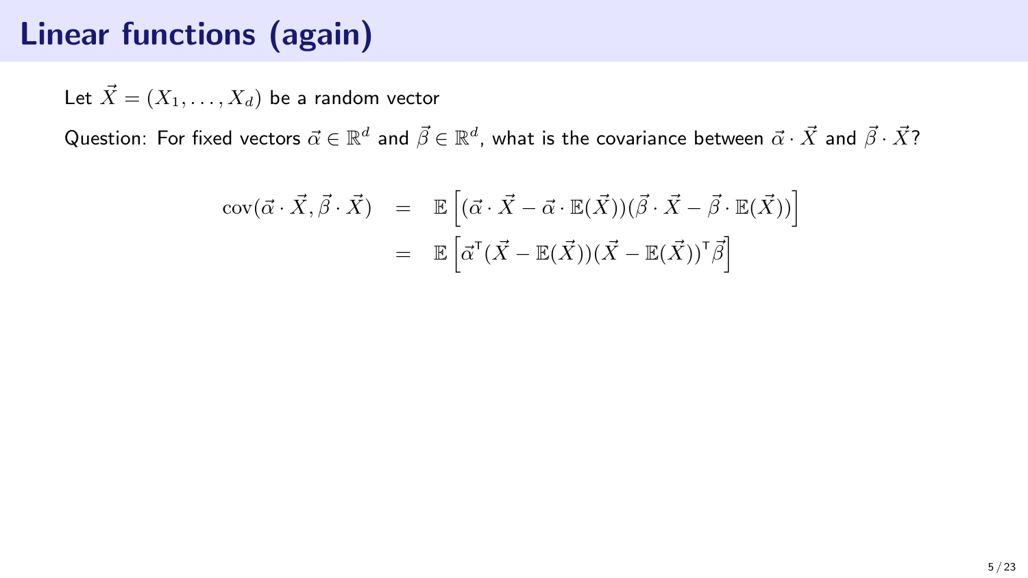# Linear functions (again)

Let $\vec{X} = (X_1, \ldots, X_d)$ be a random vector

Question: For fixed vectors $\vec{\alpha} \in \mathbb{R}^d$ and $\vec{\beta} \in \mathbb{R}^d$, what is the covariance between $\vec{\alpha} \cdot \vec{X}$ and $\vec{\beta} \cdot \vec{X}$?

$$
\begin{aligned}
\operatorname{cov}(\vec{\alpha} \cdot \vec{X}, \vec{\beta} \cdot \vec{X}) &= \mathbb{E}\left[(\vec{\alpha} \cdot \vec{X} - \vec{\alpha} \cdot \mathbb{E}(\vec{X}))(\vec{\beta} \cdot \vec{X} - \vec{\beta} \cdot \mathbb{E}(\vec{X}))\right] \\
&= \mathbb{E}\left[\vec{\alpha}^{\mathsf{T}}(\vec{X} - \mathbb{E}(\vec{X}))(\vec{X} - \mathbb{E}(\vec{X}))^{\mathsf{T}}\vec{\beta}\right]
\end{aligned}
$$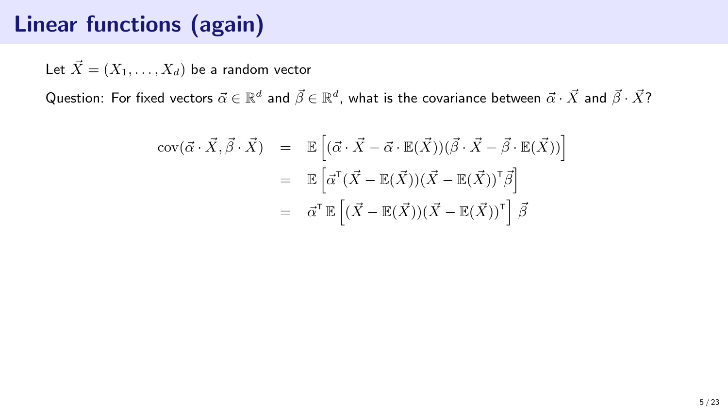# Linear functions (again)

Let $\vec{X} = (X_1, \ldots, X_d)$ be a random vector

Question: For fixed vectors $\vec{\alpha} \in \mathbb{R}^d$ and $\vec{\beta} \in \mathbb{R}^d$, what is the covariance between $\vec{\alpha} \cdot \vec{X}$ and $\vec{\beta} \cdot \vec{X}$?

$$
\begin{aligned}
\operatorname{cov}(\vec{\alpha} \cdot \vec{X}, \vec{\beta} \cdot \vec{X}) &= \mathbb{E}\left[(\vec{\alpha} \cdot \vec{X} - \vec{\alpha} \cdot \mathbb{E}(\vec{X}))(\vec{\beta} \cdot \vec{X} - \vec{\beta} \cdot \mathbb{E}(\vec{X}))\right] \\
&= \mathbb{E}\left[\vec{\alpha}^{\mathsf{T}}(\vec{X} - \mathbb{E}(\vec{X}))(\vec{X} - \mathbb{E}(\vec{X}))^{\mathsf{T}}\vec{\beta}\right] \\
&= \vec{\alpha}^{\mathsf{T}}\, \mathbb{E}\left[(\vec{X} - \mathbb{E}(\vec{X}))(\vec{X} - \mathbb{E}(\vec{X}))^{\mathsf{T}}\right] \vec{\beta}
\end{aligned}
$$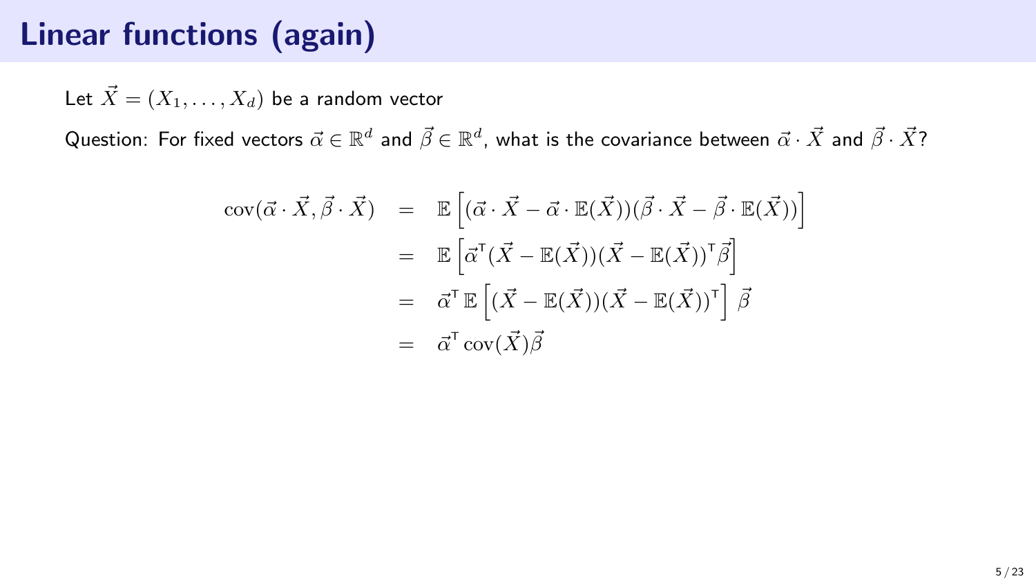# Linear functions (again)

Let $\vec{X} = (X_1, \ldots, X_d)$ be a random vector

Question: For fixed vectors $\vec{\alpha} \in \mathbb{R}^d$ and $\vec{\beta} \in \mathbb{R}^d$, what is the covariance between $\vec{\alpha} \cdot \vec{X}$ and $\vec{\beta} \cdot \vec{X}$?

$$
\begin{aligned}
\operatorname{cov}(\vec{\alpha} \cdot \vec{X}, \vec{\beta} \cdot \vec{X}) &= \mathbb{E}\left[(\vec{\alpha} \cdot \vec{X} - \vec{\alpha} \cdot \mathbb{E}(\vec{X}))(\vec{\beta} \cdot \vec{X} - \vec{\beta} \cdot \mathbb{E}(\vec{X}))\right] \\
&= \mathbb{E}\left[\vec{\alpha}^{\intercal}(\vec{X} - \mathbb{E}(\vec{X}))(\vec{X} - \mathbb{E}(\vec{X}))^{\intercal}\vec{\beta}\right] \\
&= \vec{\alpha}^{\intercal}\, \mathbb{E}\left[(\vec{X} - \mathbb{E}(\vec{X}))(\vec{X} - \mathbb{E}(\vec{X}))^{\intercal}\right] \vec{\beta} \\
&= \vec{\alpha}^{\intercal} \operatorname{cov}(\vec{X}) \vec{\beta}
\end{aligned}
$$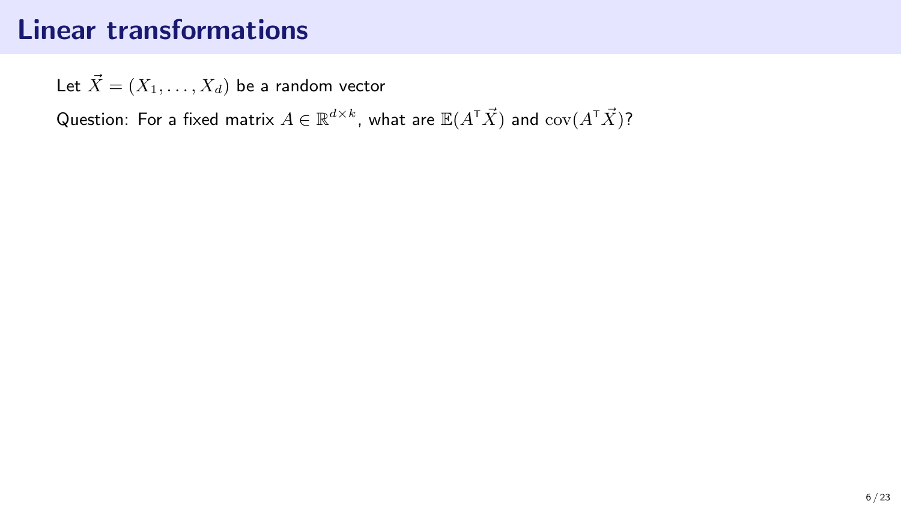# Linear transformations

Let $\vec{X} = (X_1, \ldots, X_d)$ be a random vector

Question: For a fixed matrix $A \in \mathbb{R}^{d \times k}$, what are $\mathbb{E}(A^\mathsf{T} \vec{X})$ and $\operatorname{cov}(A^\mathsf{T} \vec{X})$?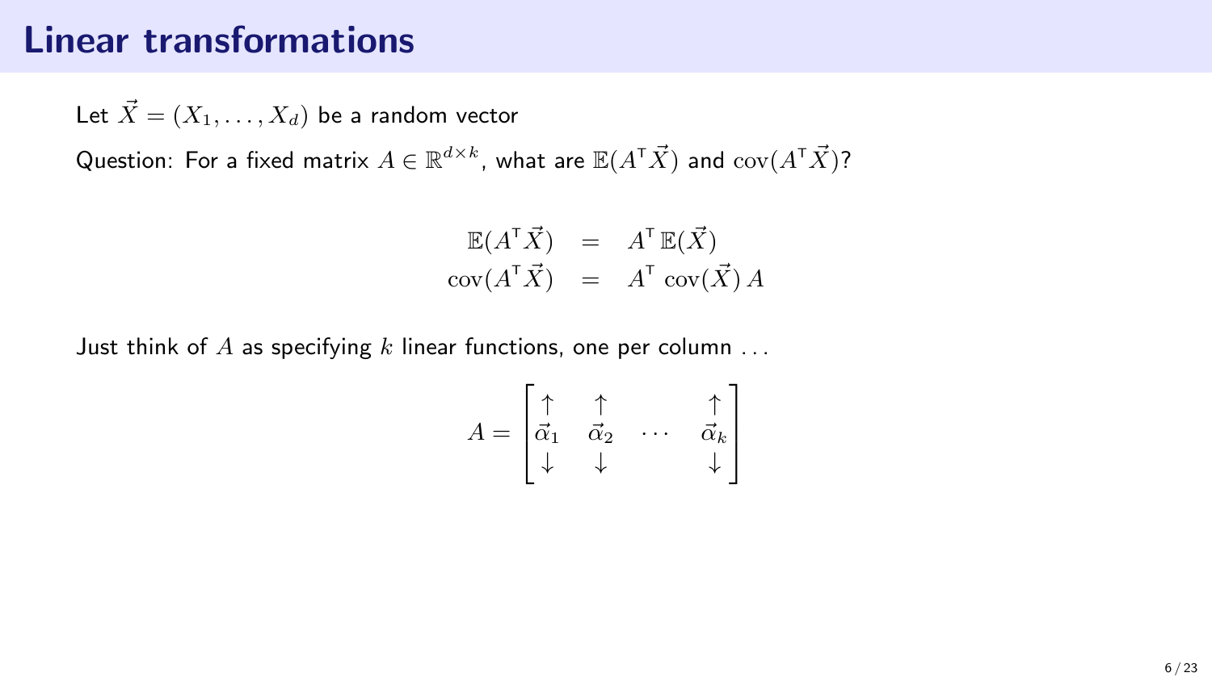# Linear transformations

Let $\vec{X} = (X_1, \ldots, X_d)$ be a random vector

Question: For a fixed matrix $A \in \mathbb{R}^{d \times k}$, what are $\mathbb{E}(A^\intercal \vec{X})$ and $\mathrm{cov}(A^\intercal \vec{X})$?

$$
\begin{aligned}
\mathbb{E}(A^\intercal \vec{X}) &= A^\intercal \, \mathbb{E}(\vec{X}) \\
\mathrm{cov}(A^\intercal \vec{X}) &= A^\intercal \, \mathrm{cov}(\vec{X}) \, A
\end{aligned}
$$

Just think of $A$ as specifying $k$ linear functions, one per column ...

$$
A = \begin{bmatrix} \uparrow & \uparrow & & \uparrow \\ \vec{\alpha}_1 & \vec{\alpha}_2 & \cdots & \vec{\alpha}_k \\ \downarrow & \downarrow & & \downarrow \end{bmatrix}
$$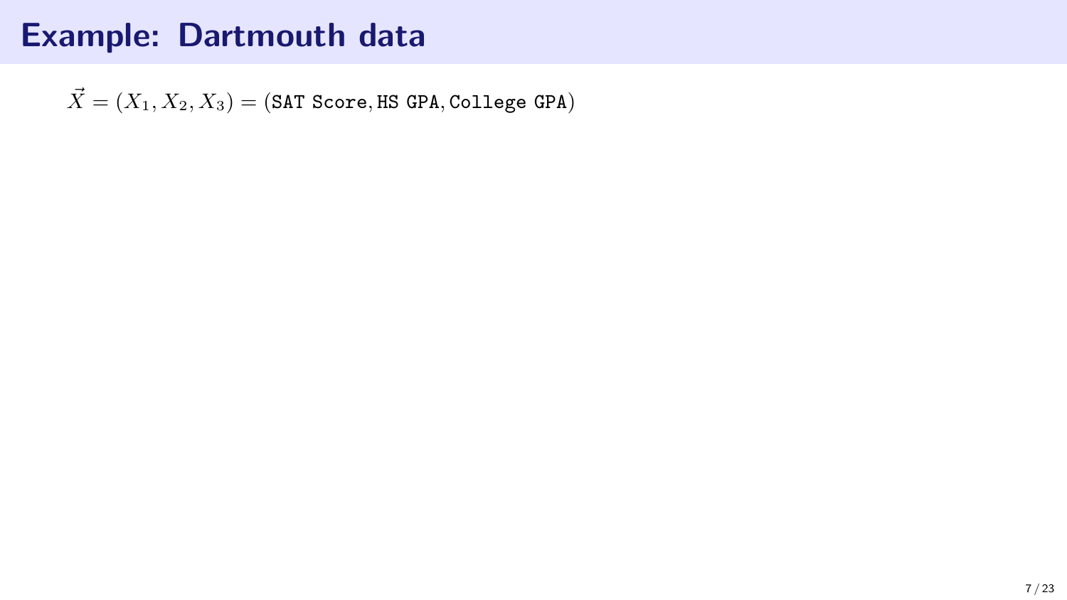# Example: Dartmouth data

$\vec{X} = (X_1, X_2, X_3) = (\texttt{SAT Score}, \texttt{HS GPA}, \texttt{College GPA})$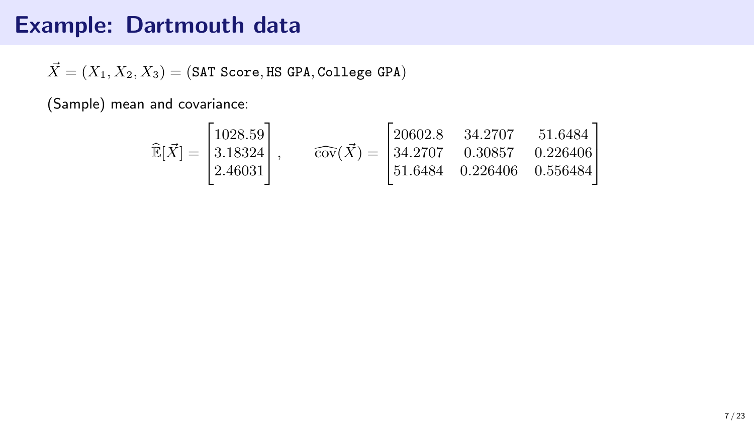# Example: Dartmouth data

$\vec{X} = (X_1, X_2, X_3) = (\texttt{SAT Score}, \texttt{HS GPA}, \texttt{College GPA})$

(Sample) mean and covariance:

$$\widehat{\mathbb{E}}[\vec{X}] = \begin{bmatrix} 1028.59 \\ 3.18324 \\ 2.46031 \end{bmatrix}, \qquad \widehat{\text{cov}}(\vec{X}) = \begin{bmatrix} 20602.8 & 34.2707 & 51.6484 \\ 34.2707 & 0.30857 & 0.226406 \\ 51.6484 & 0.226406 & 0.556484 \end{bmatrix}$$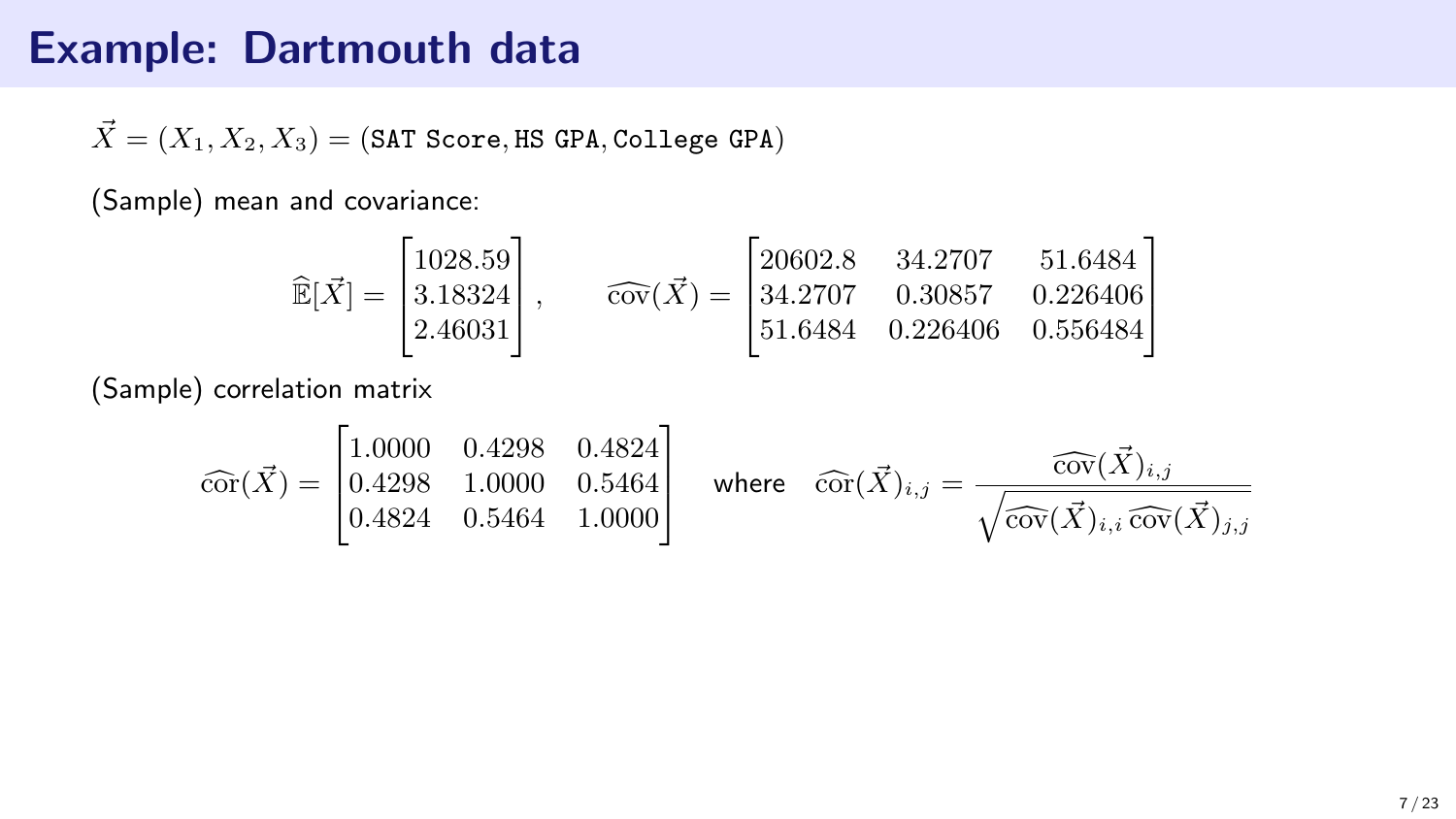# Example: Dartmouth data

$\vec{X} = (X_1, X_2, X_3) = (\texttt{SAT Score}, \texttt{HS GPA}, \texttt{College GPA})$

(Sample) mean and covariance:

$$\widehat{\mathbb{E}}[\vec{X}] = \begin{bmatrix} 1028.59 \\ 3.18324 \\ 2.46031 \end{bmatrix}, \qquad \widehat{\text{cov}}(\vec{X}) = \begin{bmatrix} 20602.8 & 34.2707 & 51.6484 \\ 34.2707 & 0.30857 & 0.226406 \\ 51.6484 & 0.226406 & 0.556484 \end{bmatrix}$$

(Sample) correlation matrix

$$\widehat{\text{cor}}(\vec{X}) = \begin{bmatrix} 1.0000 & 0.4298 & 0.4824 \\ 0.4298 & 1.0000 & 0.5464 \\ 0.4824 & 0.5464 & 1.0000 \end{bmatrix} \quad \text{where} \quad \widehat{\text{cor}}(\vec{X})_{i,j} = \frac{\widehat{\text{cov}}(\vec{X})_{i,j}}{\sqrt{\widehat{\text{cov}}(\vec{X})_{i,i}\,\widehat{\text{cov}}(\vec{X})_{j,j}}}$$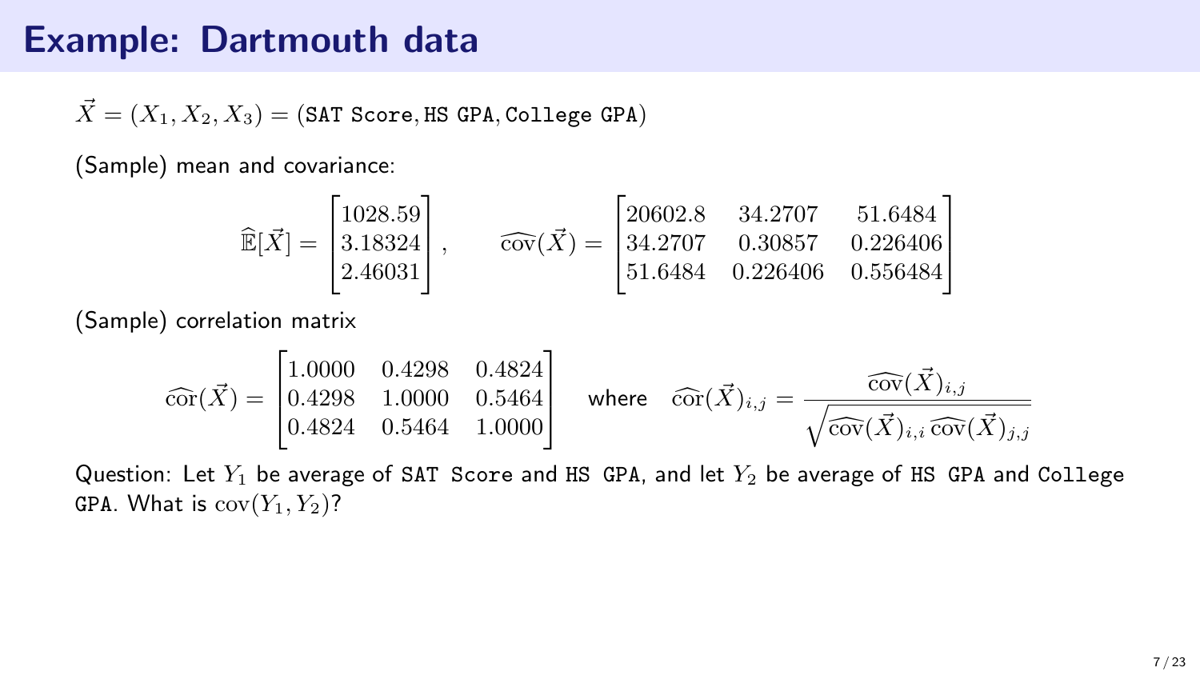# Example: Dartmouth data

$\vec{X} = (X_1, X_2, X_3) = (\texttt{SAT Score}, \texttt{HS GPA}, \texttt{College GPA})$

(Sample) mean and covariance:

$$\widehat{\mathbb{E}}[\vec{X}] = \begin{bmatrix} 1028.59 \\ 3.18324 \\ 2.46031 \end{bmatrix}, \qquad \widehat{\text{cov}}(\vec{X}) = \begin{bmatrix} 20602.8 & 34.2707 & 51.6484 \\ 34.2707 & 0.30857 & 0.226406 \\ 51.6484 & 0.226406 & 0.556484 \end{bmatrix}$$

(Sample) correlation matrix

$$\widehat{\text{cor}}(\vec{X}) = \begin{bmatrix} 1.0000 & 0.4298 & 0.4824 \\ 0.4298 & 1.0000 & 0.5464 \\ 0.4824 & 0.5464 & 1.0000 \end{bmatrix} \quad \text{where} \quad \widehat{\text{cor}}(\vec{X})_{i,j} = \frac{\widehat{\text{cov}}(\vec{X})_{i,j}}{\sqrt{\widehat{\text{cov}}(\vec{X})_{i,i}\,\widehat{\text{cov}}(\vec{X})_{j,j}}}$$

Question: Let $Y_1$ be average of `SAT Score` and `HS GPA`, and let $Y_2$ be average of `HS GPA` and `College GPA`. What is $\text{cov}(Y_1, Y_2)$?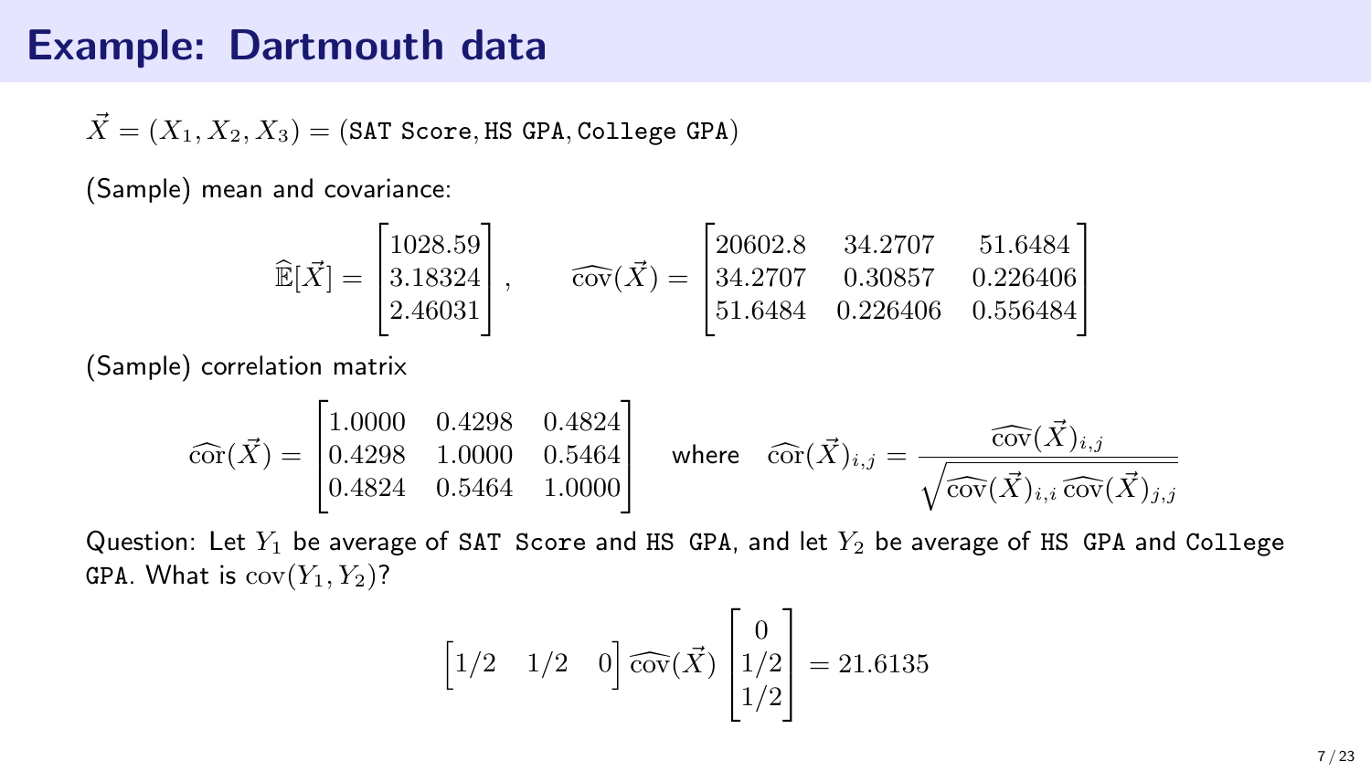# Example: Dartmouth data

$\vec{X} = (X_1, X_2, X_3) = (\texttt{SAT Score}, \texttt{HS GPA}, \texttt{College GPA})$

(Sample) mean and covariance:

$$\widehat{\mathbb{E}}[\vec{X}] = \begin{bmatrix} 1028.59 \\ 3.18324 \\ 2.46031 \end{bmatrix}, \qquad \widehat{\operatorname{cov}}(\vec{X}) = \begin{bmatrix} 20602.8 & 34.2707 & 51.6484 \\ 34.2707 & 0.30857 & 0.226406 \\ 51.6484 & 0.226406 & 0.556484 \end{bmatrix}$$

(Sample) correlation matrix

$$\widehat{\operatorname{cor}}(\vec{X}) = \begin{bmatrix} 1.0000 & 0.4298 & 0.4824 \\ 0.4298 & 1.0000 & 0.5464 \\ 0.4824 & 0.5464 & 1.0000 \end{bmatrix} \quad \text{where} \quad \widehat{\operatorname{cor}}(\vec{X})_{i,j} = \frac{\widehat{\operatorname{cov}}(\vec{X})_{i,j}}{\sqrt{\widehat{\operatorname{cov}}(\vec{X})_{i,i}\,\widehat{\operatorname{cov}}(\vec{X})_{j,j}}}$$

Question: Let $Y_1$ be average of `SAT Score` and `HS GPA`, and let $Y_2$ be average of `HS GPA` and `College GPA`. What is $\operatorname{cov}(Y_1, Y_2)$?

$$\begin{bmatrix} 1/2 & 1/2 & 0 \end{bmatrix} \widehat{\operatorname{cov}}(\vec{X}) \begin{bmatrix} 0 \\ 1/2 \\ 1/2 \end{bmatrix} = 21.6135$$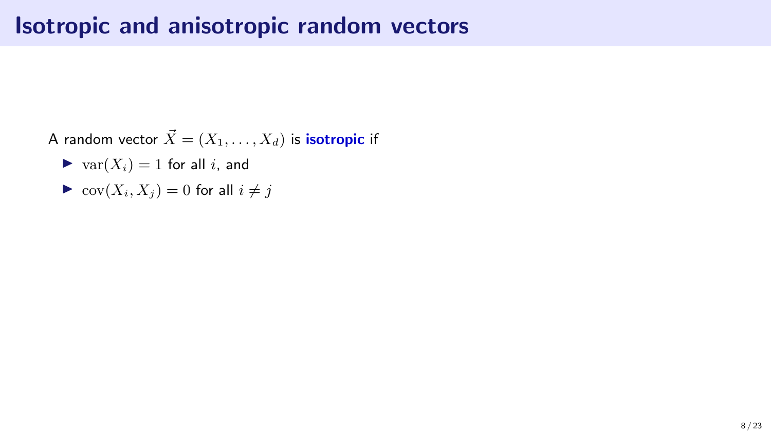# Isotropic and anisotropic random vectors

A random vector $\vec{X} = (X_1, \ldots, X_d)$ is **isotropic** if

- $\mathrm{var}(X_i) = 1$ for all $i$, and
- $\mathrm{cov}(X_i, X_j) = 0$ for all $i \neq j$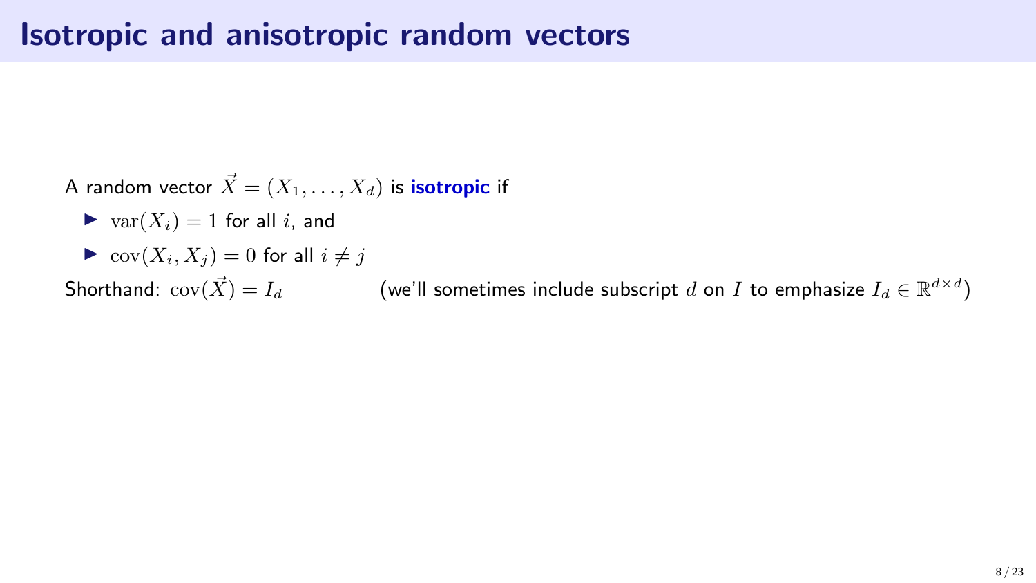# Isotropic and anisotropic random vectors

A random vector $\vec{X} = (X_1, \ldots, X_d)$ is **isotropic** if

- $\text{var}(X_i) = 1$ for all $i$, and
- $\text{cov}(X_i, X_j) = 0$ for all $i \neq j$

Shorthand: $\text{cov}(\vec{X}) = I_d$ (we'll sometimes include subscript $d$ on $I$ to emphasize $I_d \in \mathbb{R}^{d \times d}$)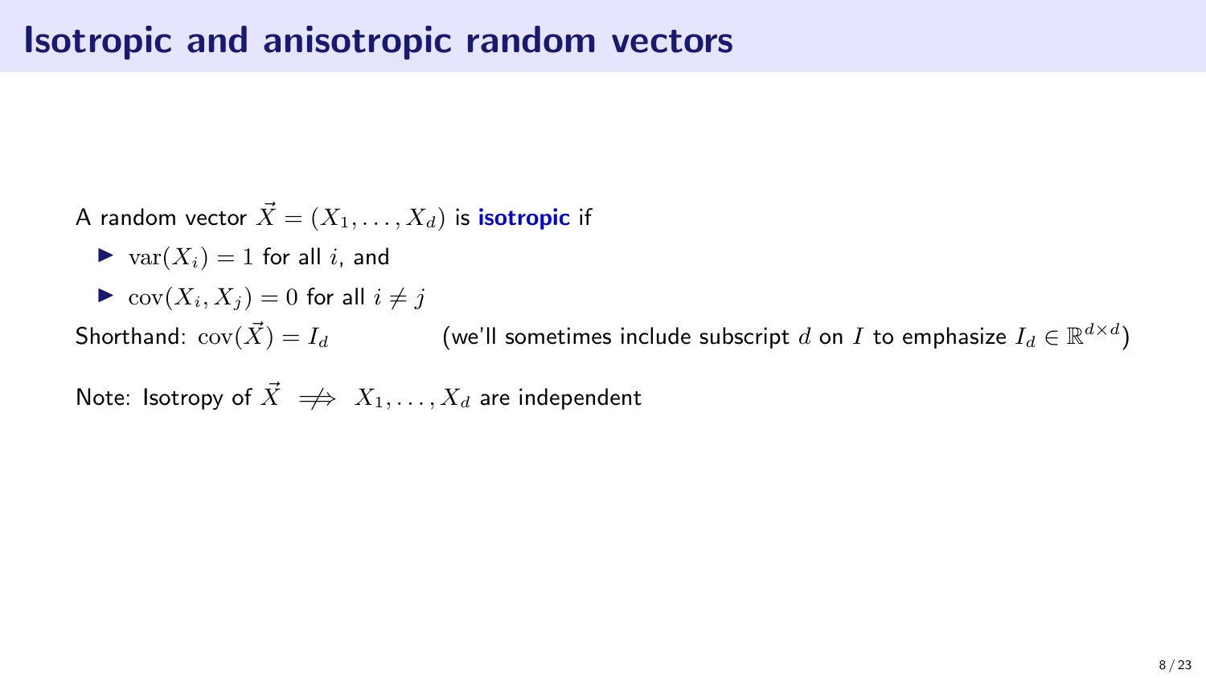# Isotropic and anisotropic random vectors

A random vector $\vec{X} = (X_1, \ldots, X_d)$ is **isotropic** if

- $\mathrm{var}(X_i) = 1$ for all $i$, and
- $\mathrm{cov}(X_i, X_j) = 0$ for all $i \neq j$

Shorthand: $\mathrm{cov}(\vec{X}) = I_d$ (we'll sometimes include subscript $d$ on $I$ to emphasize $I_d \in \mathbb{R}^{d \times d}$)

Note: Isotropy of $\vec{X} \;\not\Longrightarrow\; X_1, \ldots, X_d$ are independent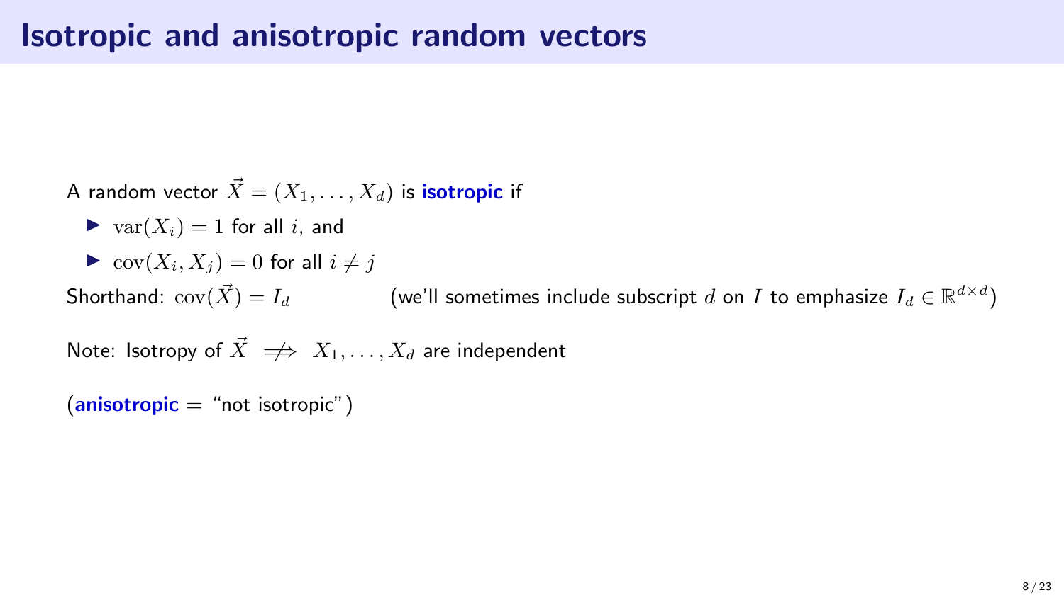# Isotropic and anisotropic random vectors

A random vector $\vec{X} = (X_1, \ldots, X_d)$ is **isotropic** if

- $\mathrm{var}(X_i) = 1$ for all $i$, and
- $\mathrm{cov}(X_i, X_j) = 0$ for all $i \neq j$

Shorthand: $\mathrm{cov}(\vec{X}) = I_d$ (we'll sometimes include subscript $d$ on $I$ to emphasize $I_d \in \mathbb{R}^{d \times d}$)

Note: Isotropy of $\vec{X} \;\not\Rightarrow\; X_1, \ldots, X_d$ are independent

(**anisotropic** = "not isotropic")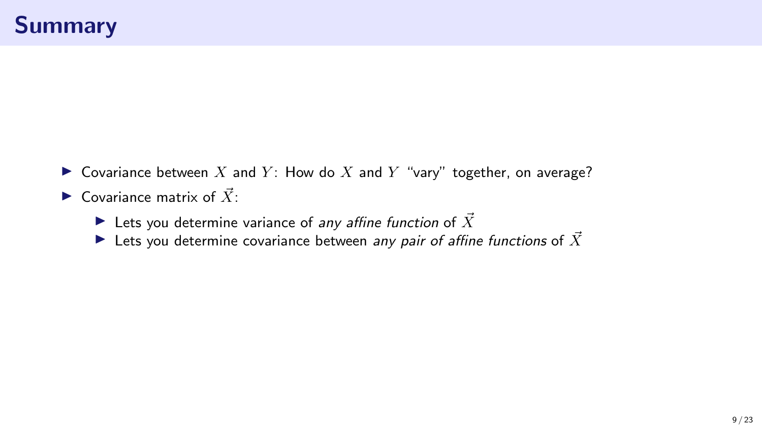# Summary

- Covariance between $X$ and $Y$: How do $X$ and $Y$ "vary" together, on average?
- Covariance matrix of $\vec{X}$:
  - Lets you determine variance of *any affine function* of $\vec{X}$
  - Lets you determine covariance between *any pair of affine functions* of $\vec{X}$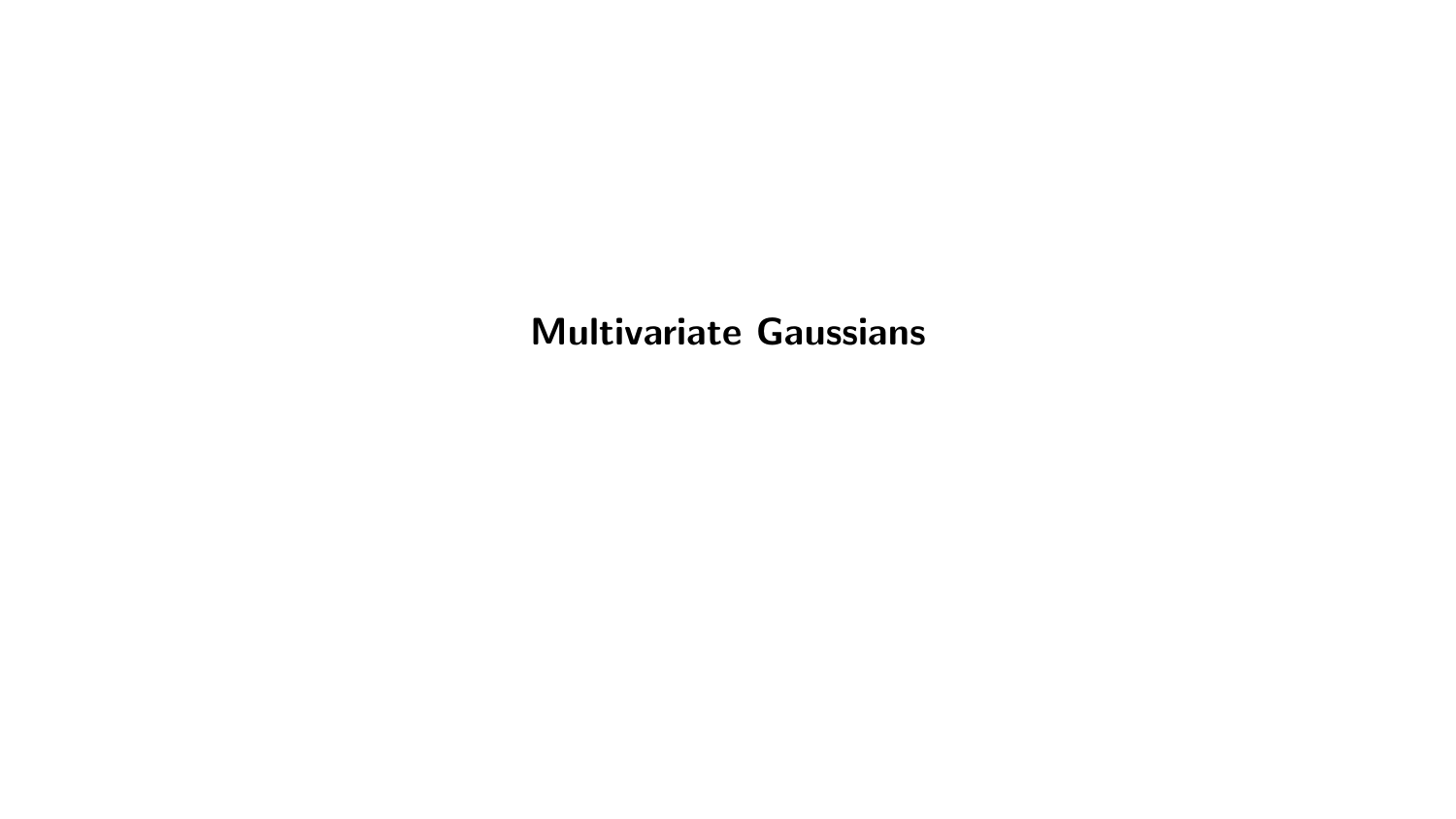# Multivariate Gaussians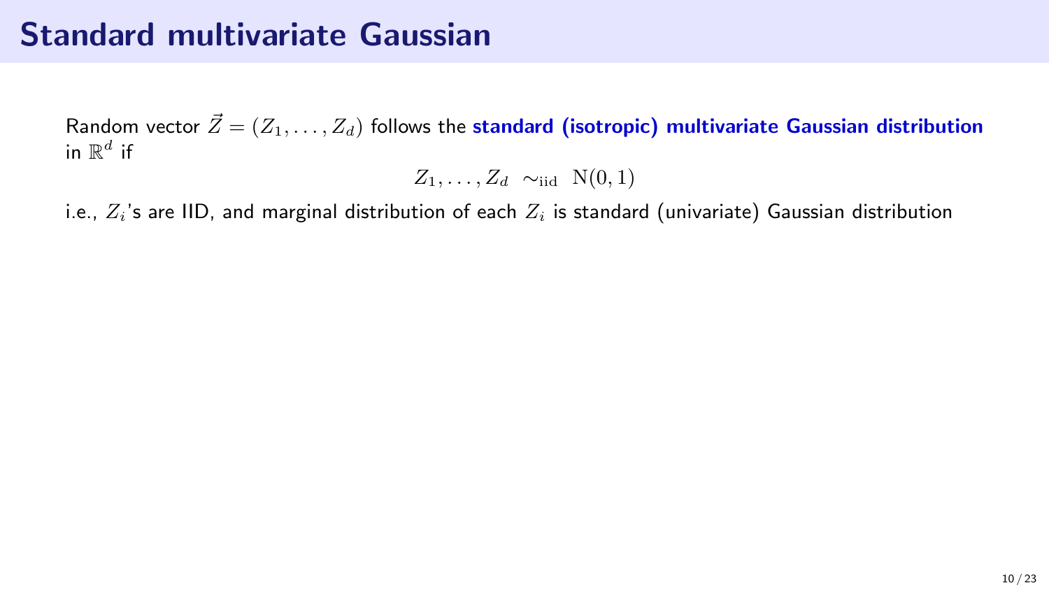# Standard multivariate Gaussian

Random vector $\vec{Z} = (Z_1, \dots, Z_d)$ follows the **standard (isotropic) multivariate Gaussian distribution** in $\mathbb{R}^d$ if

$$Z_1, \dots, Z_d \sim_{\text{iid}} \mathrm{N}(0, 1)$$

i.e., $Z_i$'s are IID, and marginal distribution of each $Z_i$ is standard (univariate) Gaussian distribution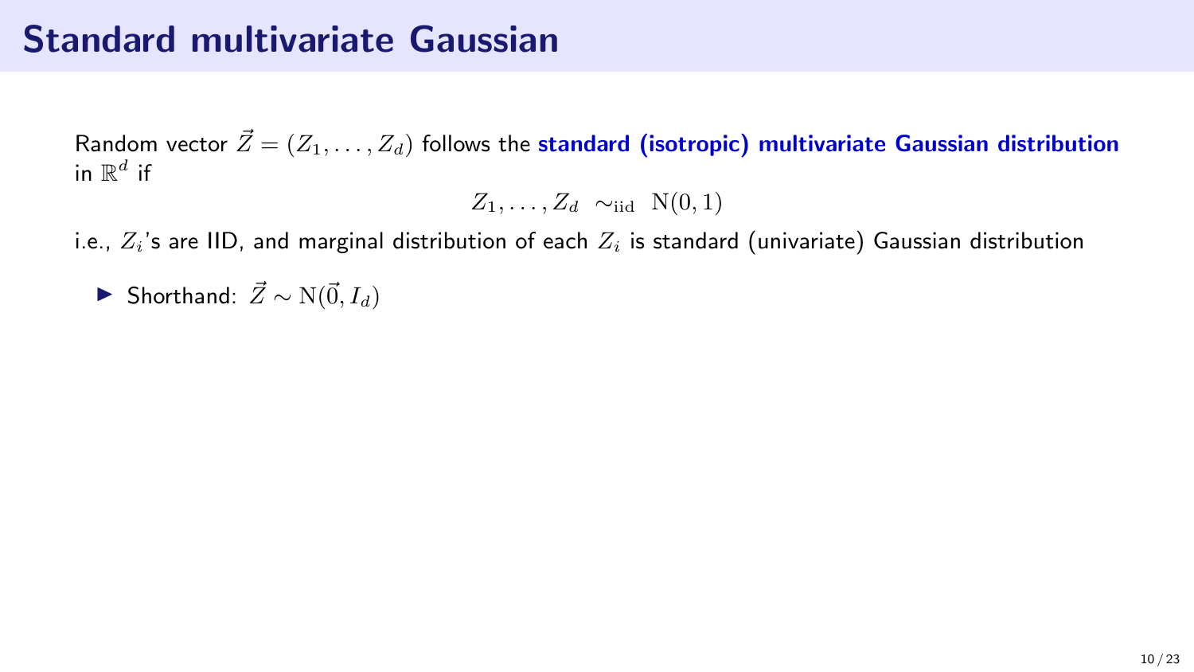# Standard multivariate Gaussian

Random vector $\vec{Z} = (Z_1, \ldots, Z_d)$ follows the **standard (isotropic) multivariate Gaussian distribution** in $\mathbb{R}^d$ if

$$Z_1, \ldots, Z_d \sim_{\text{iid}} \mathrm{N}(0, 1)$$

i.e., $Z_i$'s are IID, and marginal distribution of each $Z_i$ is standard (univariate) Gaussian distribution

- Shorthand: $\vec{Z} \sim \mathrm{N}(\vec{0}, I_d)$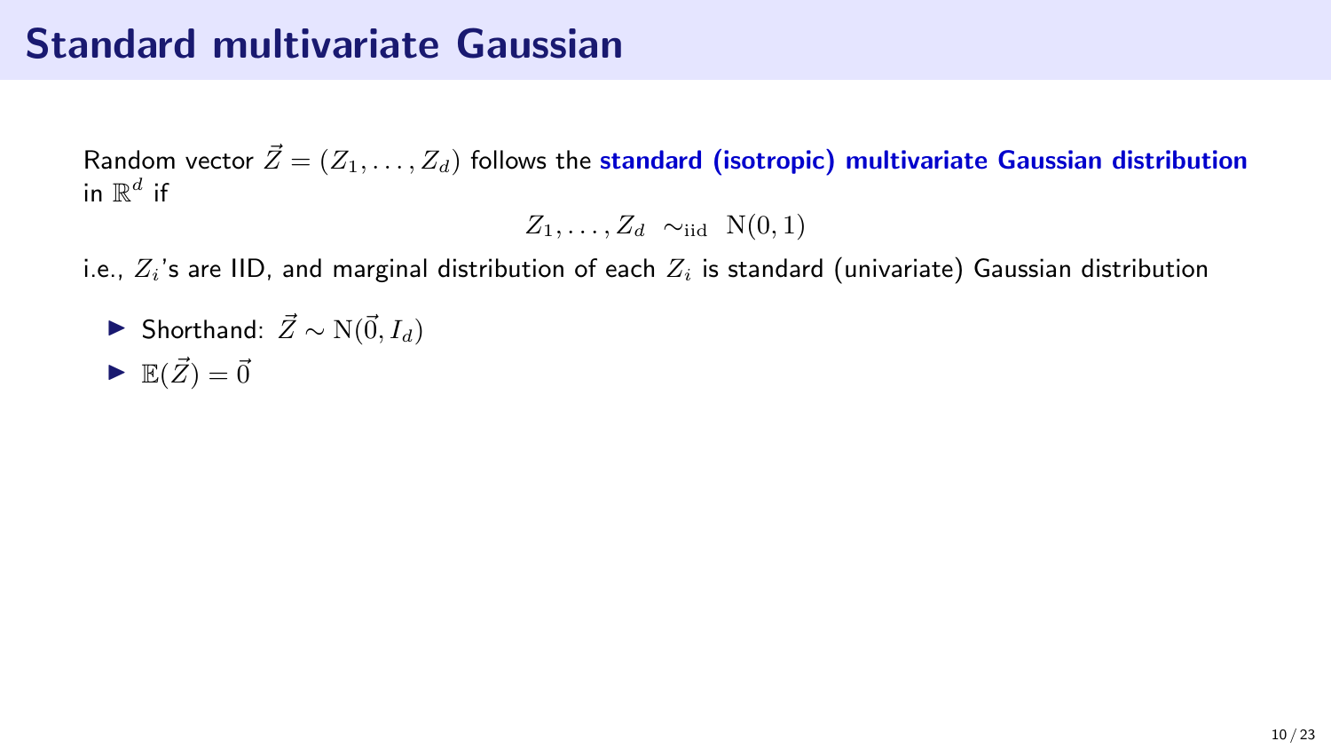# Standard multivariate Gaussian

Random vector $\vec{Z} = (Z_1, \ldots, Z_d)$ follows the **standard (isotropic) multivariate Gaussian distribution** in $\mathbb{R}^d$ if

$$Z_1, \ldots, Z_d \sim_{\text{iid}} \mathrm{N}(0, 1)$$

i.e., $Z_i$'s are IID, and marginal distribution of each $Z_i$ is standard (univariate) Gaussian distribution

- Shorthand: $\vec{Z} \sim \mathrm{N}(\vec{0}, I_d)$
- $\mathbb{E}(\vec{Z}) = \vec{0}$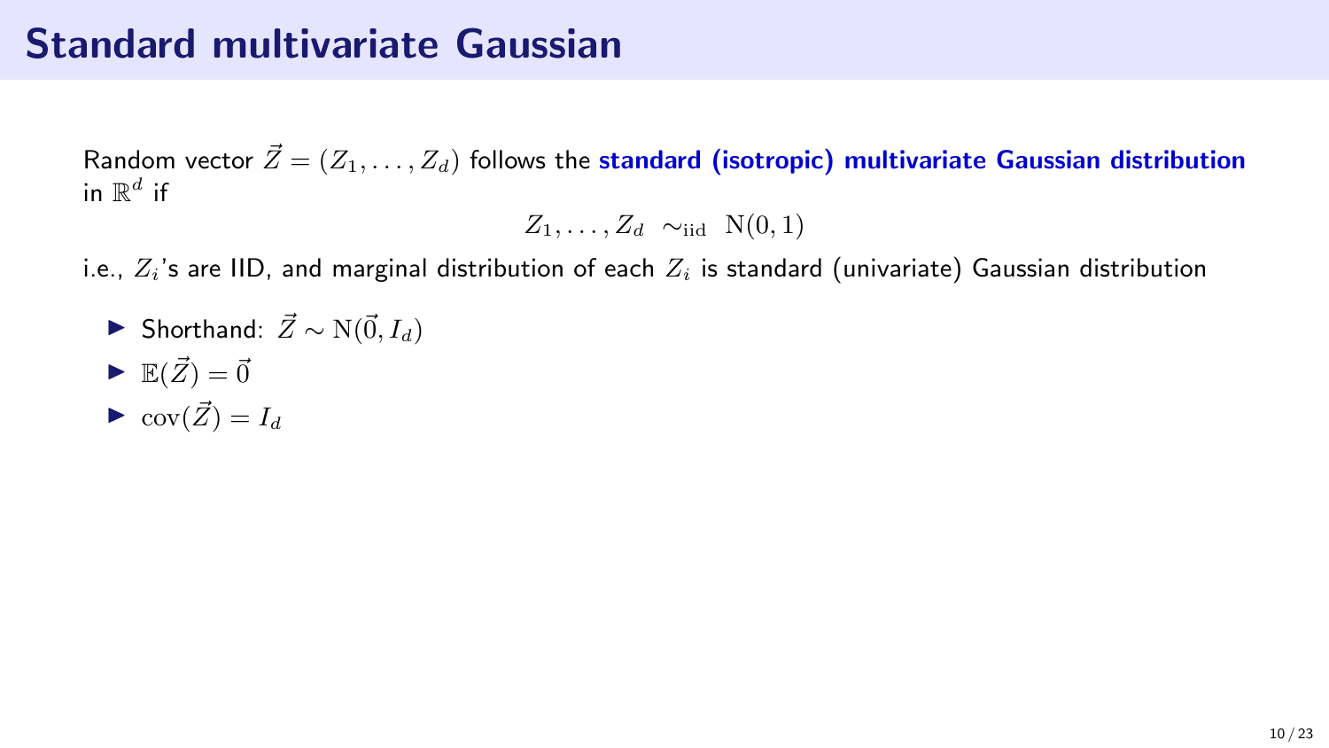# Standard multivariate Gaussian

Random vector $\vec{Z} = (Z_1, \ldots, Z_d)$ follows the **standard (isotropic) multivariate Gaussian distribution** in $\mathbb{R}^d$ if

$$Z_1, \ldots, Z_d \sim_{\text{iid}} \mathrm{N}(0, 1)$$

i.e., $Z_i$'s are IID, and marginal distribution of each $Z_i$ is standard (univariate) Gaussian distribution

- Shorthand: $\vec{Z} \sim \mathrm{N}(\vec{0}, I_d)$
- $\mathbb{E}(\vec{Z}) = \vec{0}$
- $\mathrm{cov}(\vec{Z}) = I_d$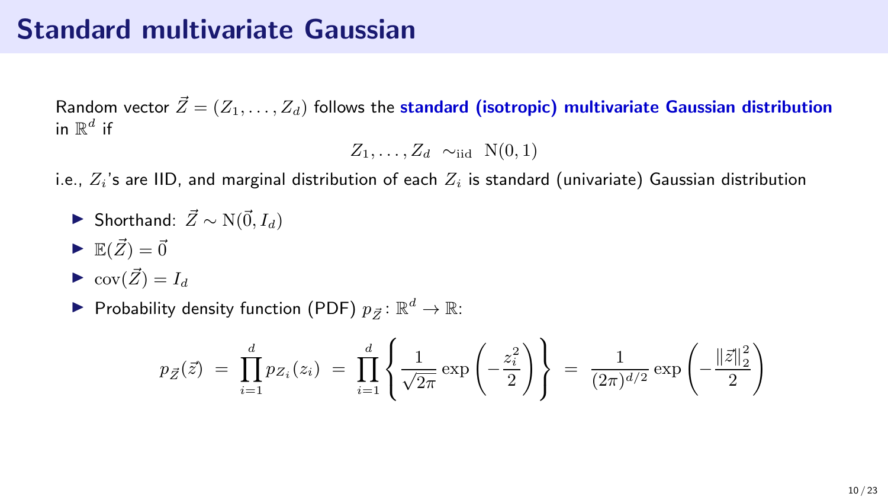# Standard multivariate Gaussian

Random vector $\vec{Z} = (Z_1, \ldots, Z_d)$ follows the **standard (isotropic) multivariate Gaussian distribution** in $\mathbb{R}^d$ if

$$Z_1, \ldots, Z_d \sim_{\text{iid}} \mathrm{N}(0, 1)$$

i.e., $Z_i$'s are IID, and marginal distribution of each $Z_i$ is standard (univariate) Gaussian distribution

- Shorthand: $\vec{Z} \sim \mathrm{N}(\vec{0}, I_d)$
- $\mathbb{E}(\vec{Z}) = \vec{0}$
- $\mathrm{cov}(\vec{Z}) = I_d$
- Probability density function (PDF) $p_{\vec{Z}} \colon \mathbb{R}^d \to \mathbb{R}$:

$$p_{\vec{Z}}(\vec{z}) \;=\; \prod_{i=1}^{d} p_{Z_i}(z_i) \;=\; \prod_{i=1}^{d} \left\{ \frac{1}{\sqrt{2\pi}} \exp\left(-\frac{z_i^2}{2}\right) \right\} \;=\; \frac{1}{(2\pi)^{d/2}} \exp\left(-\frac{\|\vec{z}\|_2^2}{2}\right)$$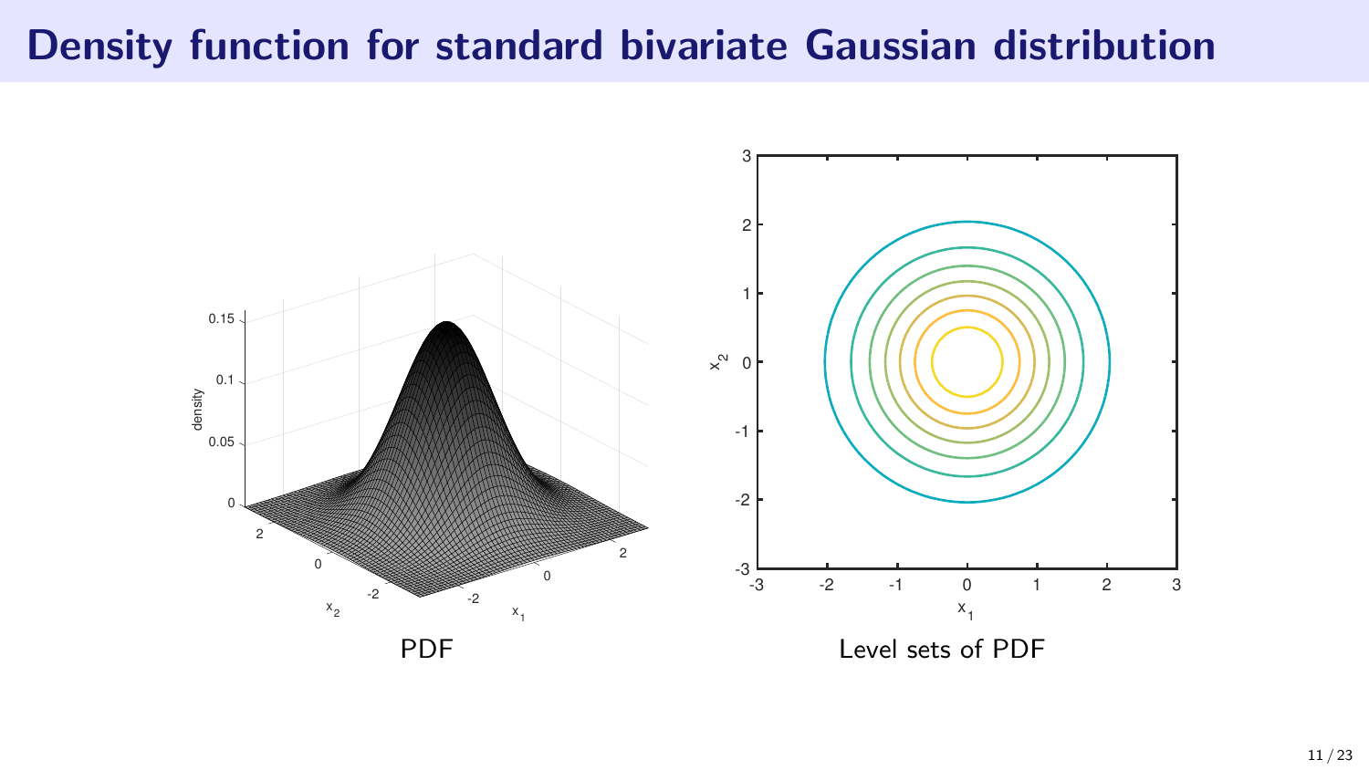# Density function for standard bivariate Gaussian distribution

PDF

Level sets of PDF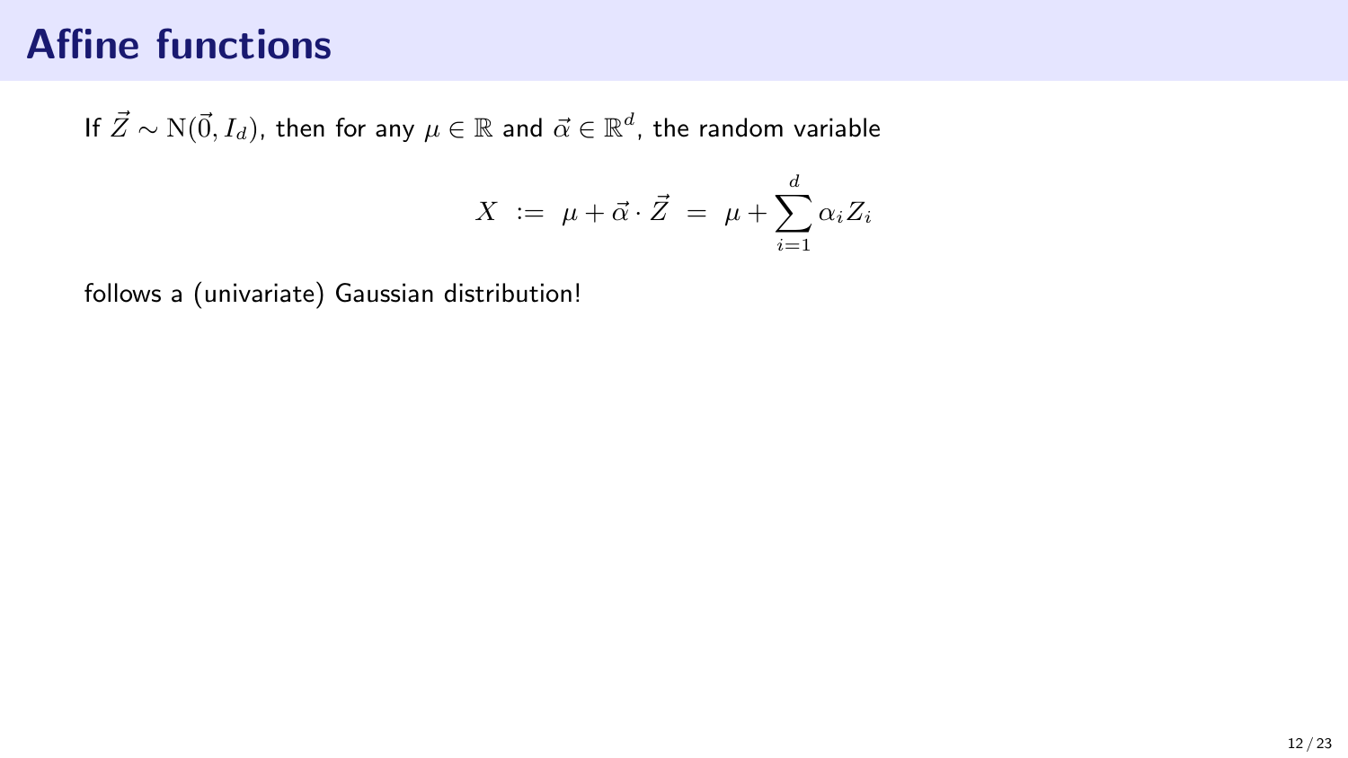# Affine functions

If $\vec{Z} \sim \mathrm{N}(\vec{0}, I_d)$, then for any $\mu \in \mathbb{R}$ and $\vec{\alpha} \in \mathbb{R}^d$, the random variable

$$X \;:=\; \mu + \vec{\alpha} \cdot \vec{Z} \;=\; \mu + \sum_{i=1}^{d} \alpha_i Z_i$$

follows a (univariate) Gaussian distribution!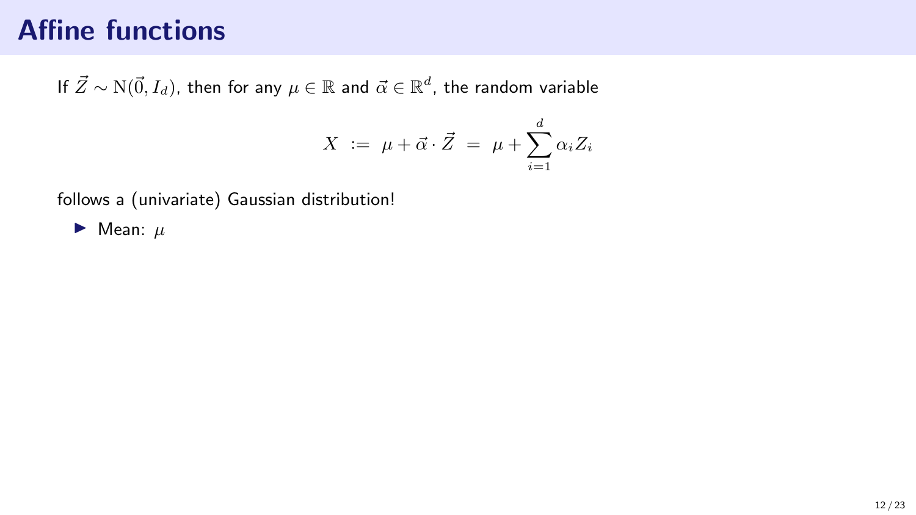# Affine functions

If $\vec{Z} \sim \mathrm{N}(\vec{0}, I_d)$, then for any $\mu \in \mathbb{R}$ and $\vec{\alpha} \in \mathbb{R}^d$, the random variable

$$X \;:=\; \mu + \vec{\alpha} \cdot \vec{Z} \;=\; \mu + \sum_{i=1}^{d} \alpha_i Z_i$$

follows a (univariate) Gaussian distribution!

- Mean: $\mu$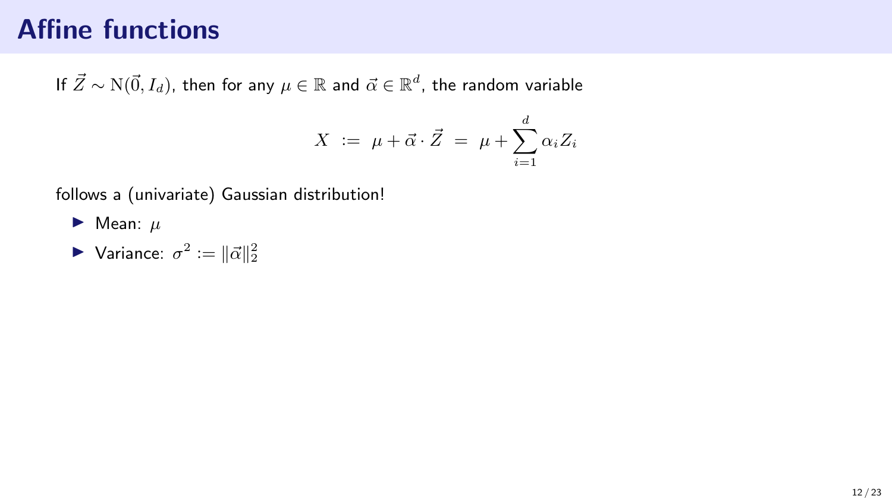# Affine functions

If $\vec{Z} \sim \mathrm{N}(\vec{0}, I_d)$, then for any $\mu \in \mathbb{R}$ and $\vec{\alpha} \in \mathbb{R}^d$, the random variable

$$X \;:=\; \mu + \vec{\alpha} \cdot \vec{Z} \;=\; \mu + \sum_{i=1}^{d} \alpha_i Z_i$$

follows a (univariate) Gaussian distribution!

- Mean: $\mu$
- Variance: $\sigma^2 := \|\vec{\alpha}\|_2^2$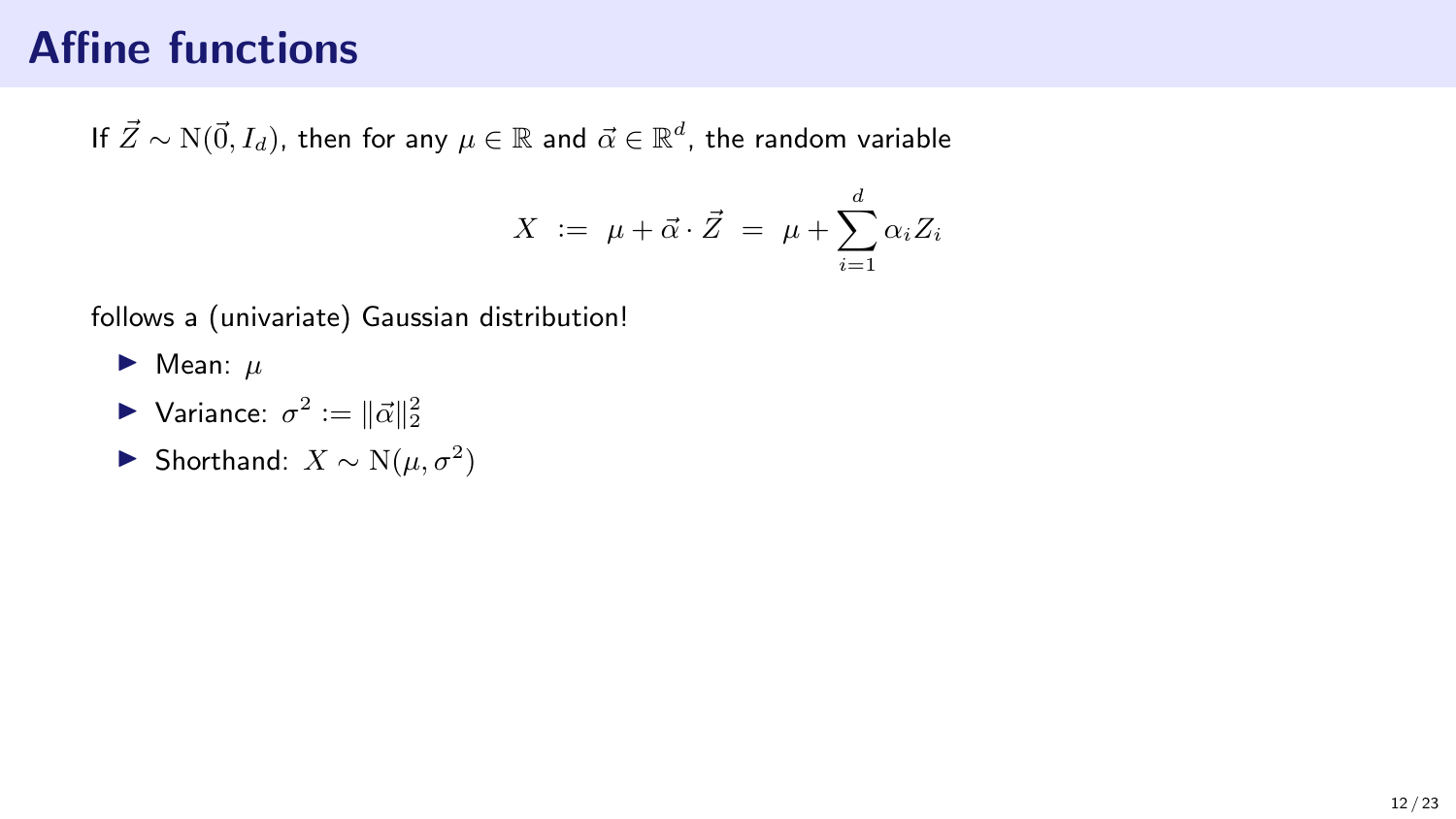# Affine functions

If $\vec{Z} \sim \mathrm{N}(\vec{0}, I_d)$, then for any $\mu \in \mathbb{R}$ and $\vec{\alpha} \in \mathbb{R}^d$, the random variable

$$X \;:=\; \mu + \vec{\alpha} \cdot \vec{Z} \;=\; \mu + \sum_{i=1}^{d} \alpha_i Z_i$$

follows a (univariate) Gaussian distribution!

- Mean: $\mu$
- Variance: $\sigma^2 := \|\vec{\alpha}\|_2^2$
- Shorthand: $X \sim \mathrm{N}(\mu, \sigma^2)$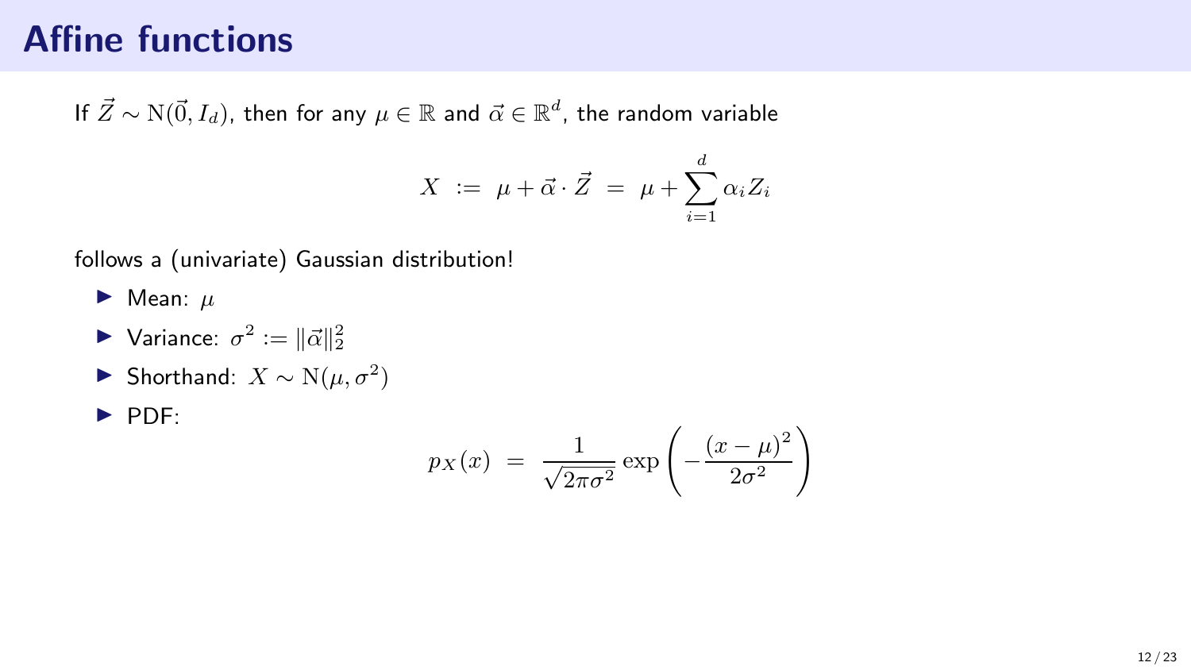# Affine functions

If $\vec{Z} \sim \mathrm{N}(\vec{0}, I_d)$, then for any $\mu \in \mathbb{R}$ and $\vec{\alpha} \in \mathbb{R}^d$, the random variable

$$X \;:=\; \mu + \vec{\alpha} \cdot \vec{Z} \;=\; \mu + \sum_{i=1}^{d} \alpha_i Z_i$$

follows a (univariate) Gaussian distribution!

- Mean: $\mu$
- Variance: $\sigma^2 := \|\vec{\alpha}\|_2^2$
- Shorthand: $X \sim \mathrm{N}(\mu, \sigma^2)$
- PDF:

$$p_X(x) \;=\; \frac{1}{\sqrt{2\pi\sigma^2}} \exp\left(-\frac{(x-\mu)^2}{2\sigma^2}\right)$$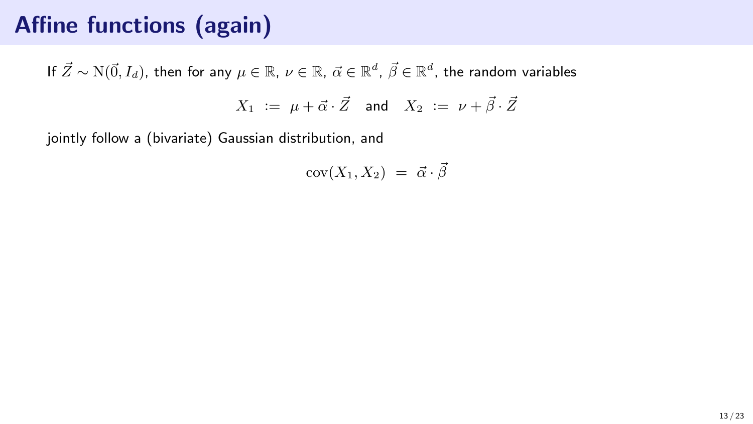# Affine functions (again)

If $\vec{Z} \sim \mathrm{N}(\vec{0}, I_d)$, then for any $\mu \in \mathbb{R}$, $\nu \in \mathbb{R}$, $\vec{\alpha} \in \mathbb{R}^d$, $\vec{\beta} \in \mathbb{R}^d$, the random variables

$$X_1 \;:=\; \mu + \vec{\alpha} \cdot \vec{Z} \quad \text{and} \quad X_2 \;:=\; \nu + \vec{\beta} \cdot \vec{Z}$$

jointly follow a (bivariate) Gaussian distribution, and

$$\mathrm{cov}(X_1, X_2) \;=\; \vec{\alpha} \cdot \vec{\beta}$$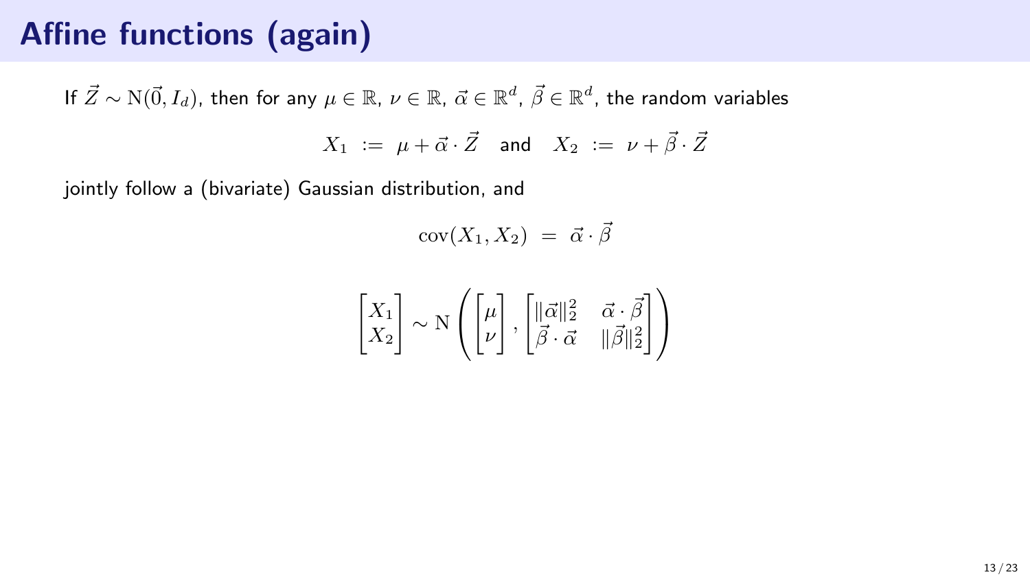# Affine functions (again)

If $\vec{Z} \sim \mathrm{N}(\vec{0}, I_d)$, then for any $\mu \in \mathbb{R}$, $\nu \in \mathbb{R}$, $\vec{\alpha} \in \mathbb{R}^d$, $\vec{\beta} \in \mathbb{R}^d$, the random variables

$$X_1 \;:=\; \mu + \vec{\alpha} \cdot \vec{Z} \quad \text{and} \quad X_2 \;:=\; \nu + \vec{\beta} \cdot \vec{Z}$$

jointly follow a (bivariate) Gaussian distribution, and

$$\mathrm{cov}(X_1, X_2) \;=\; \vec{\alpha} \cdot \vec{\beta}$$

$$\begin{bmatrix} X_1 \\ X_2 \end{bmatrix} \sim \mathrm{N}\left( \begin{bmatrix} \mu \\ \nu \end{bmatrix}, \begin{bmatrix} \|\vec{\alpha}\|_2^2 & \vec{\alpha} \cdot \vec{\beta} \\ \vec{\beta} \cdot \vec{\alpha} & \|\vec{\beta}\|_2^2 \end{bmatrix} \right)$$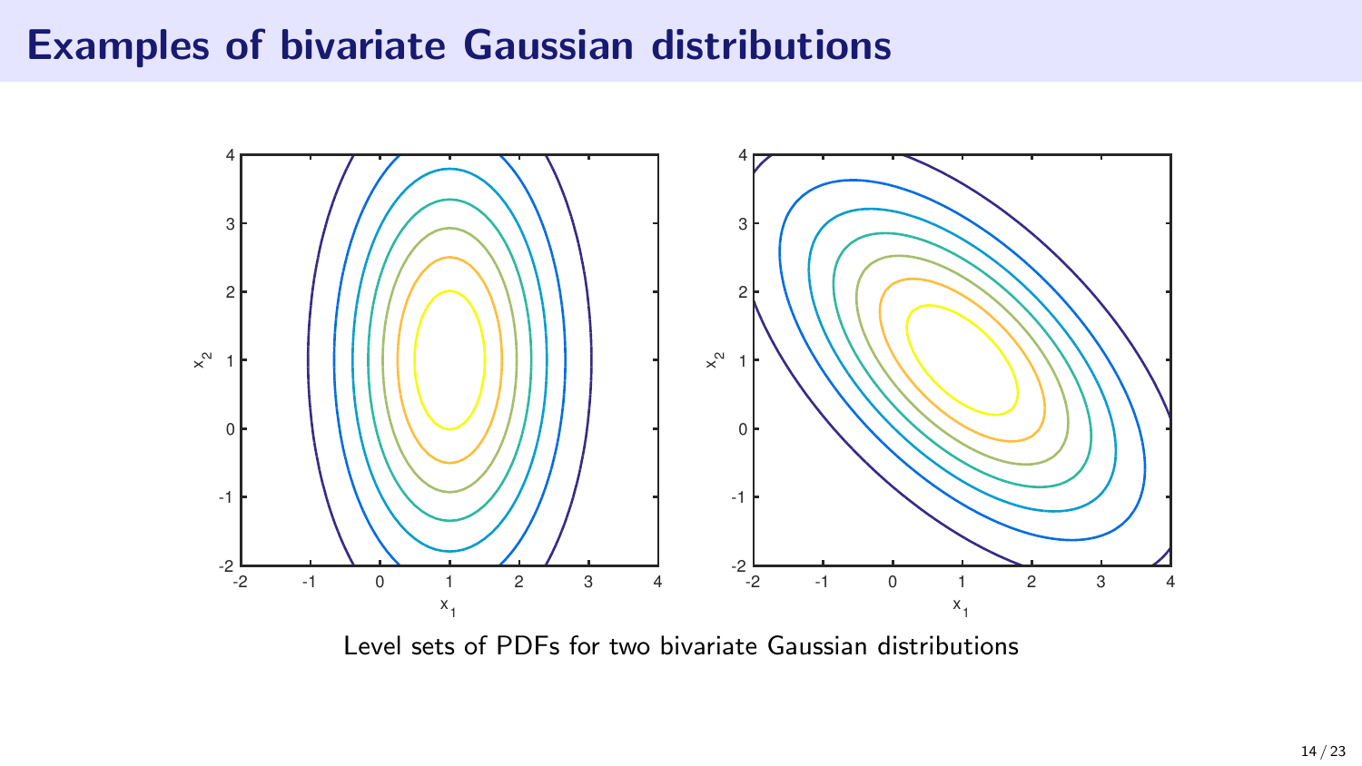# Examples of bivariate Gaussian distributions

Level sets of PDFs for two bivariate Gaussian distributions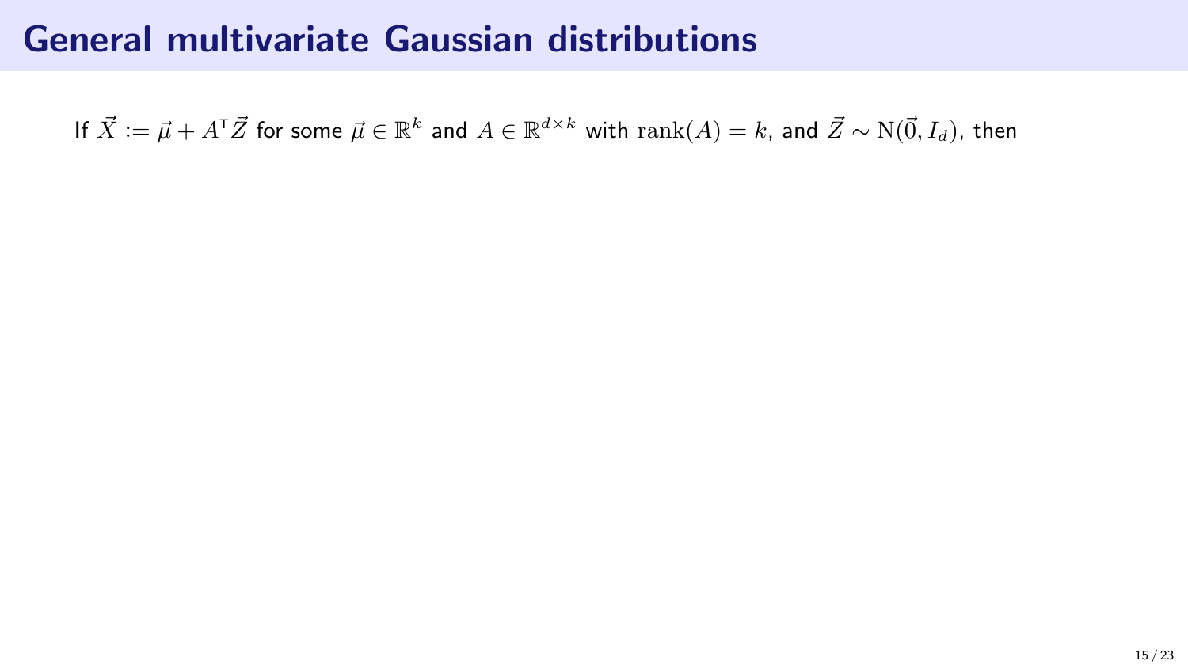# General multivariate Gaussian distributions

If $\vec{X} := \vec{\mu} + A^{\mathsf{T}}\vec{Z}$ for some $\vec{\mu} \in \mathbb{R}^k$ and $A \in \mathbb{R}^{d \times k}$ with $\operatorname{rank}(A) = k$, and $\vec{Z} \sim \mathrm{N}(\vec{0}, I_d)$, then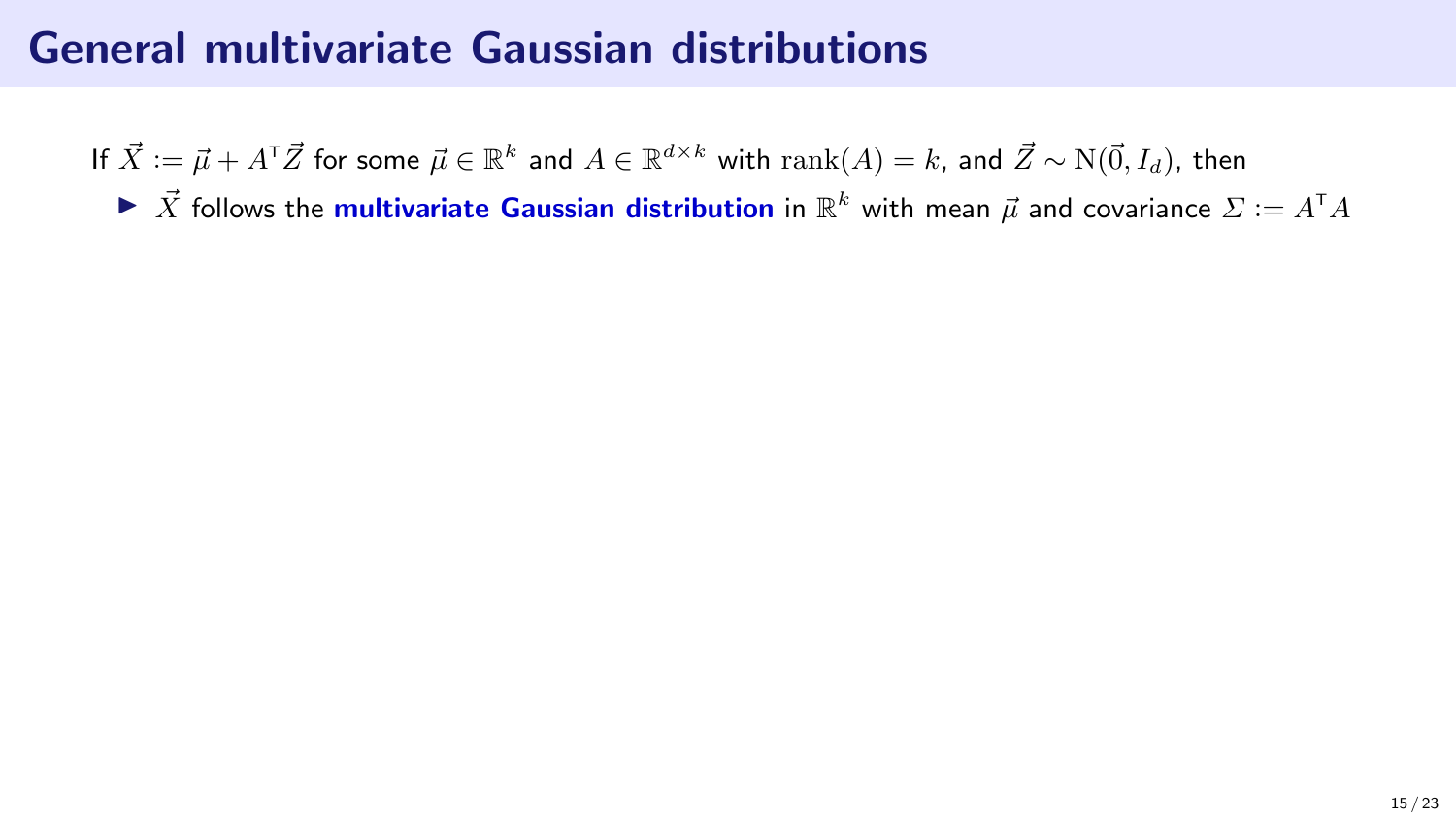# General multivariate Gaussian distributions

If $\vec{X} := \vec{\mu} + A^{\mathsf{T}}\vec{Z}$ for some $\vec{\mu} \in \mathbb{R}^k$ and $A \in \mathbb{R}^{d \times k}$ with $\operatorname{rank}(A) = k$, and $\vec{Z} \sim \mathrm{N}(\vec{0}, I_d)$, then

- $\vec{X}$ follows the **multivariate Gaussian distribution** in $\mathbb{R}^k$ with mean $\vec{\mu}$ and covariance $\Sigma := A^{\mathsf{T}}A$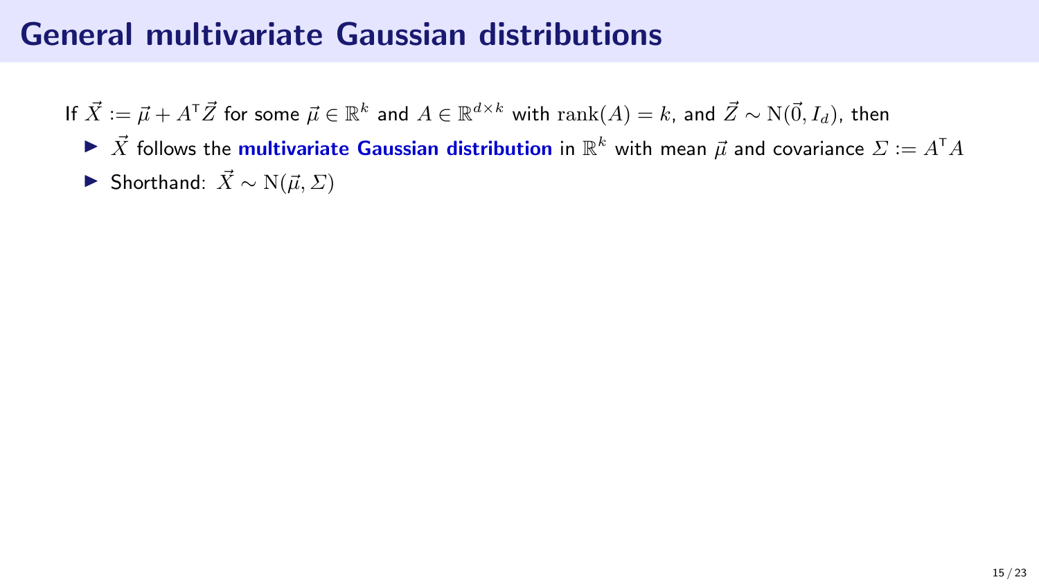# General multivariate Gaussian distributions

If $\vec{X} := \vec{\mu} + A^{\mathsf{T}}\vec{Z}$ for some $\vec{\mu} \in \mathbb{R}^k$ and $A \in \mathbb{R}^{d \times k}$ with $\operatorname{rank}(A) = k$, and $\vec{Z} \sim \mathrm{N}(\vec{0}, I_d)$, then

- $\vec{X}$ follows the **multivariate Gaussian distribution** in $\mathbb{R}^k$ with mean $\vec{\mu}$ and covariance $\Sigma := A^{\mathsf{T}}A$
- Shorthand: $\vec{X} \sim \mathrm{N}(\vec{\mu}, \Sigma)$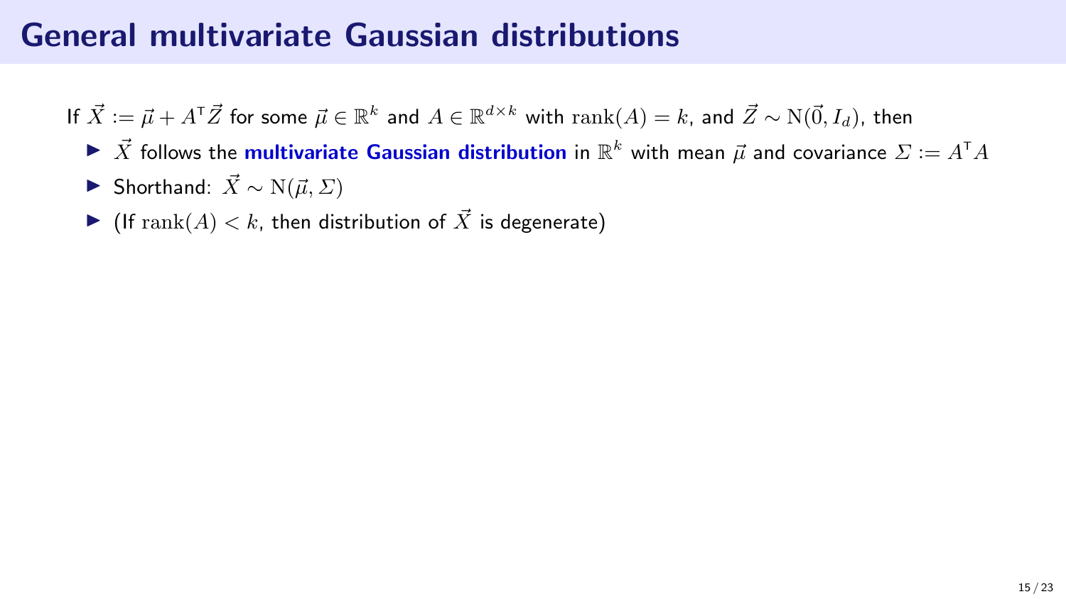# General multivariate Gaussian distributions

If $\vec{X} := \vec{\mu} + A^{\mathsf{T}}\vec{Z}$ for some $\vec{\mu} \in \mathbb{R}^k$ and $A \in \mathbb{R}^{d \times k}$ with $\operatorname{rank}(A) = k$, and $\vec{Z} \sim \mathrm{N}(\vec{0}, I_d)$, then

- $\vec{X}$ follows the **multivariate Gaussian distribution** in $\mathbb{R}^k$ with mean $\vec{\mu}$ and covariance $\Sigma := A^{\mathsf{T}}A$
- Shorthand: $\vec{X} \sim \mathrm{N}(\vec{\mu}, \Sigma)$
- (If $\operatorname{rank}(A) < k$, then distribution of $\vec{X}$ is degenerate)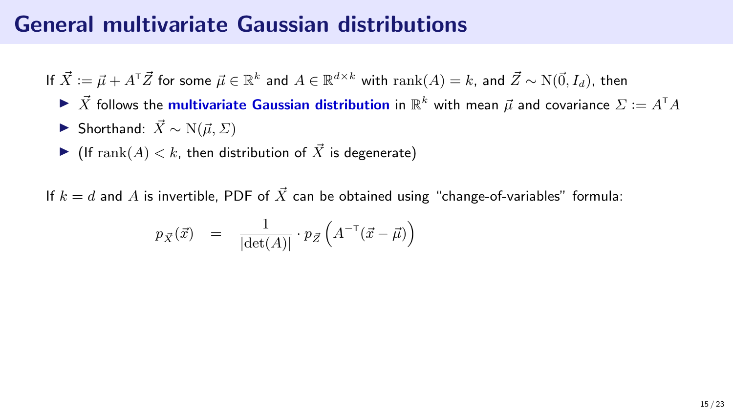# General multivariate Gaussian distributions

If $\vec{X} := \vec{\mu} + A^{\mathsf{T}}\vec{Z}$ for some $\vec{\mu} \in \mathbb{R}^k$ and $A \in \mathbb{R}^{d \times k}$ with $\operatorname{rank}(A) = k$, and $\vec{Z} \sim \mathrm{N}(\vec{0}, I_d)$, then

- $\vec{X}$ follows the **multivariate Gaussian distribution** in $\mathbb{R}^k$ with mean $\vec{\mu}$ and covariance $\Sigma := A^{\mathsf{T}}A$
- Shorthand: $\vec{X} \sim \mathrm{N}(\vec{\mu}, \Sigma)$
- (If $\operatorname{rank}(A) < k$, then distribution of $\vec{X}$ is degenerate)

If $k = d$ and $A$ is invertible, PDF of $\vec{X}$ can be obtained using "change-of-variables" formula:

$$p_{\vec{X}}(\vec{x}) \quad = \quad \frac{1}{|\det(A)|} \cdot p_{\vec{Z}}\left(A^{-\mathsf{T}}(\vec{x} - \vec{\mu})\right)$$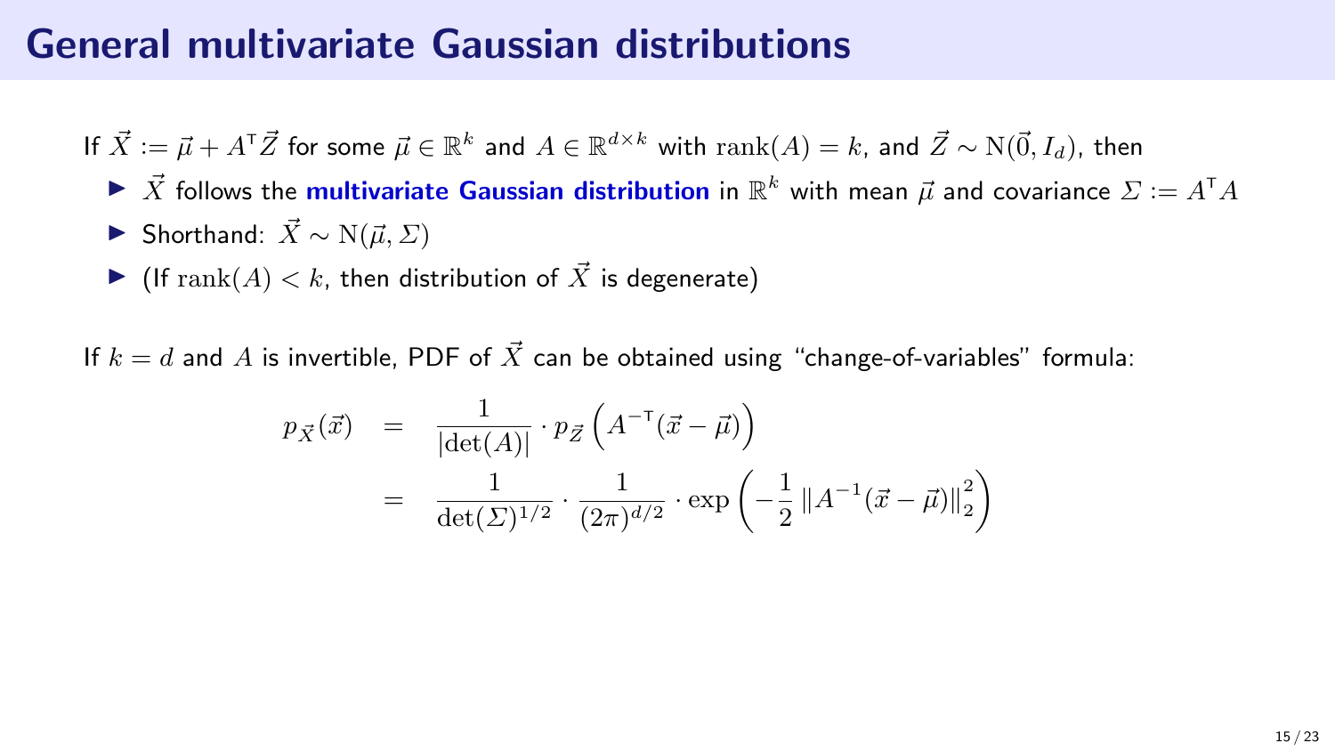# General multivariate Gaussian distributions

If $\vec{X} := \vec{\mu} + A^{\mathsf{T}}\vec{Z}$ for some $\vec{\mu} \in \mathbb{R}^k$ and $A \in \mathbb{R}^{d \times k}$ with $\operatorname{rank}(A) = k$, and $\vec{Z} \sim \mathrm{N}(\vec{0}, I_d)$, then

- $\vec{X}$ follows the **multivariate Gaussian distribution** in $\mathbb{R}^k$ with mean $\vec{\mu}$ and covariance $\Sigma := A^{\mathsf{T}}A$
- Shorthand: $\vec{X} \sim \mathrm{N}(\vec{\mu}, \Sigma)$
- (If $\operatorname{rank}(A) < k$, then distribution of $\vec{X}$ is degenerate)

If $k = d$ and $A$ is invertible, PDF of $\vec{X}$ can be obtained using "change-of-variables" formula:

$$
\begin{aligned}
p_{\vec{X}}(\vec{x}) &= \frac{1}{|\det(A)|} \cdot p_{\vec{Z}}\left(A^{-\mathsf{T}}(\vec{x} - \vec{\mu})\right) \\
&= \frac{1}{\det(\Sigma)^{1/2}} \cdot \frac{1}{(2\pi)^{d/2}} \cdot \exp\left(-\frac{1}{2}\left\|A^{-1}(\vec{x} - \vec{\mu})\right\|_2^2\right)
\end{aligned}
$$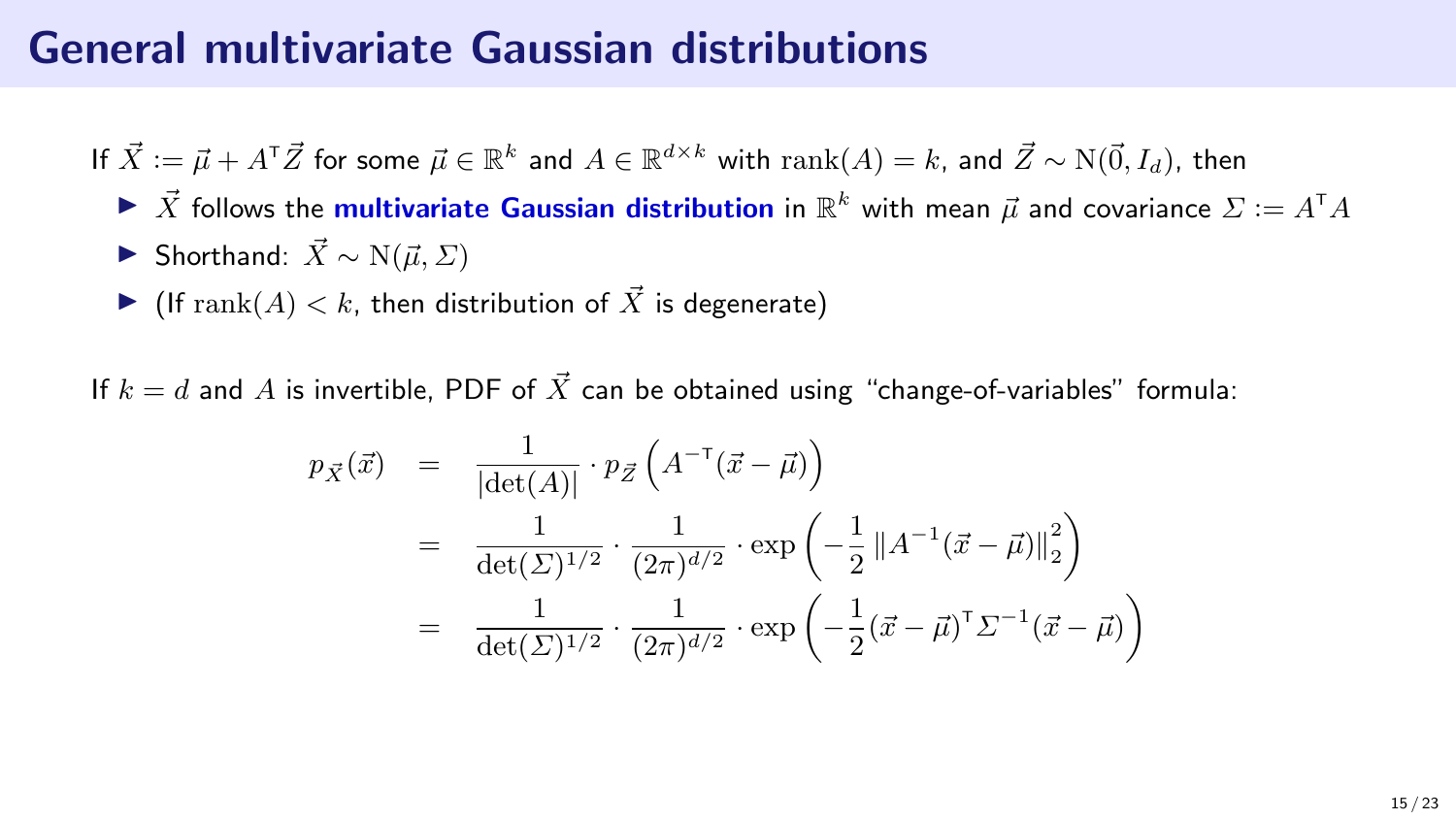# General multivariate Gaussian distributions

If $\vec{X} := \vec{\mu} + A^{\mathsf{T}}\vec{Z}$ for some $\vec{\mu} \in \mathbb{R}^k$ and $A \in \mathbb{R}^{d \times k}$ with $\operatorname{rank}(A) = k$, and $\vec{Z} \sim \mathrm{N}(\vec{0}, I_d)$, then

- $\vec{X}$ follows the **multivariate Gaussian distribution** in $\mathbb{R}^k$ with mean $\vec{\mu}$ and covariance $\Sigma := A^{\mathsf{T}}A$
- Shorthand: $\vec{X} \sim \mathrm{N}(\vec{\mu}, \Sigma)$
- (If $\operatorname{rank}(A) < k$, then distribution of $\vec{X}$ is degenerate)

If $k = d$ and $A$ is invertible, PDF of $\vec{X}$ can be obtained using "change-of-variables" formula:

$$
\begin{aligned}
p_{\vec{X}}(\vec{x}) &= \frac{1}{|\det(A)|} \cdot p_{\vec{Z}}\left(A^{-\mathsf{T}}(\vec{x} - \vec{\mu})\right) \\
&= \frac{1}{\det(\Sigma)^{1/2}} \cdot \frac{1}{(2\pi)^{d/2}} \cdot \exp\left(-\frac{1}{2}\left\|A^{-1}(\vec{x} - \vec{\mu})\right\|_2^2\right) \\
&= \frac{1}{\det(\Sigma)^{1/2}} \cdot \frac{1}{(2\pi)^{d/2}} \cdot \exp\left(-\frac{1}{2}(\vec{x} - \vec{\mu})^{\mathsf{T}}\Sigma^{-1}(\vec{x} - \vec{\mu})\right)
\end{aligned}
$$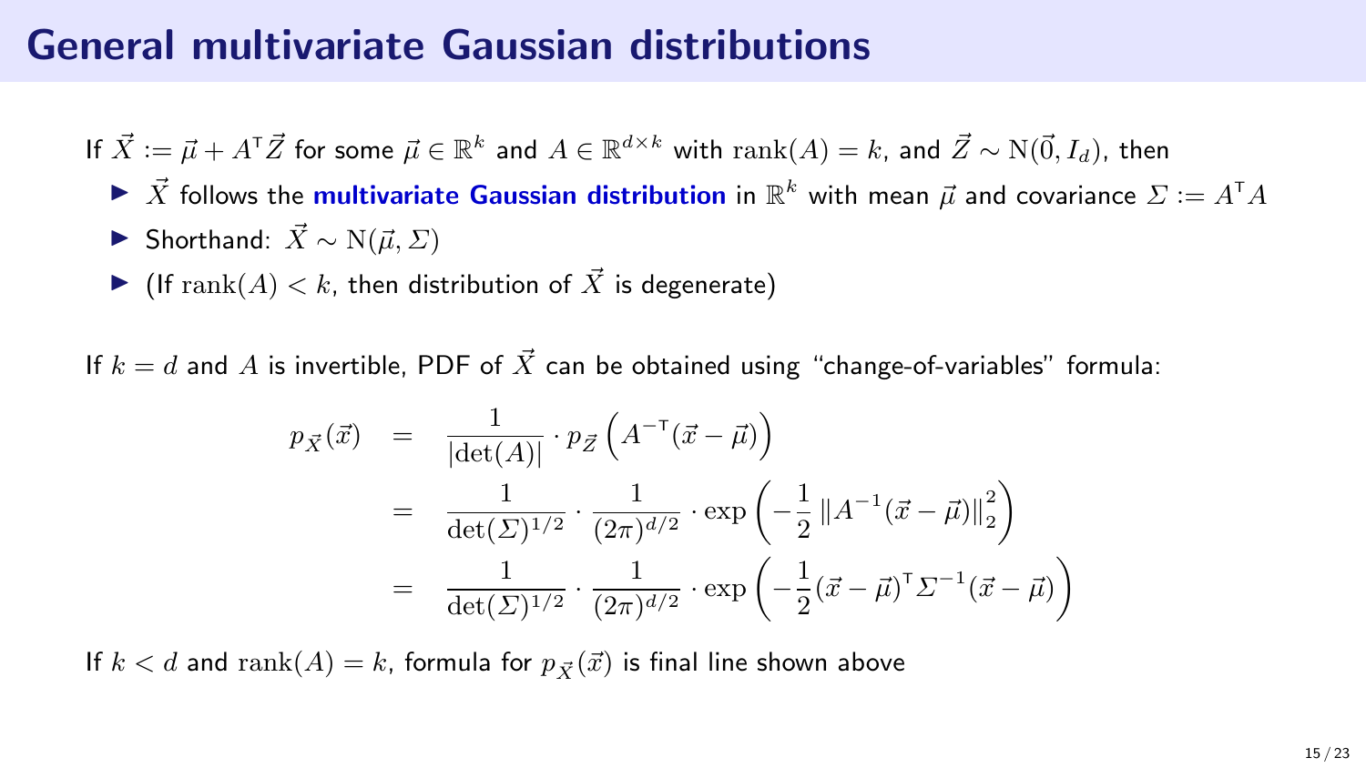# General multivariate Gaussian distributions

If $\vec{X} := \vec{\mu} + A^{\mathsf{T}}\vec{Z}$ for some $\vec{\mu} \in \mathbb{R}^k$ and $A \in \mathbb{R}^{d \times k}$ with $\operatorname{rank}(A) = k$, and $\vec{Z} \sim \mathrm{N}(\vec{0}, I_d)$, then

- $\vec{X}$ follows the **multivariate Gaussian distribution** in $\mathbb{R}^k$ with mean $\vec{\mu}$ and covariance $\Sigma := A^{\mathsf{T}}A$
- Shorthand: $\vec{X} \sim \mathrm{N}(\vec{\mu}, \Sigma)$
- (If $\operatorname{rank}(A) < k$, then distribution of $\vec{X}$ is degenerate)

If $k = d$ and $A$ is invertible, PDF of $\vec{X}$ can be obtained using "change-of-variables" formula:

$$
\begin{aligned}
p_{\vec{X}}(\vec{x}) &= \frac{1}{|\det(A)|} \cdot p_{\vec{Z}}\left(A^{-\mathsf{T}}(\vec{x} - \vec{\mu})\right) \\
&= \frac{1}{\det(\Sigma)^{1/2}} \cdot \frac{1}{(2\pi)^{d/2}} \cdot \exp\left(-\frac{1}{2}\left\|A^{-1}(\vec{x} - \vec{\mu})\right\|_2^2\right) \\
&= \frac{1}{\det(\Sigma)^{1/2}} \cdot \frac{1}{(2\pi)^{d/2}} \cdot \exp\left(-\frac{1}{2}(\vec{x} - \vec{\mu})^{\mathsf{T}}\Sigma^{-1}(\vec{x} - \vec{\mu})\right)
\end{aligned}
$$

If $k < d$ and $\operatorname{rank}(A) = k$, formula for $p_{\vec{X}}(\vec{x})$ is final line shown above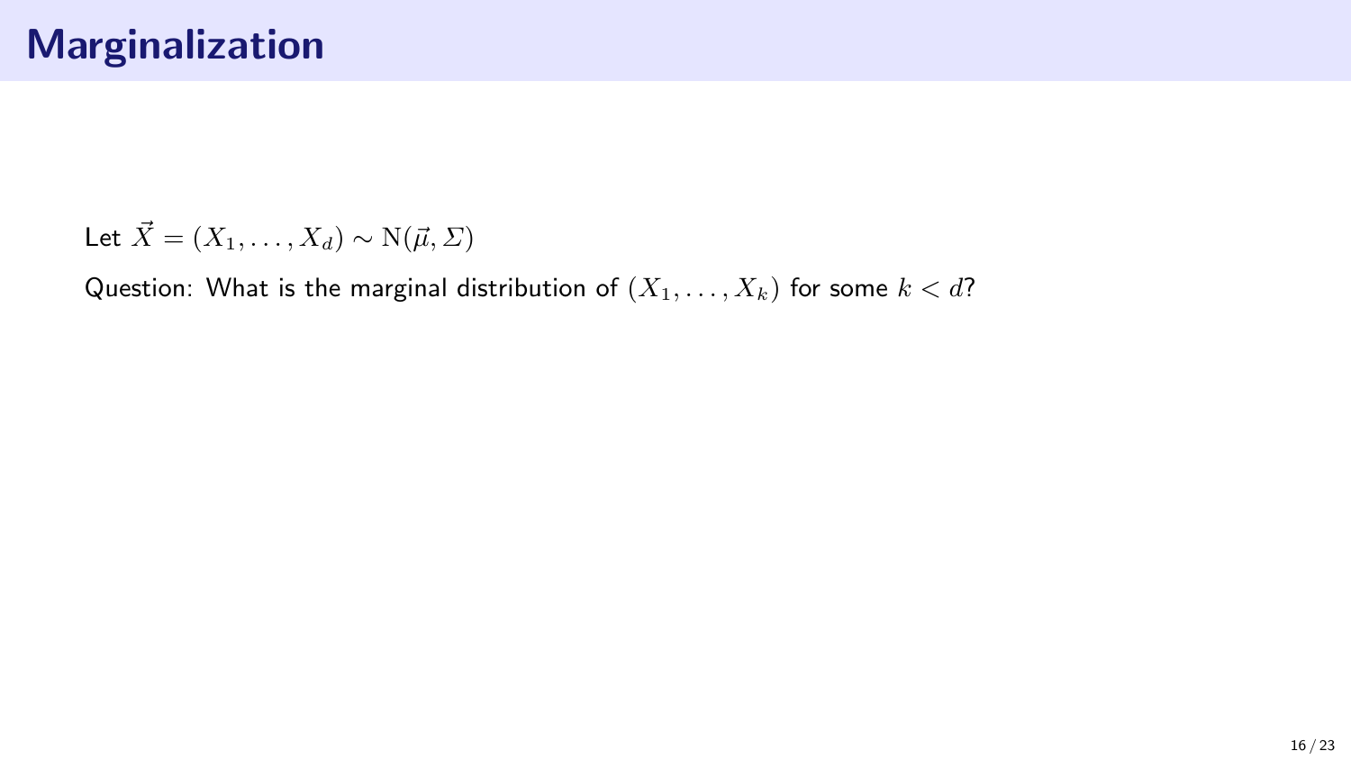# Marginalization

Let $\vec{X} = (X_1, \ldots, X_d) \sim \mathrm{N}(\vec{\mu}, \Sigma)$

Question: What is the marginal distribution of $(X_1, \ldots, X_k)$ for some $k < d$?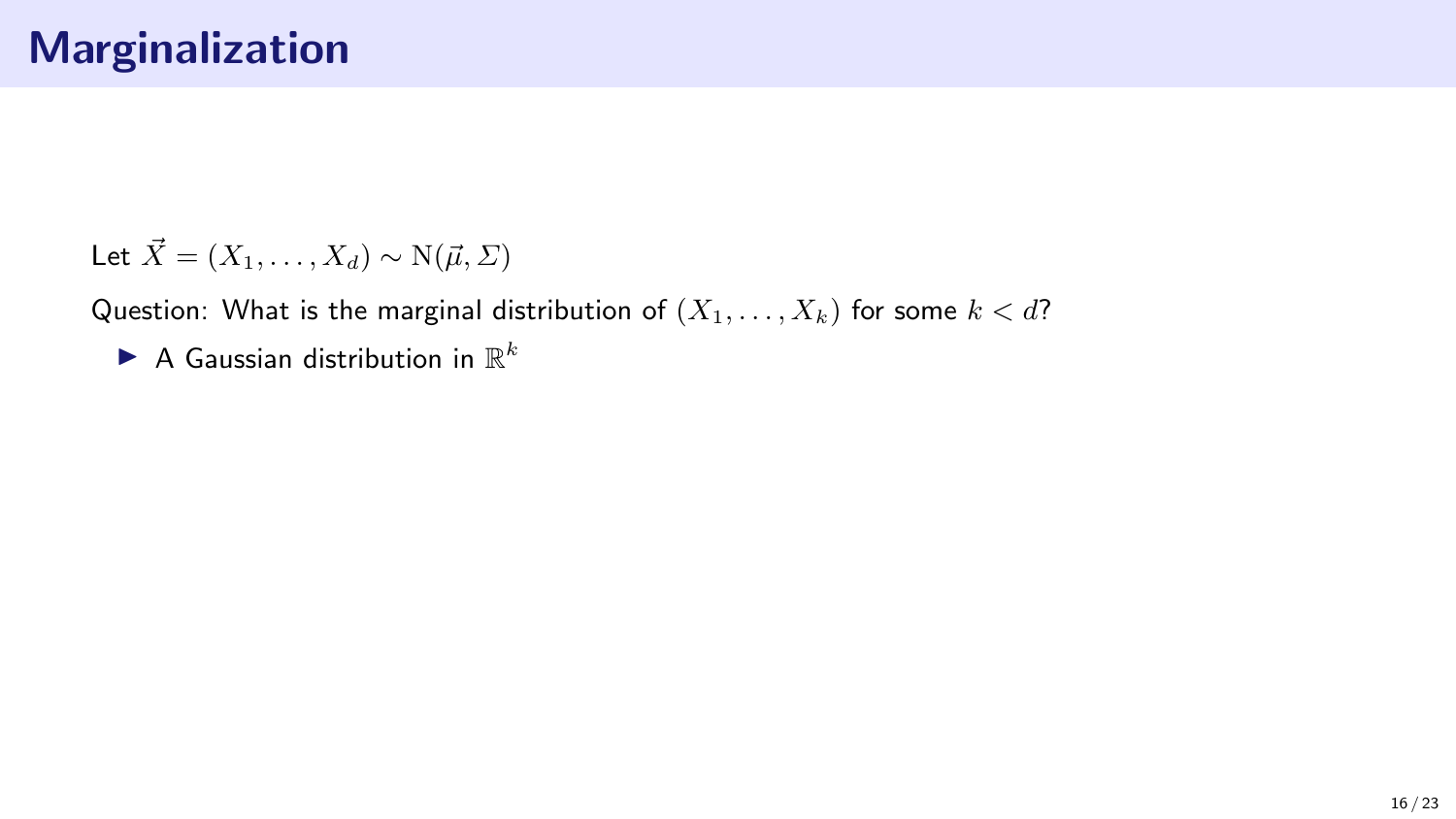# Marginalization

Let $\vec{X} = (X_1, \ldots, X_d) \sim \mathrm{N}(\vec{\mu}, \Sigma)$

Question: What is the marginal distribution of $(X_1, \ldots, X_k)$ for some $k < d$?

- A Gaussian distribution in $\mathbb{R}^k$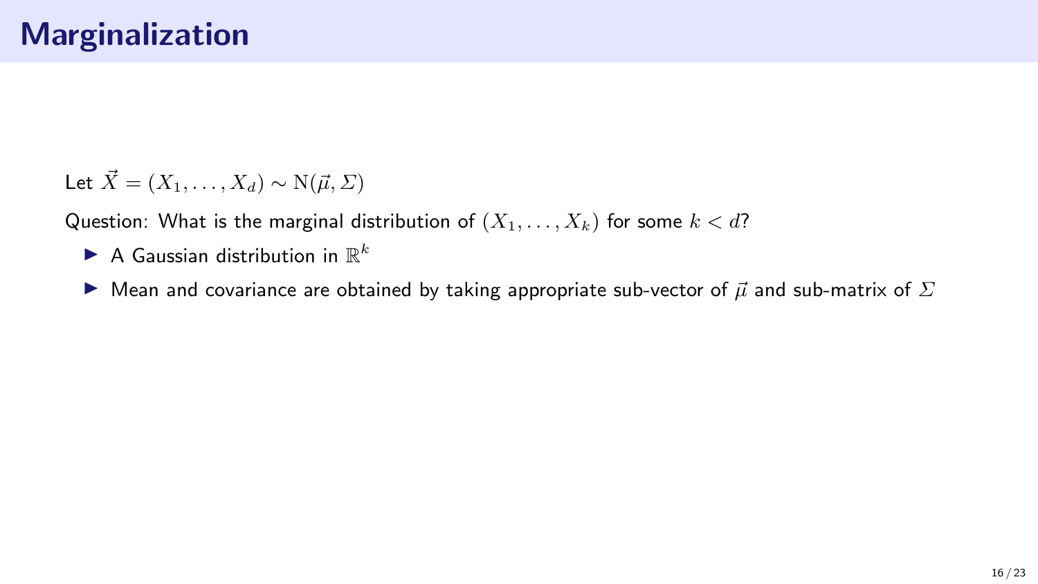# Marginalization

Let $\vec{X} = (X_1, \ldots, X_d) \sim \mathrm{N}(\vec{\mu}, \Sigma)$

Question: What is the marginal distribution of $(X_1, \ldots, X_k)$ for some $k < d$?

- A Gaussian distribution in $\mathbb{R}^k$
- Mean and covariance are obtained by taking appropriate sub-vector of $\vec{\mu}$ and sub-matrix of $\Sigma$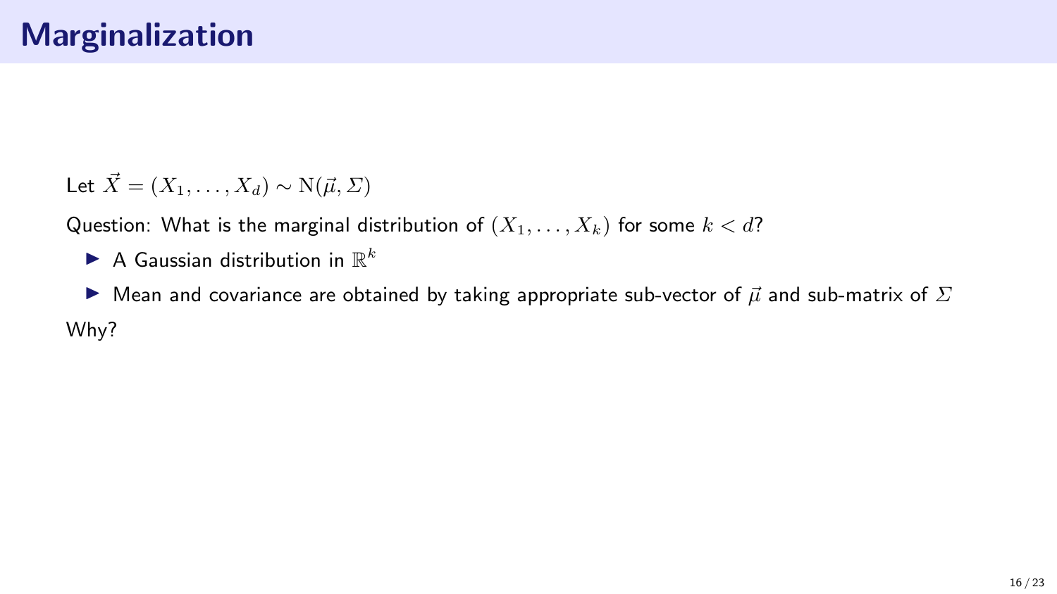# Marginalization

Let $\vec{X} = (X_1, \ldots, X_d) \sim \mathrm{N}(\vec{\mu}, \Sigma)$

Question: What is the marginal distribution of $(X_1, \ldots, X_k)$ for some $k < d$?

- A Gaussian distribution in $\mathbb{R}^k$
- Mean and covariance are obtained by taking appropriate sub-vector of $\vec{\mu}$ and sub-matrix of $\Sigma$

Why?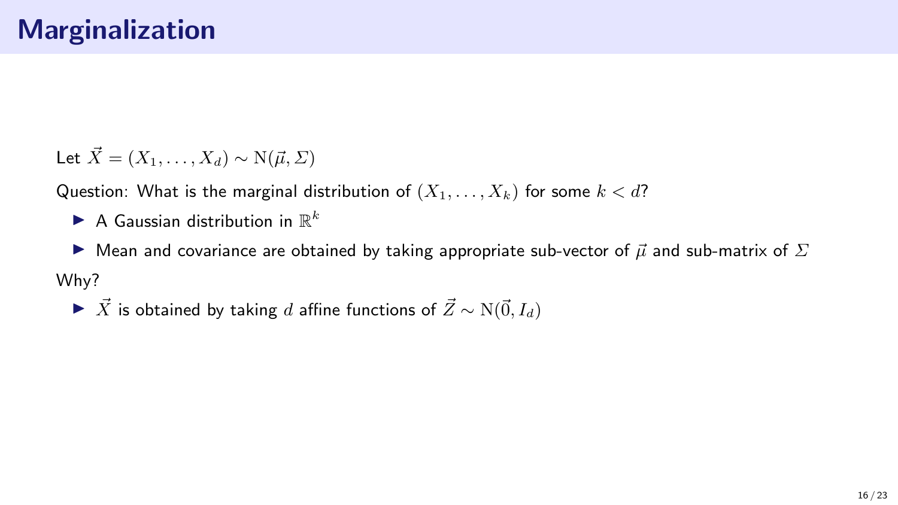# Marginalization

Let $\vec{X} = (X_1, \ldots, X_d) \sim \mathrm{N}(\vec{\mu}, \Sigma)$

Question: What is the marginal distribution of $(X_1, \ldots, X_k)$ for some $k < d$?

- A Gaussian distribution in $\mathbb{R}^k$
- Mean and covariance are obtained by taking appropriate sub-vector of $\vec{\mu}$ and sub-matrix of $\Sigma$

Why?

- $\vec{X}$ is obtained by taking $d$ affine functions of $\vec{Z} \sim \mathrm{N}(\vec{0}, I_d)$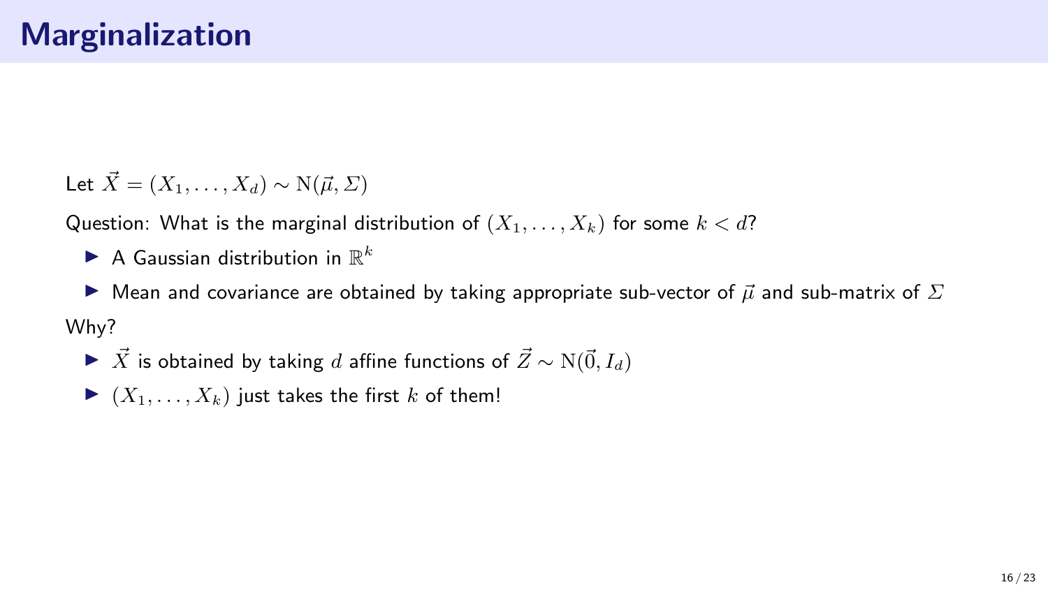# Marginalization

Let $\vec{X} = (X_1, \ldots, X_d) \sim \mathrm{N}(\vec{\mu}, \Sigma)$

Question: What is the marginal distribution of $(X_1, \ldots, X_k)$ for some $k < d$?

- A Gaussian distribution in $\mathbb{R}^k$
- Mean and covariance are obtained by taking appropriate sub-vector of $\vec{\mu}$ and sub-matrix of $\Sigma$

Why?

- $\vec{X}$ is obtained by taking $d$ affine functions of $\vec{Z} \sim \mathrm{N}(\vec{0}, I_d)$
- $(X_1, \ldots, X_k)$ just takes the first $k$ of them!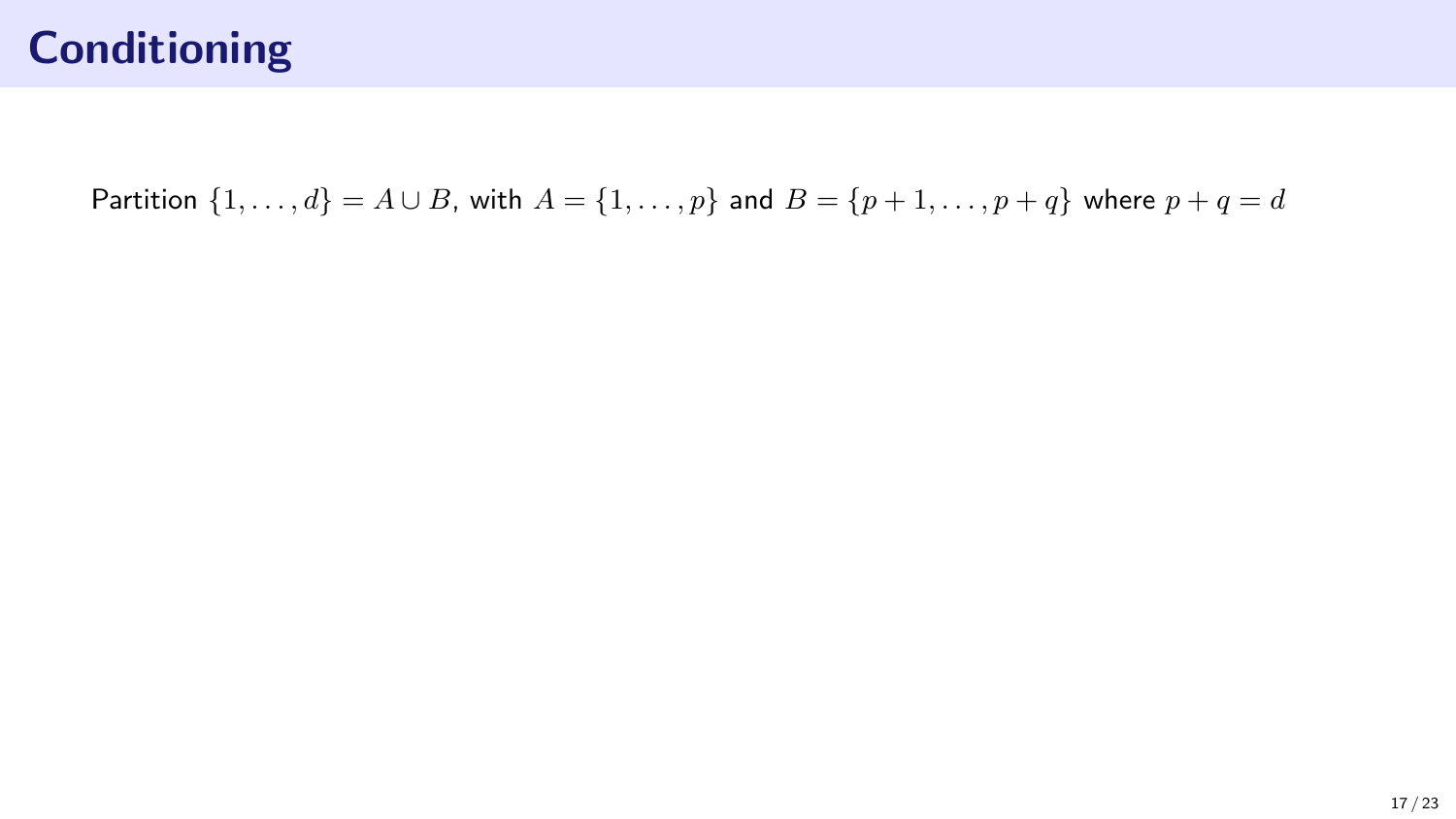# Conditioning

Partition $\{1, \ldots, d\} = A \cup B$, with $A = \{1, \ldots, p\}$ and $B = \{p+1, \ldots, p+q\}$ where $p + q = d$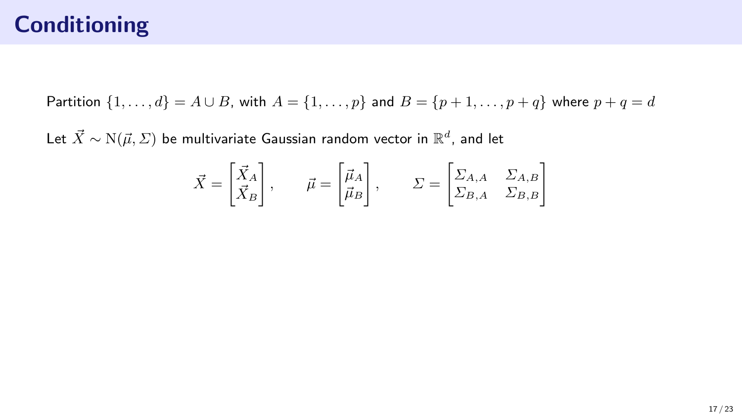# Conditioning

Partition $\{1, \ldots, d\} = A \cup B$, with $A = \{1, \ldots, p\}$ and $B = \{p+1, \ldots, p+q\}$ where $p + q = d$

Let $\vec{X} \sim \mathrm{N}(\vec{\mu}, \Sigma)$ be multivariate Gaussian random vector in $\mathbb{R}^d$, and let

$$\vec{X} = \begin{bmatrix} \vec{X}_A \\ \vec{X}_B \end{bmatrix}, \qquad \vec{\mu} = \begin{bmatrix} \vec{\mu}_A \\ \vec{\mu}_B \end{bmatrix}, \qquad \Sigma = \begin{bmatrix} \Sigma_{A,A} & \Sigma_{A,B} \\ \Sigma_{B,A} & \Sigma_{B,B} \end{bmatrix}$$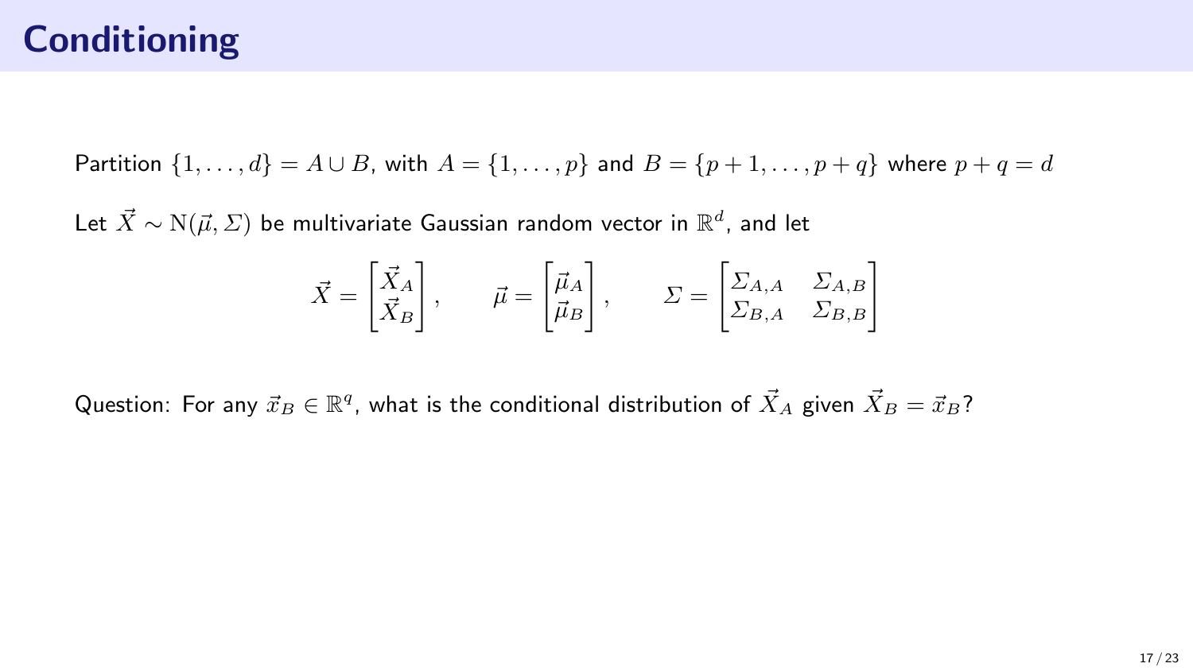# Conditioning

Partition $\{1, \ldots, d\} = A \cup B$, with $A = \{1, \ldots, p\}$ and $B = \{p+1, \ldots, p+q\}$ where $p + q = d$

Let $\vec{X} \sim \mathrm{N}(\vec{\mu}, \Sigma)$ be multivariate Gaussian random vector in $\mathbb{R}^d$, and let

$$\vec{X} = \begin{bmatrix} \vec{X}_A \\ \vec{X}_B \end{bmatrix}, \qquad \vec{\mu} = \begin{bmatrix} \vec{\mu}_A \\ \vec{\mu}_B \end{bmatrix}, \qquad \Sigma = \begin{bmatrix} \Sigma_{A,A} & \Sigma_{A,B} \\ \Sigma_{B,A} & \Sigma_{B,B} \end{bmatrix}$$

Question: For any $\vec{x}_B \in \mathbb{R}^q$, what is the conditional distribution of $\vec{X}_A$ given $\vec{X}_B = \vec{x}_B$?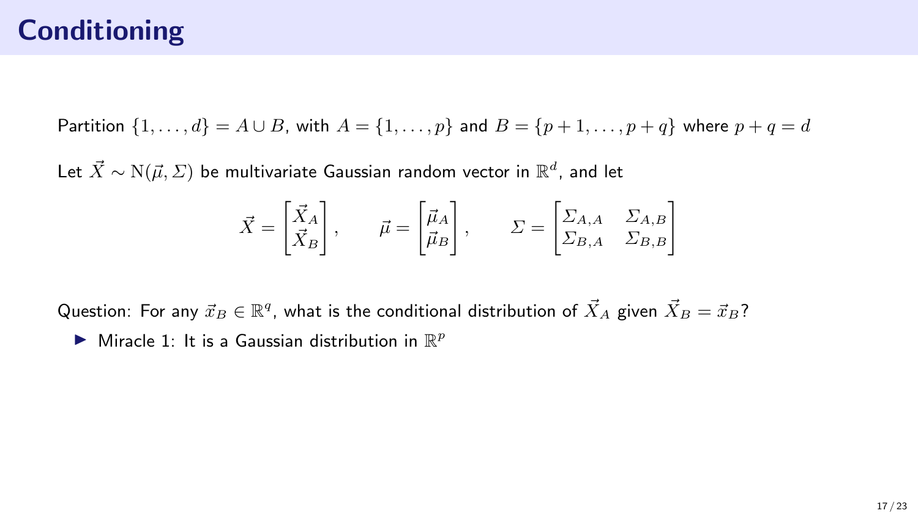# Conditioning

Partition $\{1, \ldots, d\} = A \cup B$, with $A = \{1, \ldots, p\}$ and $B = \{p+1, \ldots, p+q\}$ where $p + q = d$

Let $\vec{X} \sim \mathrm{N}(\vec{\mu}, \Sigma)$ be multivariate Gaussian random vector in $\mathbb{R}^d$, and let

$$\vec{X} = \begin{bmatrix} \vec{X}_A \\ \vec{X}_B \end{bmatrix}, \qquad \vec{\mu} = \begin{bmatrix} \vec{\mu}_A \\ \vec{\mu}_B \end{bmatrix}, \qquad \Sigma = \begin{bmatrix} \Sigma_{A,A} & \Sigma_{A,B} \\ \Sigma_{B,A} & \Sigma_{B,B} \end{bmatrix}$$

Question: For any $\vec{x}_B \in \mathbb{R}^q$, what is the conditional distribution of $\vec{X}_A$ given $\vec{X}_B = \vec{x}_B$?

- Miracle 1: It is a Gaussian distribution in $\mathbb{R}^p$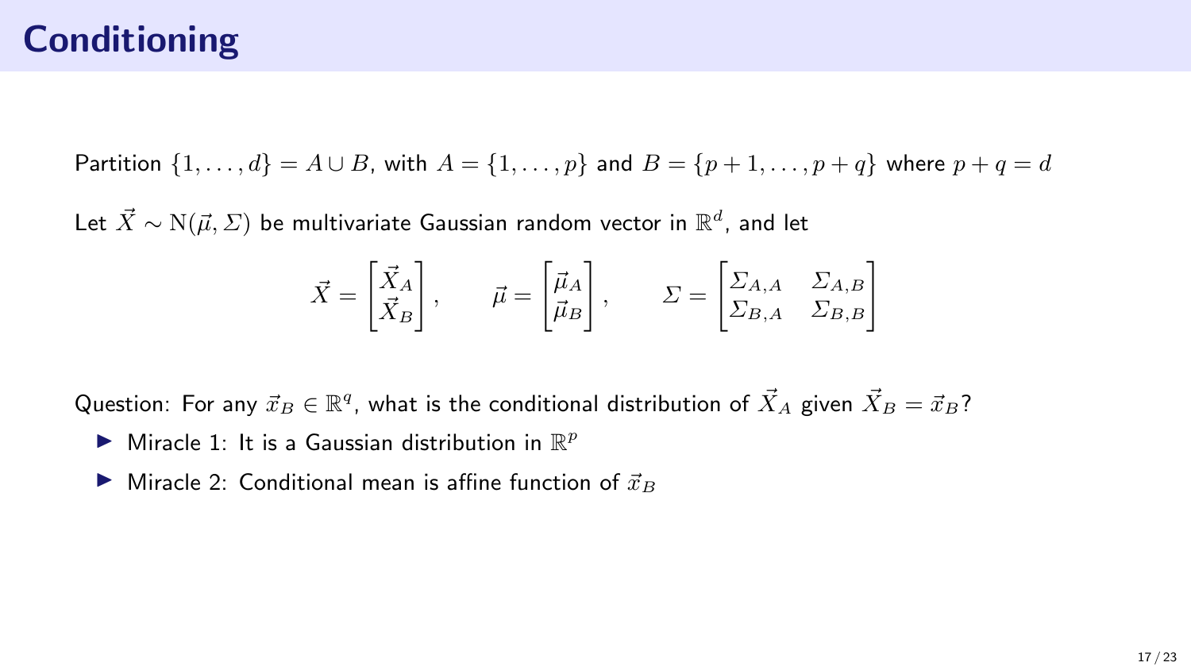# Conditioning

Partition $\{1, \ldots, d\} = A \cup B$, with $A = \{1, \ldots, p\}$ and $B = \{p+1, \ldots, p+q\}$ where $p + q = d$

Let $\vec{X} \sim \mathrm{N}(\vec{\mu}, \mathit{\Sigma})$ be multivariate Gaussian random vector in $\mathbb{R}^d$, and let

$$\vec{X} = \begin{bmatrix} \vec{X}_A \\ \vec{X}_B \end{bmatrix}, \qquad \vec{\mu} = \begin{bmatrix} \vec{\mu}_A \\ \vec{\mu}_B \end{bmatrix}, \qquad \mathit{\Sigma} = \begin{bmatrix} \mathit{\Sigma}_{A,A} & \mathit{\Sigma}_{A,B} \\ \mathit{\Sigma}_{B,A} & \mathit{\Sigma}_{B,B} \end{bmatrix}$$

Question: For any $\vec{x}_B \in \mathbb{R}^q$, what is the conditional distribution of $\vec{X}_A$ given $\vec{X}_B = \vec{x}_B$?

- Miracle 1: It is a Gaussian distribution in $\mathbb{R}^p$
- Miracle 2: Conditional mean is affine function of $\vec{x}_B$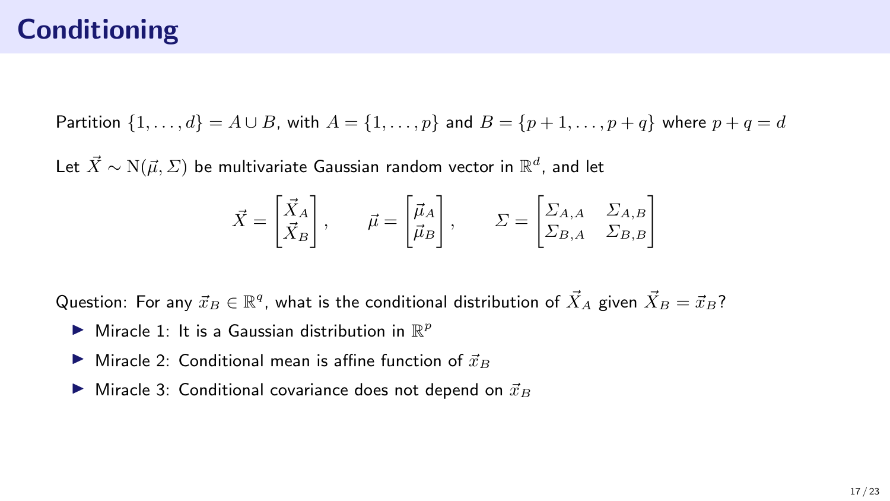# Conditioning

Partition $\{1, \dots, d\} = A \cup B$, with $A = \{1, \dots, p\}$ and $B = \{p+1, \dots, p+q\}$ where $p + q = d$

Let $\vec{X} \sim \mathrm{N}(\vec{\mu}, \Sigma)$ be multivariate Gaussian random vector in $\mathbb{R}^d$, and let

$$\vec{X} = \begin{bmatrix} \vec{X}_A \\ \vec{X}_B \end{bmatrix}, \qquad \vec{\mu} = \begin{bmatrix} \vec{\mu}_A \\ \vec{\mu}_B \end{bmatrix}, \qquad \Sigma = \begin{bmatrix} \Sigma_{A,A} & \Sigma_{A,B} \\ \Sigma_{B,A} & \Sigma_{B,B} \end{bmatrix}$$

Question: For any $\vec{x}_B \in \mathbb{R}^q$, what is the conditional distribution of $\vec{X}_A$ given $\vec{X}_B = \vec{x}_B$?

- Miracle 1: It is a Gaussian distribution in $\mathbb{R}^p$
- Miracle 2: Conditional mean is affine function of $\vec{x}_B$
- Miracle 3: Conditional covariance does not depend on $\vec{x}_B$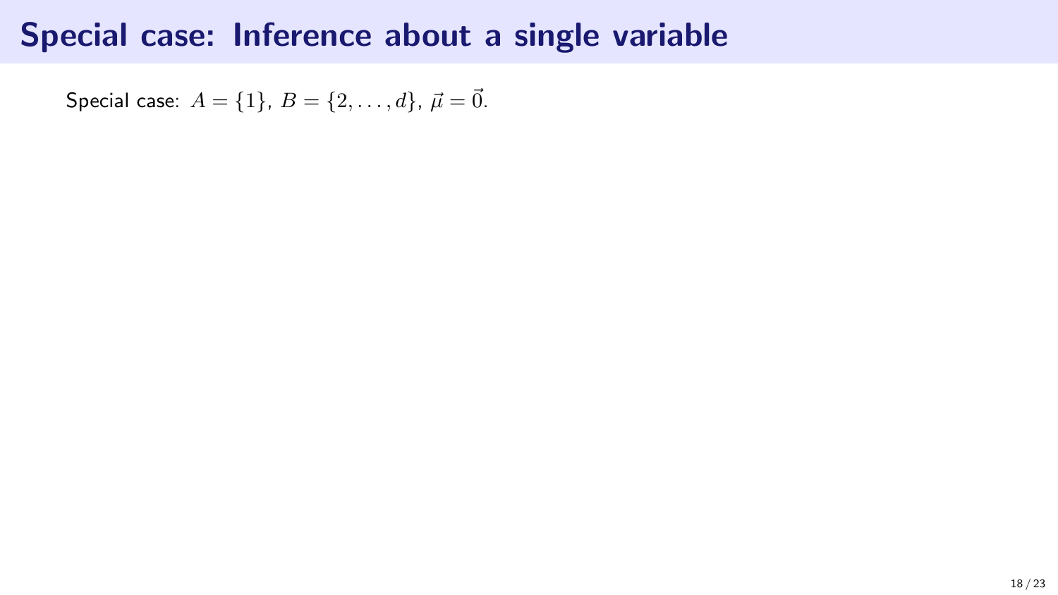# Special case: Inference about a single variable

Special case: $A = \{1\}$, $B = \{2, \ldots, d\}$, $\vec{\mu} = \vec{0}$.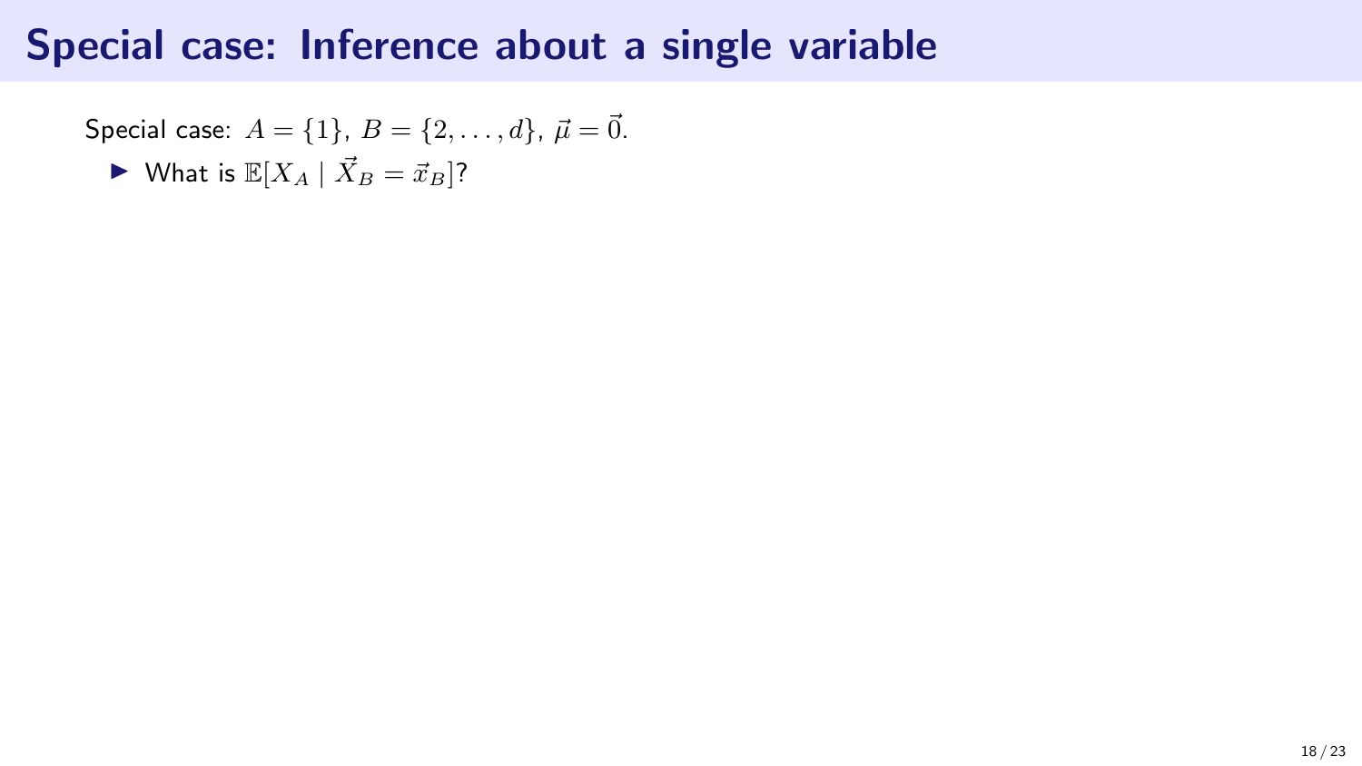# Special case: Inference about a single variable

Special case: $A = \{1\}$, $B = \{2, \ldots, d\}$, $\vec{\mu} = \vec{0}$.

- What is $\mathbb{E}[X_A \mid \vec{X}_B = \vec{x}_B]$?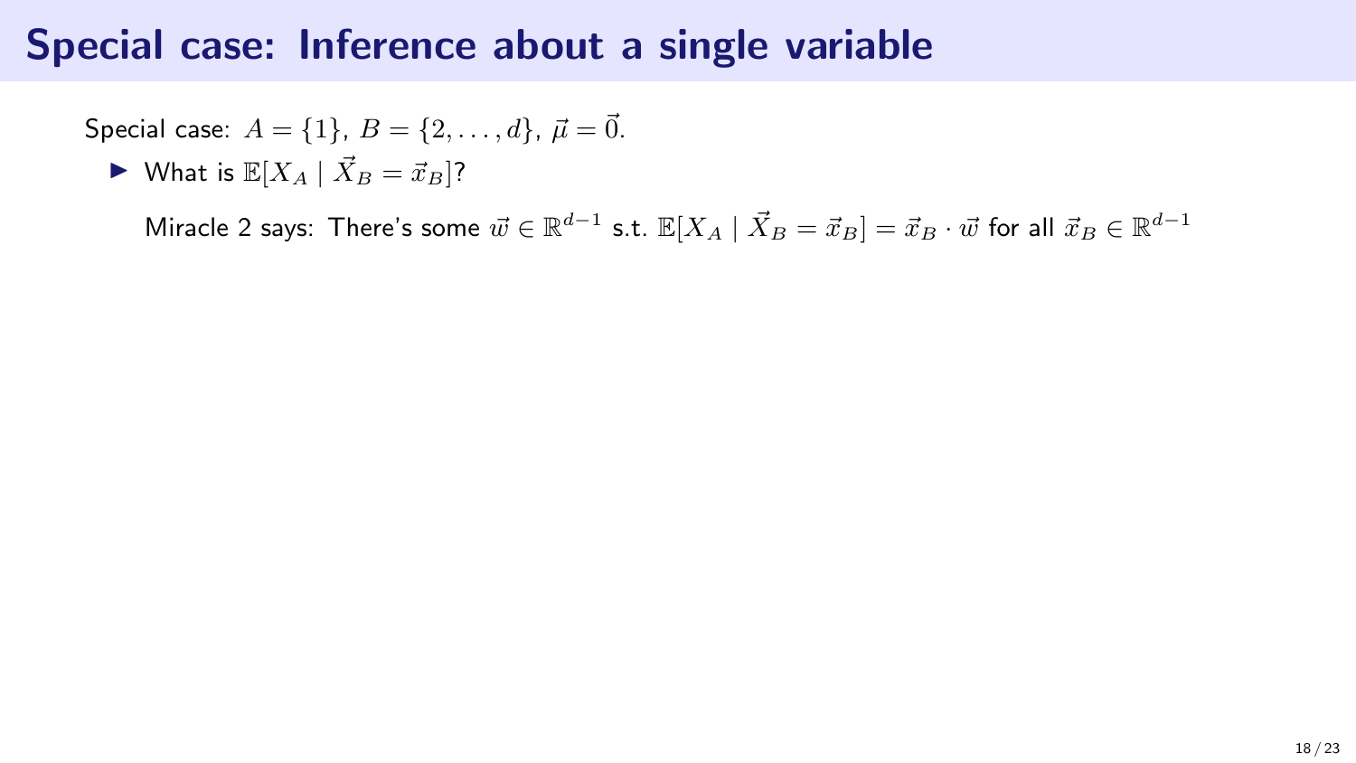# Special case: Inference about a single variable

Special case: $A = \{1\}$, $B = \{2, \ldots, d\}$, $\vec{\mu} = \vec{0}$.

- What is $\mathbb{E}[X_A \mid \vec{X}_B = \vec{x}_B]$?

  Miracle 2 says: There's some $\vec{w} \in \mathbb{R}^{d-1}$ s.t. $\mathbb{E}[X_A \mid \vec{X}_B = \vec{x}_B] = \vec{x}_B \cdot \vec{w}$ for all $\vec{x}_B \in \mathbb{R}^{d-1}$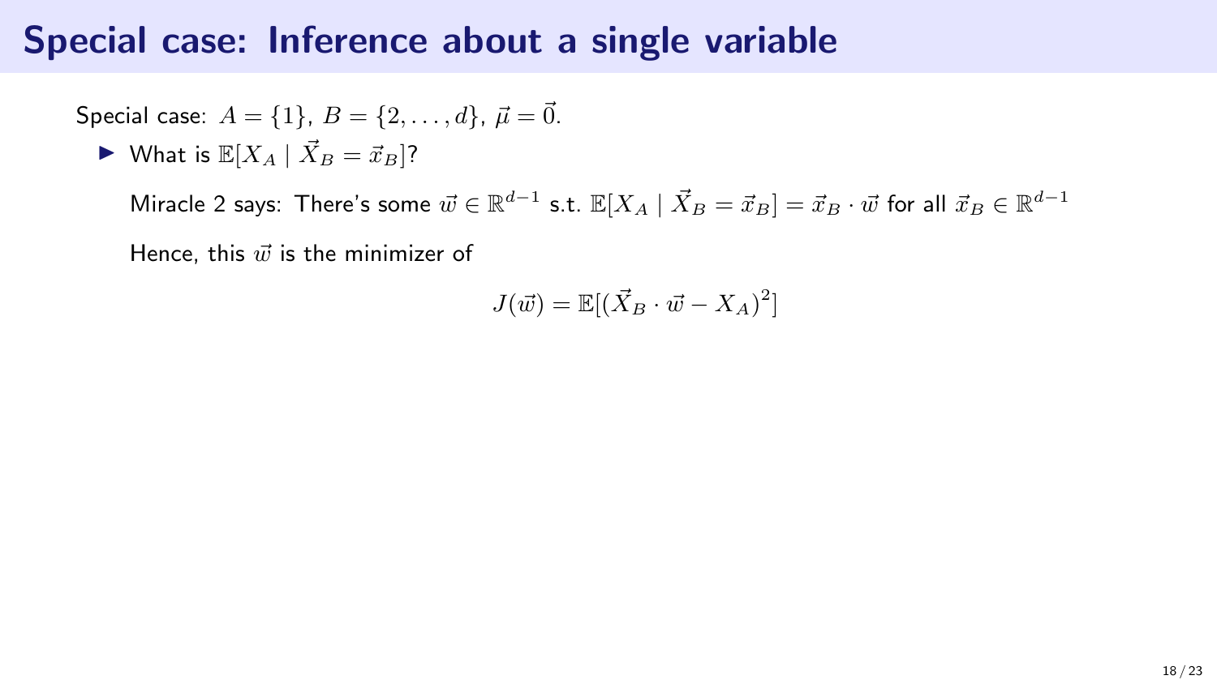# Special case: Inference about a single variable

Special case: $A = \{1\}$, $B = \{2, \ldots, d\}$, $\vec{\mu} = \vec{0}$.

- What is $\mathbb{E}[X_A \mid \vec{X}_B = \vec{x}_B]$?

  Miracle 2 says: There's some $\vec{w} \in \mathbb{R}^{d-1}$ s.t. $\mathbb{E}[X_A \mid \vec{X}_B = \vec{x}_B] = \vec{x}_B \cdot \vec{w}$ for all $\vec{x}_B \in \mathbb{R}^{d-1}$

  Hence, this $\vec{w}$ is the minimizer of

$$J(\vec{w}) = \mathbb{E}[(\vec{X}_B \cdot \vec{w} - X_A)^2]$$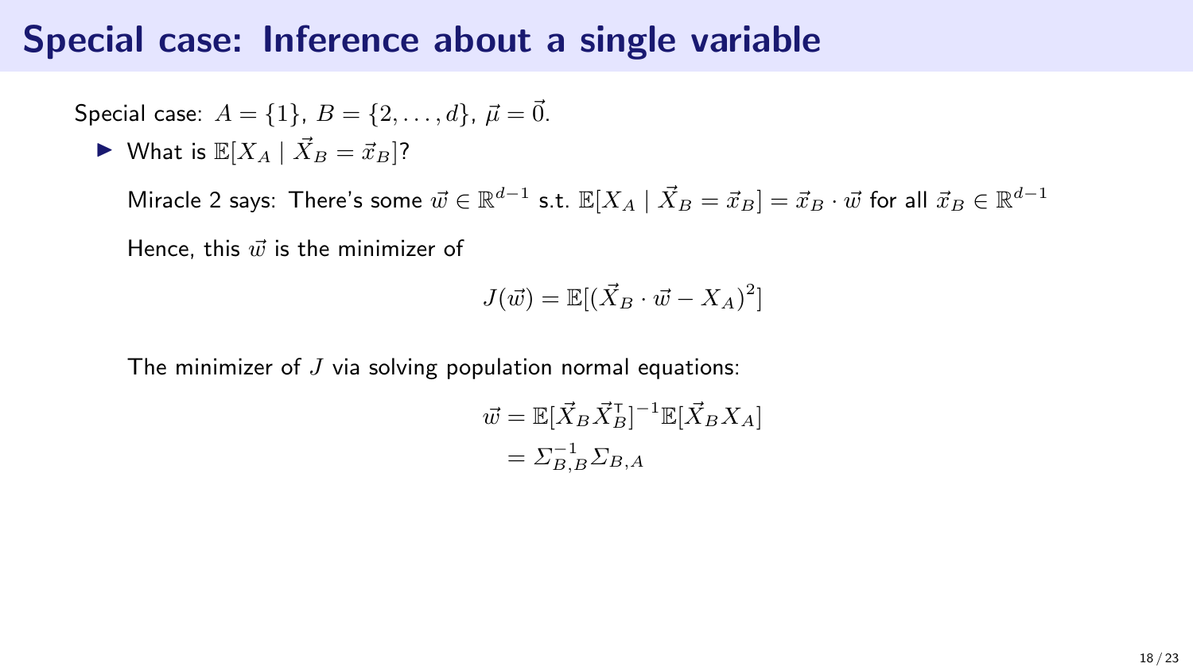# Special case: Inference about a single variable

Special case: $A = \{1\}$, $B = \{2, \ldots, d\}$, $\vec{\mu} = \vec{0}$.

- What is $\mathbb{E}[X_A \mid \vec{X}_B = \vec{x}_B]$?

  Miracle 2 says: There's some $\vec{w} \in \mathbb{R}^{d-1}$ s.t. $\mathbb{E}[X_A \mid \vec{X}_B = \vec{x}_B] = \vec{x}_B \cdot \vec{w}$ for all $\vec{x}_B \in \mathbb{R}^{d-1}$

  Hence, this $\vec{w}$ is the minimizer of

  $$J(\vec{w}) = \mathbb{E}[(\vec{X}_B \cdot \vec{w} - X_A)^2]$$

  The minimizer of $J$ via solving population normal equations:

  $$\begin{aligned} \vec{w} &= \mathbb{E}[\vec{X}_B \vec{X}_B^{\intercal}]^{-1} \mathbb{E}[\vec{X}_B X_A] \\ &= \Sigma_{B,B}^{-1} \Sigma_{B,A} \end{aligned}$$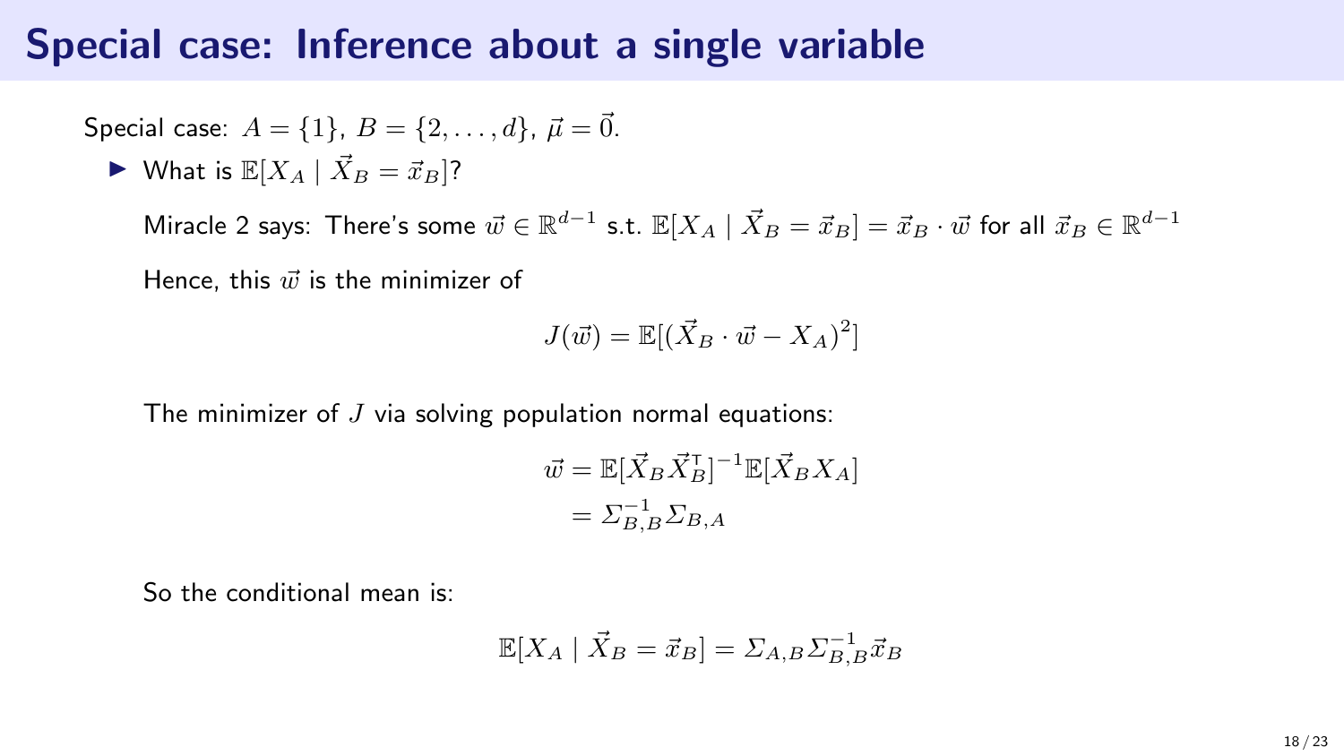# Special case: Inference about a single variable

Special case: $A = \{1\}$, $B = \{2, \ldots, d\}$, $\vec{\mu} = \vec{0}$.

- What is $\mathbb{E}[X_A \mid \vec{X}_B = \vec{x}_B]$?

  Miracle 2 says: There's some $\vec{w} \in \mathbb{R}^{d-1}$ s.t. $\mathbb{E}[X_A \mid \vec{X}_B = \vec{x}_B] = \vec{x}_B \cdot \vec{w}$ for all $\vec{x}_B \in \mathbb{R}^{d-1}$

  Hence, this $\vec{w}$ is the minimizer of

$$J(\vec{w}) = \mathbb{E}[(\vec{X}_B \cdot \vec{w} - X_A)^2]$$

  The minimizer of $J$ via solving population normal equations:

$$\begin{aligned} \vec{w} &= \mathbb{E}[\vec{X}_B \vec{X}_B^{\intercal}]^{-1} \mathbb{E}[\vec{X}_B X_A] \\ &= \Sigma_{B,B}^{-1} \Sigma_{B,A} \end{aligned}$$

  So the conditional mean is:

$$\mathbb{E}[X_A \mid \vec{X}_B = \vec{x}_B] = \Sigma_{A,B} \Sigma_{B,B}^{-1} \vec{x}_B$$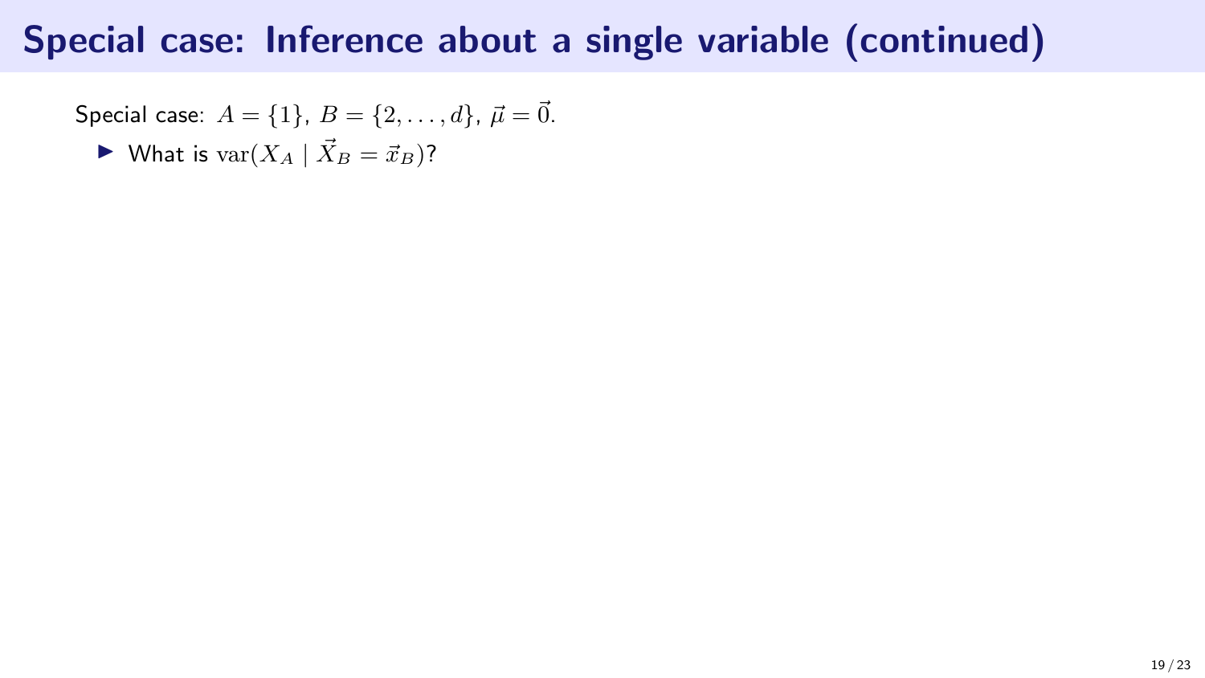# Special case: Inference about a single variable (continued)

Special case: $A = \{1\}$, $B = \{2, \ldots, d\}$, $\vec{\mu} = \vec{0}$.

- What is $\text{var}(X_A \mid \vec{X}_B = \vec{x}_B)$?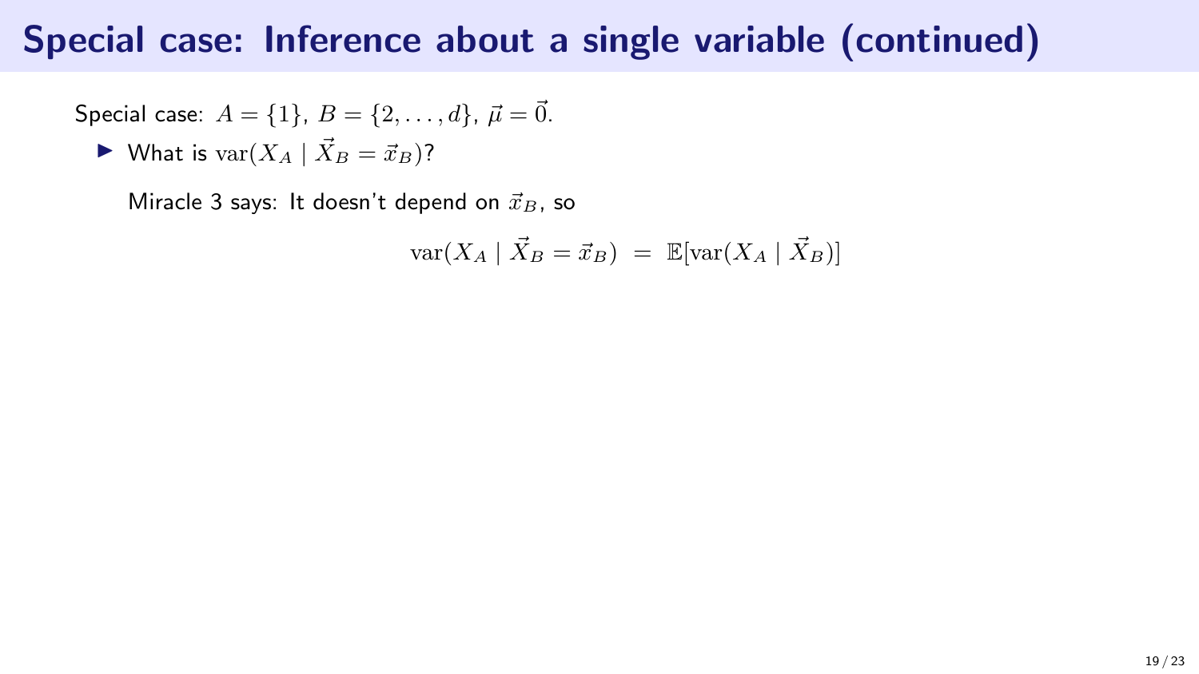# Special case: Inference about a single variable (continued)

Special case: $A = \{1\}$, $B = \{2, \ldots, d\}$, $\vec{\mu} = \vec{0}$.

- What is $\text{var}(X_A \mid \vec{X}_B = \vec{x}_B)$?

  Miracle 3 says: It doesn't depend on $\vec{x}_B$, so

  $$\text{var}(X_A \mid \vec{X}_B = \vec{x}_B) \;=\; \mathbb{E}[\text{var}(X_A \mid \vec{X}_B)]$$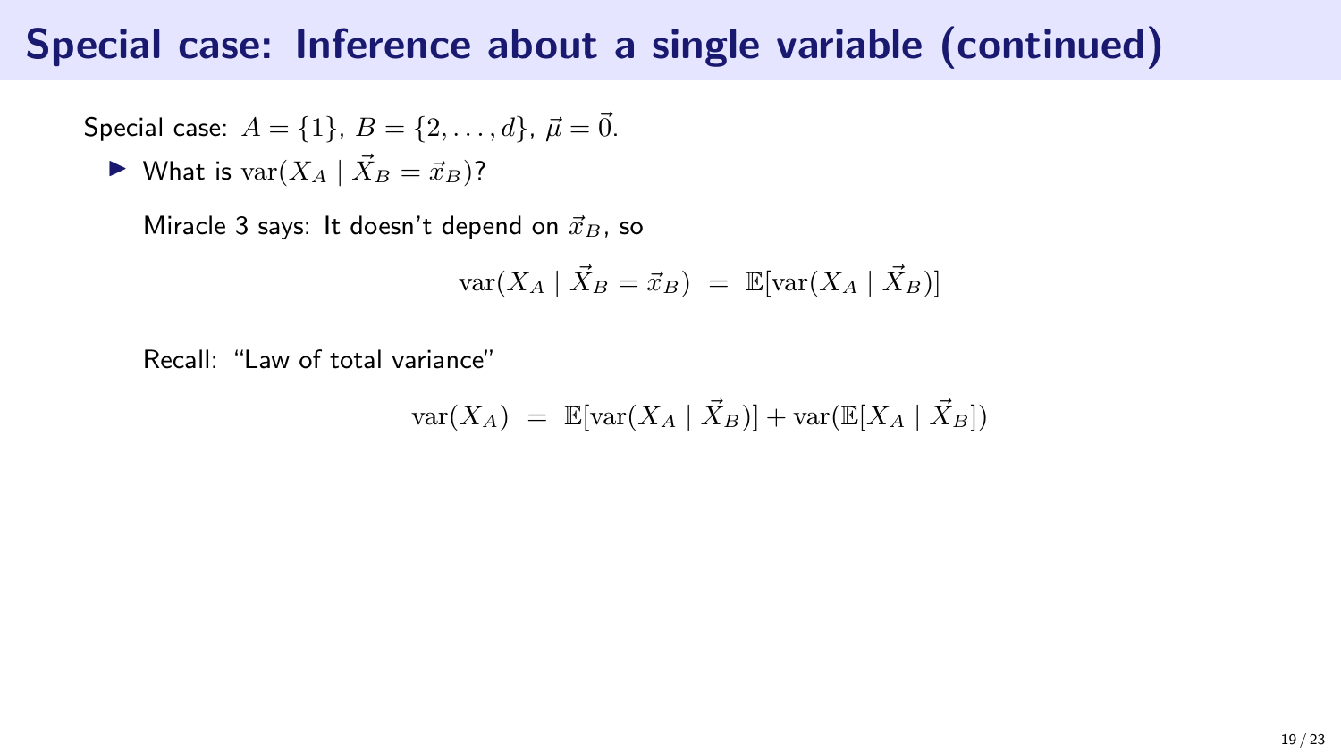# Special case: Inference about a single variable (continued)

Special case: $A = \{1\}$, $B = \{2, \ldots, d\}$, $\vec{\mu} = \vec{0}$.

- What is $\mathrm{var}(X_A \mid \vec{X}_B = \vec{x}_B)$?

  Miracle 3 says: It doesn't depend on $\vec{x}_B$, so

  $$\mathrm{var}(X_A \mid \vec{X}_B = \vec{x}_B) \;=\; \mathbb{E}[\mathrm{var}(X_A \mid \vec{X}_B)]$$

  Recall: "Law of total variance"

  $$\mathrm{var}(X_A) \;=\; \mathbb{E}[\mathrm{var}(X_A \mid \vec{X}_B)] + \mathrm{var}(\mathbb{E}[X_A \mid \vec{X}_B])$$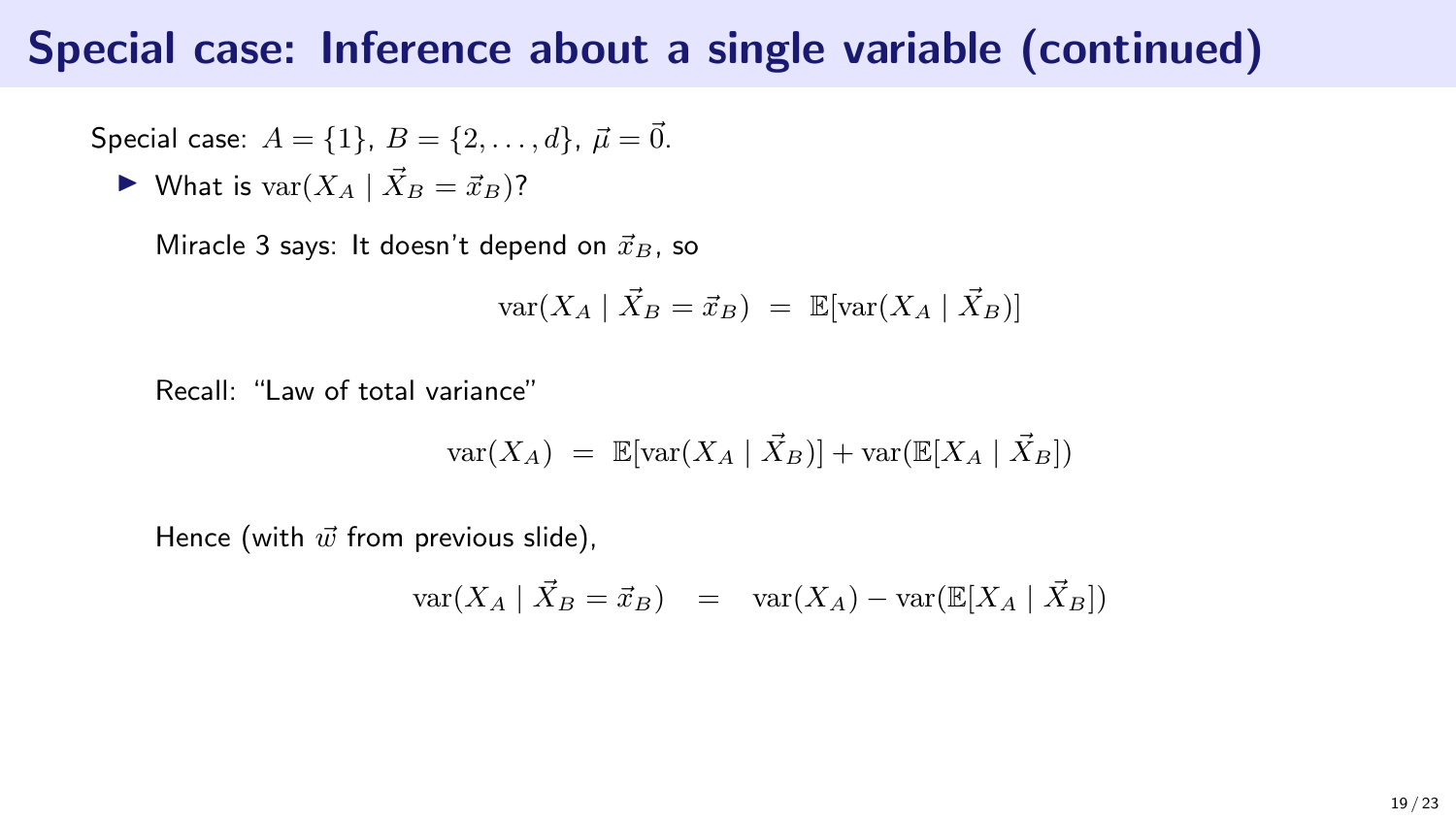# Special case: Inference about a single variable (continued)

Special case: $A = \{1\}$, $B = \{2, \dots, d\}$, $\vec{\mu} = \vec{0}$.

- What is $\mathrm{var}(X_A \mid \vec{X}_B = \vec{x}_B)$?

  Miracle 3 says: It doesn't depend on $\vec{x}_B$, so

  $$\mathrm{var}(X_A \mid \vec{X}_B = \vec{x}_B) \;=\; \mathbb{E}[\mathrm{var}(X_A \mid \vec{X}_B)]$$

  Recall: "Law of total variance"

  $$\mathrm{var}(X_A) \;=\; \mathbb{E}[\mathrm{var}(X_A \mid \vec{X}_B)] + \mathrm{var}(\mathbb{E}[X_A \mid \vec{X}_B])$$

  Hence (with $\vec{w}$ from previous slide),

  $$\mathrm{var}(X_A \mid \vec{X}_B = \vec{x}_B) \quad = \quad \mathrm{var}(X_A) - \mathrm{var}(\mathbb{E}[X_A \mid \vec{X}_B])$$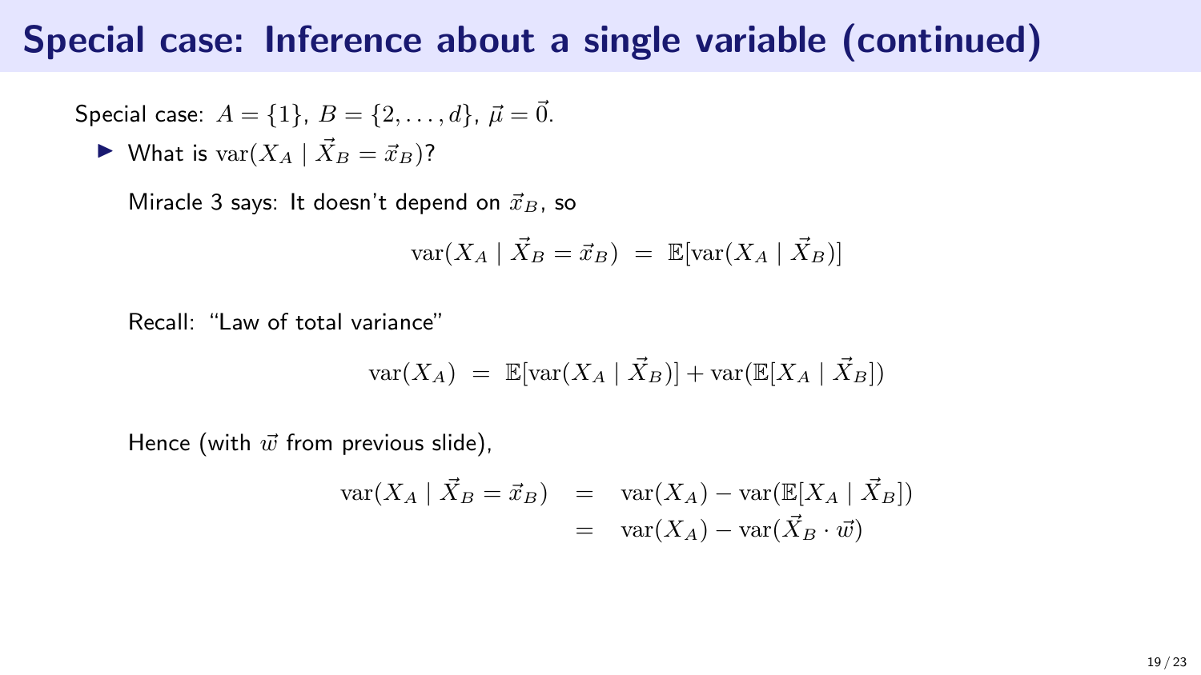# Special case: Inference about a single variable (continued)

Special case: $A = \{1\}$, $B = \{2, \ldots, d\}$, $\vec{\mu} = \vec{0}$.

- What is $\mathrm{var}(X_A \mid \vec{X}_B = \vec{x}_B)$?

  Miracle 3 says: It doesn't depend on $\vec{x}_B$, so

  $$\mathrm{var}(X_A \mid \vec{X}_B = \vec{x}_B) \;=\; \mathbb{E}[\mathrm{var}(X_A \mid \vec{X}_B)]$$

  Recall: "Law of total variance"

  $$\mathrm{var}(X_A) \;=\; \mathbb{E}[\mathrm{var}(X_A \mid \vec{X}_B)] + \mathrm{var}(\mathbb{E}[X_A \mid \vec{X}_B])$$

  Hence (with $\vec{w}$ from previous slide),

  $$\begin{aligned} \mathrm{var}(X_A \mid \vec{X}_B = \vec{x}_B) &= \mathrm{var}(X_A) - \mathrm{var}(\mathbb{E}[X_A \mid \vec{X}_B]) \\ &= \mathrm{var}(X_A) - \mathrm{var}(\vec{X}_B \cdot \vec{w}) \end{aligned}$$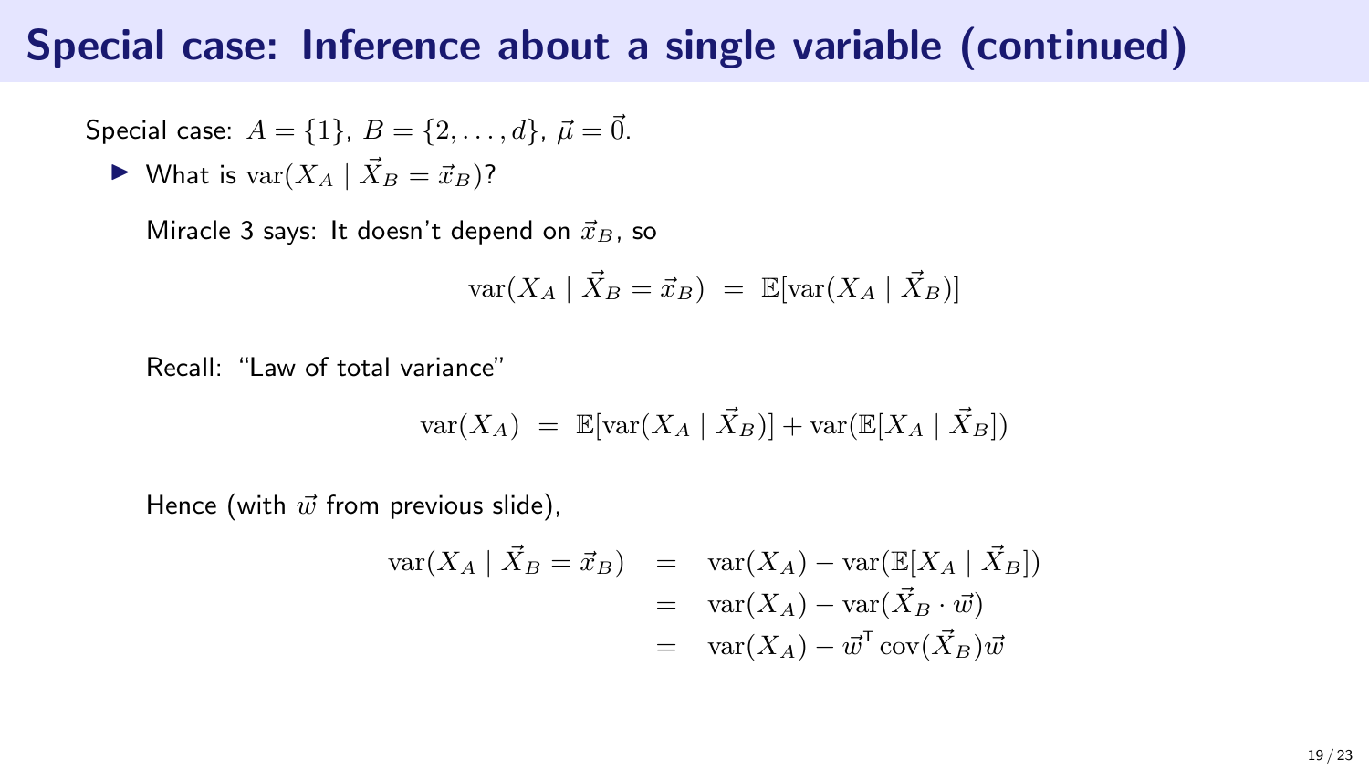# Special case: Inference about a single variable (continued)

Special case: $A = \{1\}$, $B = \{2, \ldots, d\}$, $\vec{\mu} = \vec{0}$.

- What is $\operatorname{var}(X_A \mid \vec{X}_B = \vec{x}_B)$?

  Miracle 3 says: It doesn't depend on $\vec{x}_B$, so

  $$\operatorname{var}(X_A \mid \vec{X}_B = \vec{x}_B) \;=\; \mathbb{E}[\operatorname{var}(X_A \mid \vec{X}_B)]$$

  Recall: "Law of total variance"

  $$\operatorname{var}(X_A) \;=\; \mathbb{E}[\operatorname{var}(X_A \mid \vec{X}_B)] + \operatorname{var}(\mathbb{E}[X_A \mid \vec{X}_B])$$

  Hence (with $\vec{w}$ from previous slide),

  $$\begin{aligned} \operatorname{var}(X_A \mid \vec{X}_B = \vec{x}_B) &= \operatorname{var}(X_A) - \operatorname{var}(\mathbb{E}[X_A \mid \vec{X}_B]) \\ &= \operatorname{var}(X_A) - \operatorname{var}(\vec{X}_B \cdot \vec{w}) \\ &= \operatorname{var}(X_A) - \vec{w}^{\mathsf{T}} \operatorname{cov}(\vec{X}_B) \vec{w} \end{aligned}$$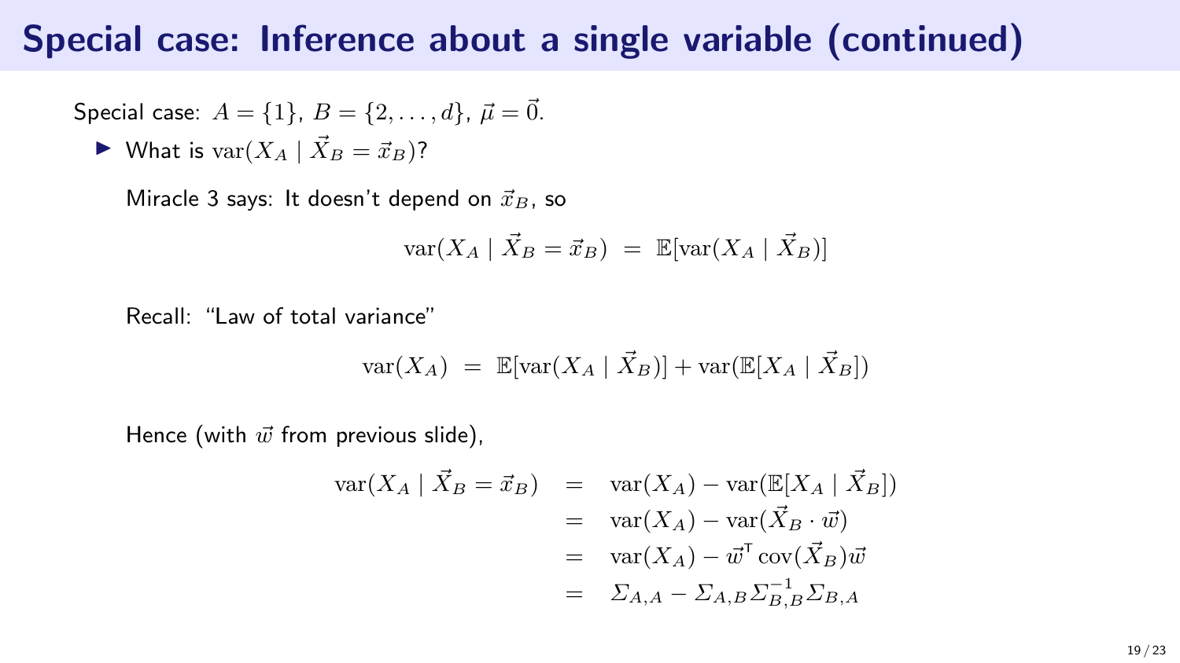# Special case: Inference about a single variable (continued)

Special case: $A = \{1\}$, $B = \{2, \ldots, d\}$, $\vec{\mu} = \vec{0}$.

- What is $\operatorname{var}(X_A \mid \vec{X}_B = \vec{x}_B)$?

  Miracle 3 says: It doesn't depend on $\vec{x}_B$, so

  $$\operatorname{var}(X_A \mid \vec{X}_B = \vec{x}_B) \;=\; \mathbb{E}[\operatorname{var}(X_A \mid \vec{X}_B)]$$

  Recall: "Law of total variance"

  $$\operatorname{var}(X_A) \;=\; \mathbb{E}[\operatorname{var}(X_A \mid \vec{X}_B)] + \operatorname{var}(\mathbb{E}[X_A \mid \vec{X}_B])$$

  Hence (with $\vec{w}$ from previous slide),

  $$\begin{aligned}
  \operatorname{var}(X_A \mid \vec{X}_B = \vec{x}_B) &= \operatorname{var}(X_A) - \operatorname{var}(\mathbb{E}[X_A \mid \vec{X}_B]) \\
  &= \operatorname{var}(X_A) - \operatorname{var}(\vec{X}_B \cdot \vec{w}) \\
  &= \operatorname{var}(X_A) - \vec{w}^{\mathsf{T}} \operatorname{cov}(\vec{X}_B)\vec{w} \\
  &= \Sigma_{A,A} - \Sigma_{A,B}\Sigma_{B,B}^{-1}\Sigma_{B,A}
  \end{aligned}$$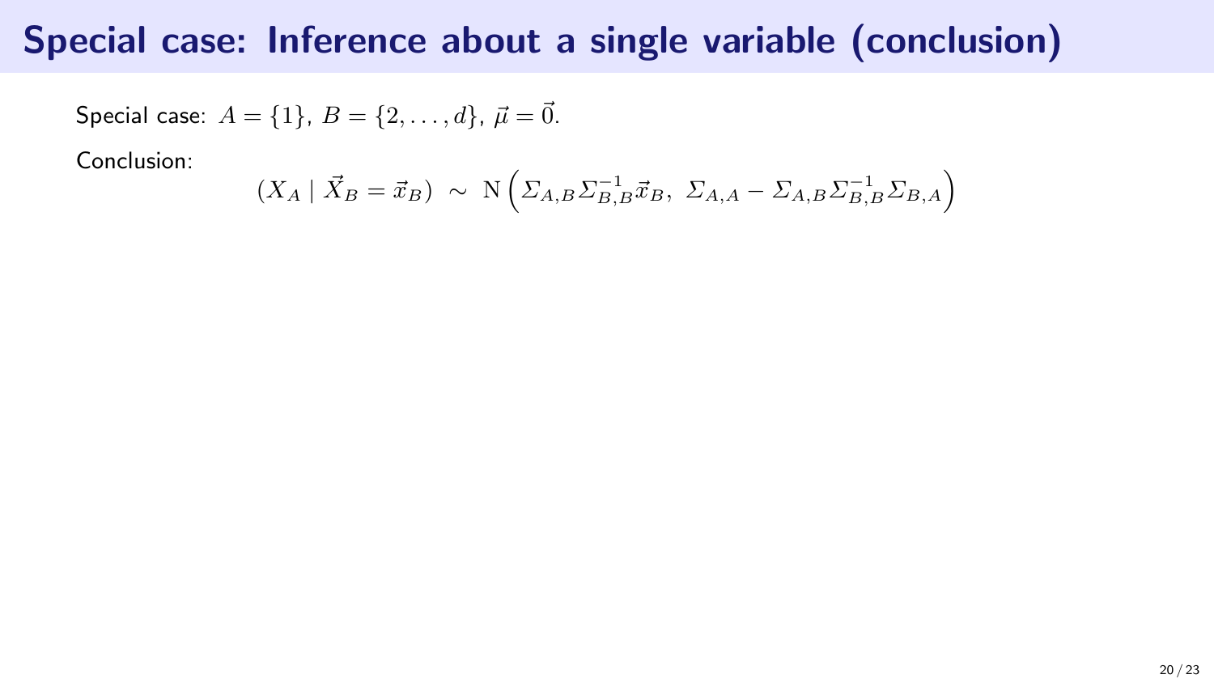# Special case: Inference about a single variable (conclusion)

Special case: $A = \{1\}$, $B = \{2, \ldots, d\}$, $\vec{\mu} = \vec{0}$.

Conclusion:

$$(X_A \mid \vec{X}_B = \vec{x}_B) \ \sim \ \mathrm{N}\left(\Sigma_{A,B}\Sigma_{B,B}^{-1}\vec{x}_B,\ \Sigma_{A,A} - \Sigma_{A,B}\Sigma_{B,B}^{-1}\Sigma_{B,A}\right)$$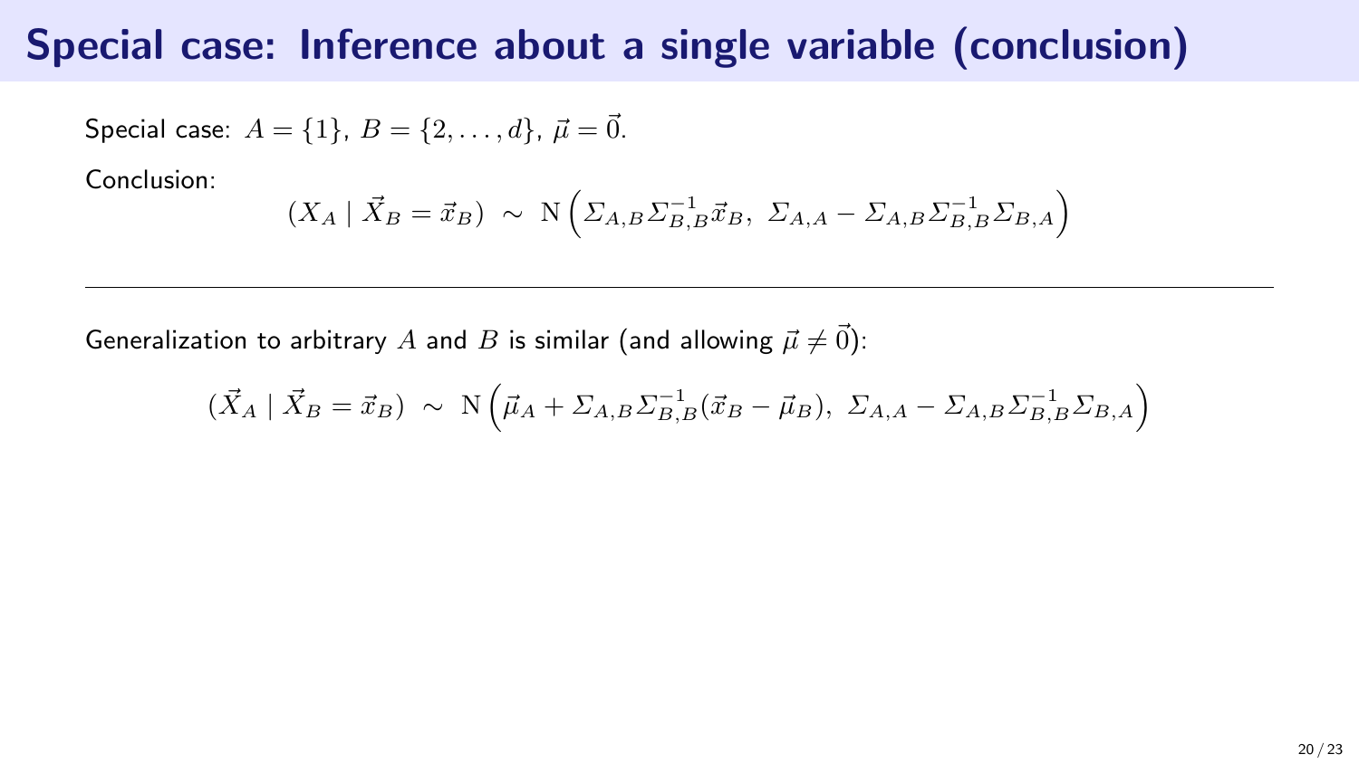# Special case: Inference about a single variable (conclusion)

Special case: $A = \{1\}$, $B = \{2, \ldots, d\}$, $\vec{\mu} = \vec{0}$.

Conclusion:

$$(X_A \mid \vec{X}_B = \vec{x}_B) \ \sim \ \mathrm{N}\left(\Sigma_{A,B}\Sigma_{B,B}^{-1}\vec{x}_B,\ \Sigma_{A,A} - \Sigma_{A,B}\Sigma_{B,B}^{-1}\Sigma_{B,A}\right)$$

---

Generalization to arbitrary $A$ and $B$ is similar (and allowing $\vec{\mu} \neq \vec{0}$):

$$(\vec{X}_A \mid \vec{X}_B = \vec{x}_B) \ \sim \ \mathrm{N}\left(\vec{\mu}_A + \Sigma_{A,B}\Sigma_{B,B}^{-1}(\vec{x}_B - \vec{\mu}_B),\ \Sigma_{A,A} - \Sigma_{A,B}\Sigma_{B,B}^{-1}\Sigma_{B,A}\right)$$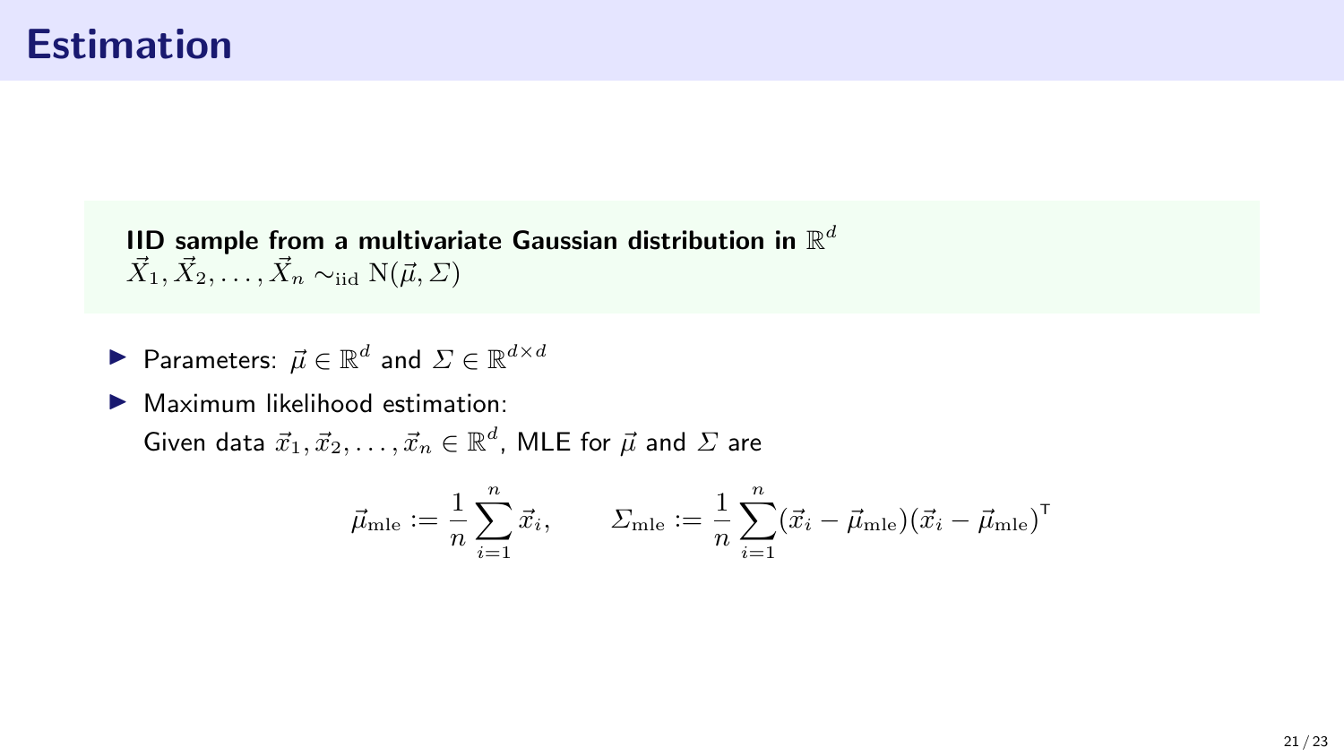# Estimation

**IID sample from a multivariate Gaussian distribution in $\mathbb{R}^d$**
$\vec{X}_1, \vec{X}_2, \ldots, \vec{X}_n \sim_{\text{iid}} \mathrm{N}(\vec{\mu}, \Sigma)$

- Parameters: $\vec{\mu} \in \mathbb{R}^d$ and $\Sigma \in \mathbb{R}^{d \times d}$
- Maximum likelihood estimation:
  Given data $\vec{x}_1, \vec{x}_2, \ldots, \vec{x}_n \in \mathbb{R}^d$, MLE for $\vec{\mu}$ and $\Sigma$ are

$$\vec{\mu}_{\text{mle}} := \frac{1}{n} \sum_{i=1}^{n} \vec{x}_i, \qquad \Sigma_{\text{mle}} := \frac{1}{n} \sum_{i=1}^{n} (\vec{x}_i - \vec{\mu}_{\text{mle}})(\vec{x}_i - \vec{\mu}_{\text{mle}})^{\mathsf{T}}$$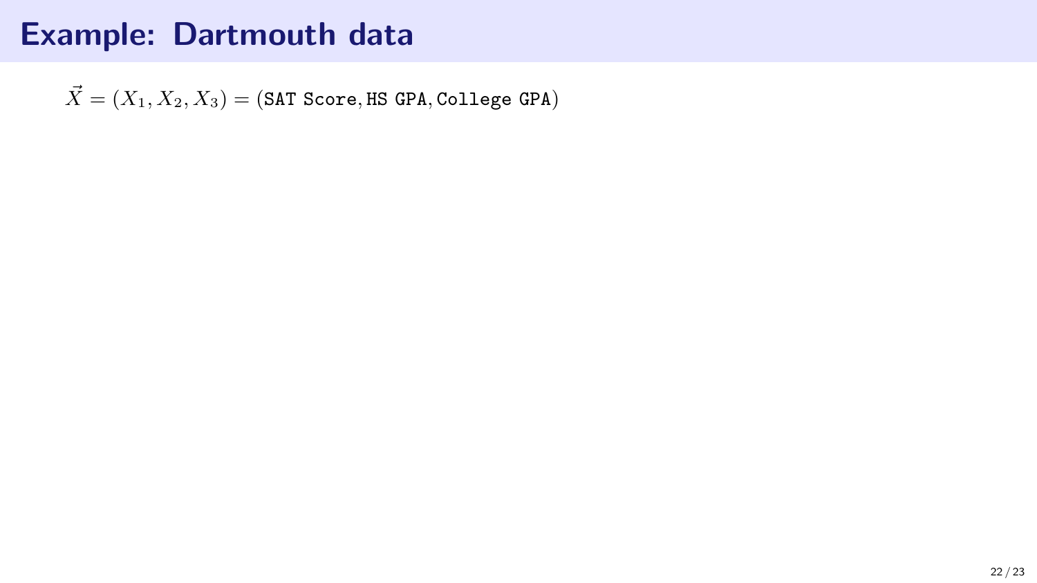# Example: Dartmouth data

$\vec{X} = (X_1, X_2, X_3) = (\texttt{SAT Score}, \texttt{HS GPA}, \texttt{College GPA})$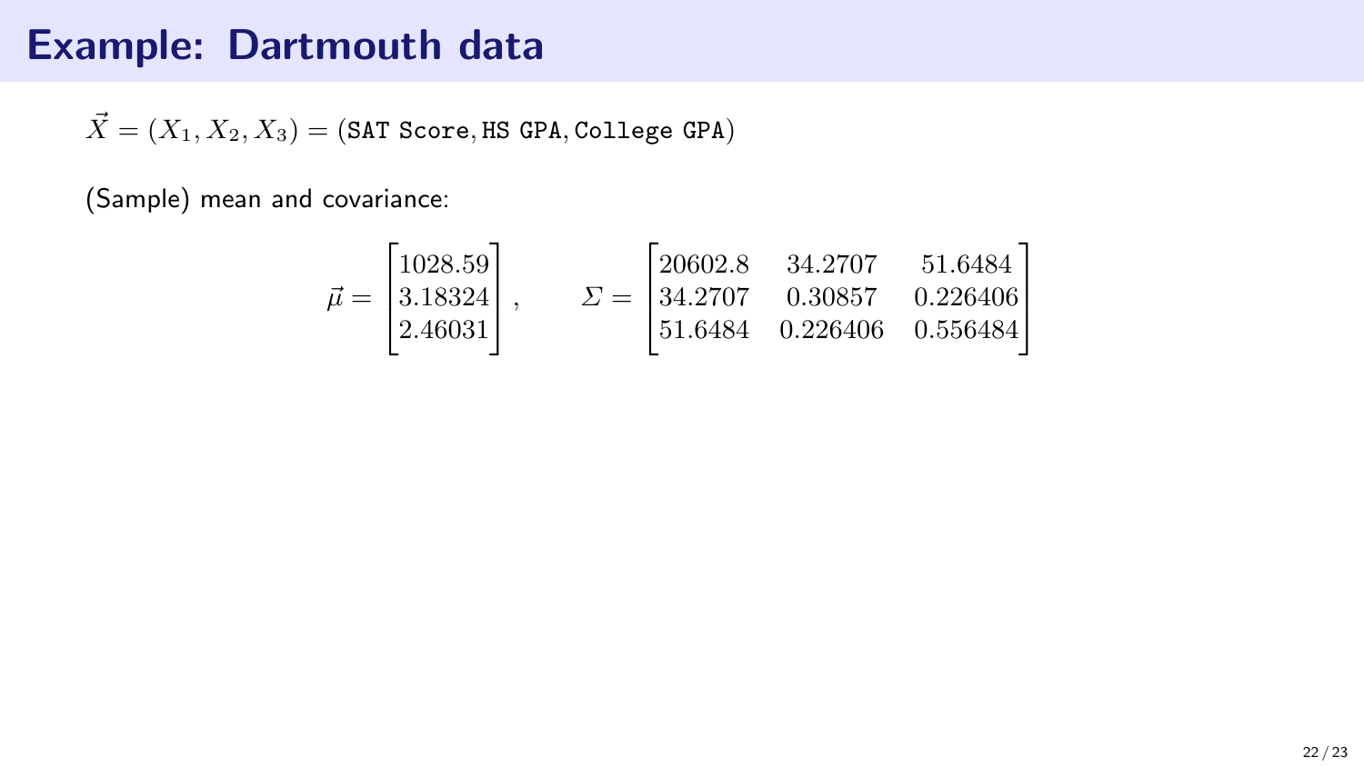# Example: Dartmouth data

$\vec{X} = (X_1, X_2, X_3) = (\texttt{SAT Score}, \texttt{HS GPA}, \texttt{College GPA})$

(Sample) mean and covariance:

$$\vec{\mu} = \begin{bmatrix} 1028.59 \\ 3.18324 \\ 2.46031 \end{bmatrix}, \qquad \Sigma = \begin{bmatrix} 20602.8 & 34.2707 & 51.6484 \\ 34.2707 & 0.30857 & 0.226406 \\ 51.6484 & 0.226406 & 0.556484 \end{bmatrix}$$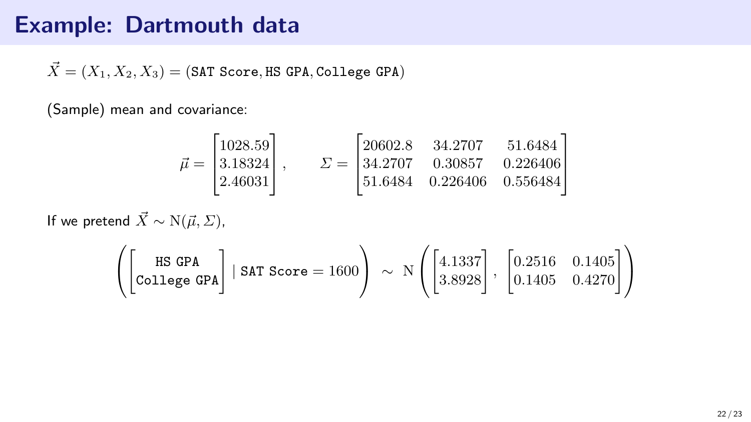# Example: Dartmouth data

$\vec{X} = (X_1, X_2, X_3) = (\texttt{SAT Score}, \texttt{HS GPA}, \texttt{College GPA})$

(Sample) mean and covariance:

$$\vec{\mu} = \begin{bmatrix} 1028.59 \\ 3.18324 \\ 2.46031 \end{bmatrix}, \qquad \Sigma = \begin{bmatrix} 20602.8 & 34.2707 & 51.6484 \\ 34.2707 & 0.30857 & 0.226406 \\ 51.6484 & 0.226406 & 0.556484 \end{bmatrix}$$

If we pretend $\vec{X} \sim \mathrm{N}(\vec{\mu}, \Sigma)$,

$$\left( \begin{bmatrix} \texttt{HS GPA} \\ \texttt{College GPA} \end{bmatrix} \mid \texttt{SAT Score} = 1600 \right) \sim \mathrm{N}\left( \begin{bmatrix} 4.1337 \\ 3.8928 \end{bmatrix}, \begin{bmatrix} 0.2516 & 0.1405 \\ 0.1405 & 0.4270 \end{bmatrix} \right)$$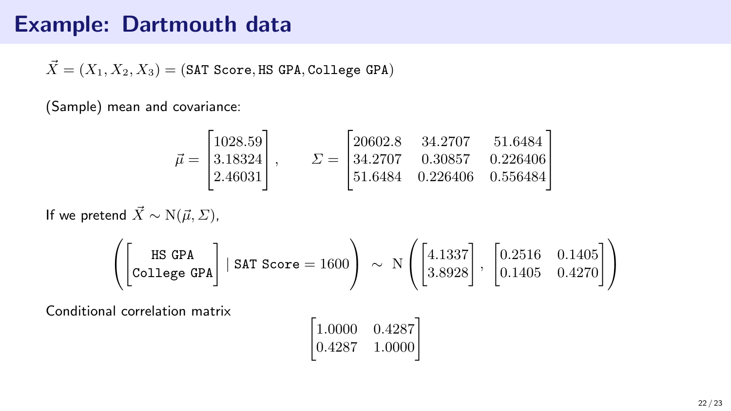# Example: Dartmouth data

$\vec{X} = (X_1, X_2, X_3) = (\texttt{SAT Score}, \texttt{HS GPA}, \texttt{College GPA})$

(Sample) mean and covariance:

$$\vec{\mu} = \begin{bmatrix} 1028.59 \\ 3.18324 \\ 2.46031 \end{bmatrix}, \qquad \Sigma = \begin{bmatrix} 20602.8 & 34.2707 & 51.6484 \\ 34.2707 & 0.30857 & 0.226406 \\ 51.6484 & 0.226406 & 0.556484 \end{bmatrix}$$

If we pretend $\vec{X} \sim \mathrm{N}(\vec{\mu}, \Sigma)$,

$$\left( \begin{bmatrix} \texttt{HS GPA} \\ \texttt{College GPA} \end{bmatrix} \mid \texttt{SAT Score} = 1600 \right) \sim \mathrm{N}\left( \begin{bmatrix} 4.1337 \\ 3.8928 \end{bmatrix}, \begin{bmatrix} 0.2516 & 0.1405 \\ 0.1405 & 0.4270 \end{bmatrix} \right)$$

Conditional correlation matrix

$$\begin{bmatrix} 1.0000 & 0.4287 \\ 0.4287 & 1.0000 \end{bmatrix}$$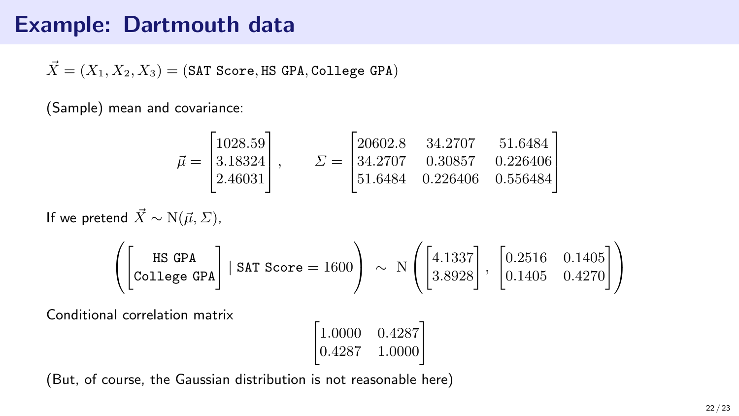# Example: Dartmouth data

$\vec{X} = (X_1, X_2, X_3) = (\texttt{SAT Score}, \texttt{HS GPA}, \texttt{College GPA})$

(Sample) mean and covariance:

$$\vec{\mu} = \begin{bmatrix} 1028.59 \\ 3.18324 \\ 2.46031 \end{bmatrix}, \qquad \mathit{\Sigma} = \begin{bmatrix} 20602.8 & 34.2707 & 51.6484 \\ 34.2707 & 0.30857 & 0.226406 \\ 51.6484 & 0.226406 & 0.556484 \end{bmatrix}$$

If we pretend $\vec{X} \sim \mathrm{N}(\vec{\mu}, \mathit{\Sigma})$,

$$\left( \begin{bmatrix} \texttt{HS GPA} \\ \texttt{College GPA} \end{bmatrix} \mid \texttt{SAT Score} = 1600 \right) \sim \mathrm{N}\left( \begin{bmatrix} 4.1337 \\ 3.8928 \end{bmatrix}, \begin{bmatrix} 0.2516 & 0.1405 \\ 0.1405 & 0.4270 \end{bmatrix} \right)$$

Conditional correlation matrix

$$\begin{bmatrix} 1.0000 & 0.4287 \\ 0.4287 & 1.0000 \end{bmatrix}$$

(But, of course, the Gaussian distribution is not reasonable here)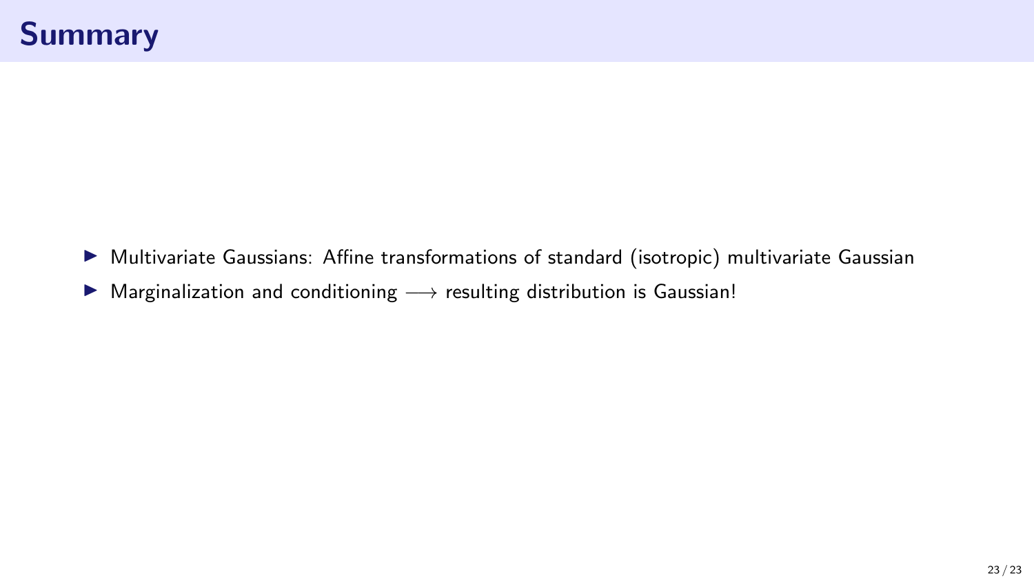# Summary

- Multivariate Gaussians: Affine transformations of standard (isotropic) multivariate Gaussian
- Marginalization and conditioning $\longrightarrow$ resulting distribution is Gaussian!